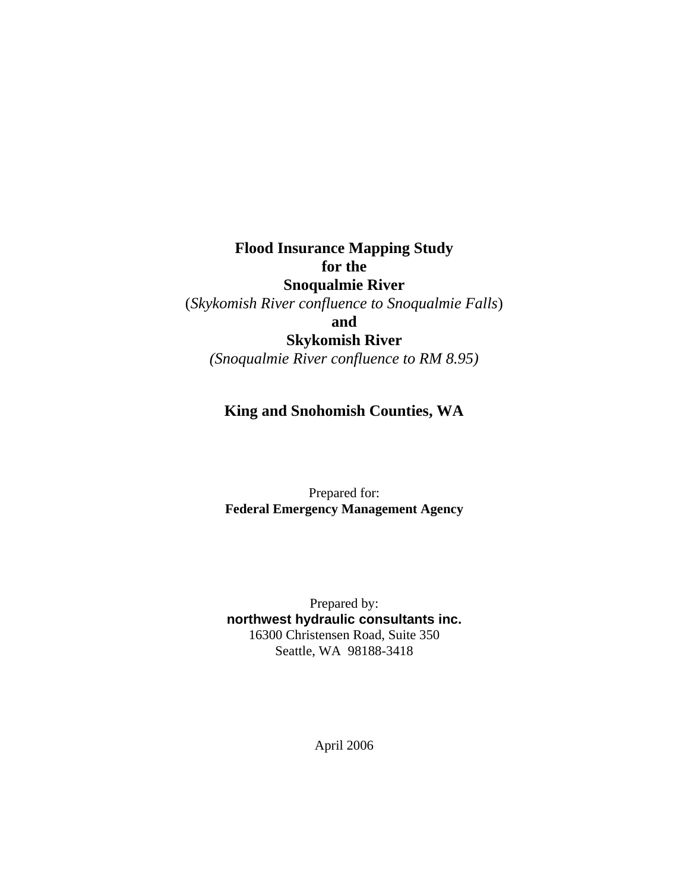# Flood Insurance Mapping Study
# for the
# Snoqualmie River

(*Skykomish River confluence to Snoqualmie Falls*)

**and**

## Skykomish River

*(Snoqualmie River confluence to RM 8.95)*

## King and Snohomish Counties, WA

Prepared for:
**Federal Emergency Management Agency**

Prepared by:
**northwest hydraulic consultants inc.**
16300 Christensen Road, Suite 350
Seattle, WA 98188-3418

April 2006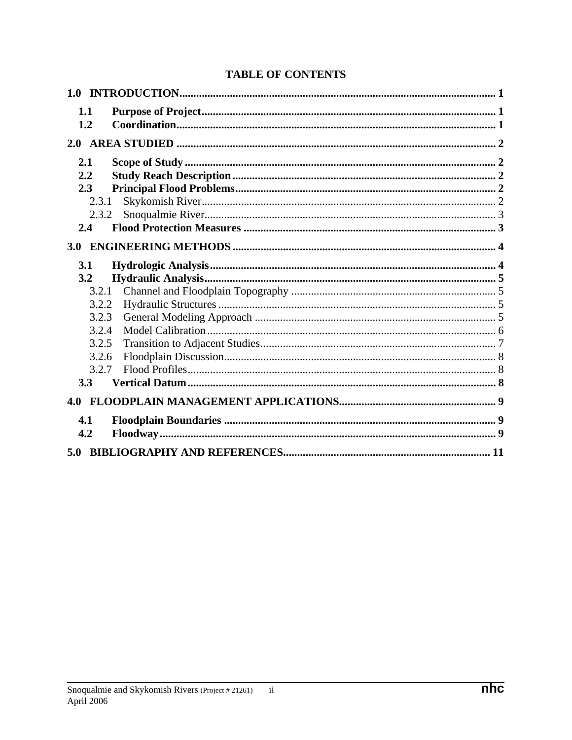# TABLE OF CONTENTS

**1.0 INTRODUCTION** ........................................................................ 1

- **1.1 Purpose of Project** ........................................................................ 1
- **1.2 Coordination** ........................................................................ 1

**2.0 AREA STUDIED** ........................................................................ 2

- **2.1 Scope of Study** ........................................................................ 2
- **2.2 Study Reach Description** ........................................................................ 2
- **2.3 Principal Flood Problems** ........................................................................ 2
  - 2.3.1 Skykomish River ........................................................................ 2
  - 2.3.2 Snoqualmie River ........................................................................ 3
- **2.4 Flood Protection Measures** ........................................................................ 3

**3.0 ENGINEERING METHODS** ........................................................................ 4

- **3.1 Hydrologic Analysis** ........................................................................ 4
- **3.2 Hydraulic Analysis** ........................................................................ 5
  - 3.2.1 Channel and Floodplain Topography ........................................................................ 5
  - 3.2.2 Hydraulic Structures ........................................................................ 5
  - 3.2.3 General Modeling Approach ........................................................................ 5
  - 3.2.4 Model Calibration ........................................................................ 6
  - 3.2.5 Transition to Adjacent Studies ........................................................................ 7
  - 3.2.6 Floodplain Discussion ........................................................................ 8
  - 3.2.7 Flood Profiles ........................................................................ 8
- **3.3 Vertical Datum** ........................................................................ 8

**4.0 FLOODPLAIN MANAGEMENT APPLICATIONS** ........................................................................ 9

- **4.1 Floodplain Boundaries** ........................................................................ 9
- **4.2 Floodway** ........................................................................ 9

**5.0 BIBLIOGRAPHY AND REFERENCES** ........................................................................ 11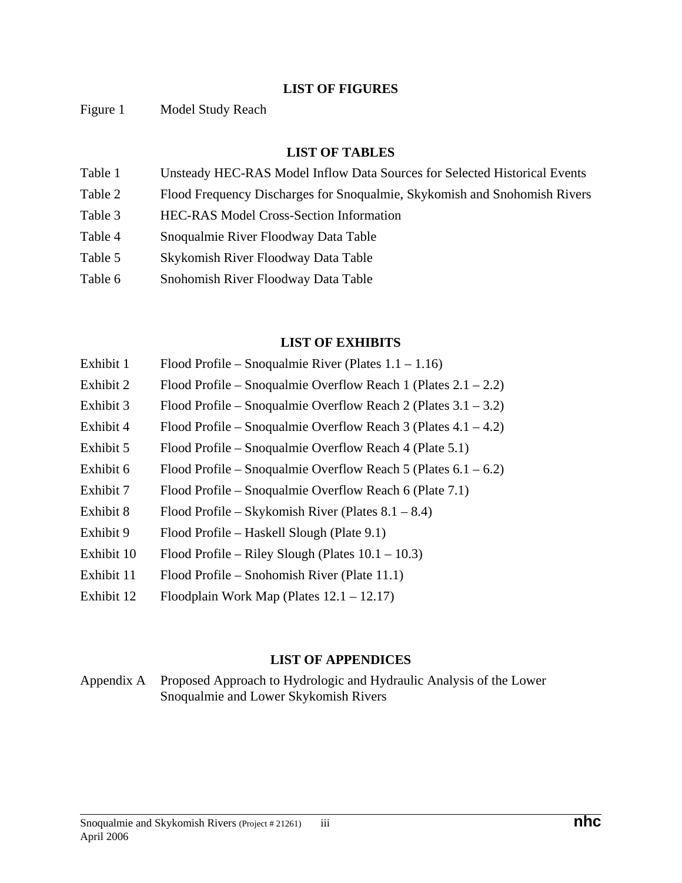## LIST OF FIGURES

Figure 1 Model Study Reach

## LIST OF TABLES

Table 1 Unsteady HEC-RAS Model Inflow Data Sources for Selected Historical Events

Table 2 Flood Frequency Discharges for Snoqualmie, Skykomish and Snohomish Rivers

Table 3 HEC-RAS Model Cross-Section Information

Table 4 Snoqualmie River Floodway Data Table

Table 5 Skykomish River Floodway Data Table

Table 6 Snohomish River Floodway Data Table

## LIST OF EXHIBITS

Exhibit 1 Flood Profile – Snoqualmie River (Plates 1.1 – 1.16)

Exhibit 2 Flood Profile – Snoqualmie Overflow Reach 1 (Plates 2.1 – 2.2)

Exhibit 3 Flood Profile – Snoqualmie Overflow Reach 2 (Plates 3.1 – 3.2)

Exhibit 4 Flood Profile – Snoqualmie Overflow Reach 3 (Plates 4.1 – 4.2)

Exhibit 5 Flood Profile – Snoqualmie Overflow Reach 4 (Plate 5.1)

Exhibit 6 Flood Profile – Snoqualmie Overflow Reach 5 (Plates 6.1 – 6.2)

Exhibit 7 Flood Profile – Snoqualmie Overflow Reach 6 (Plate 7.1)

Exhibit 8 Flood Profile – Skykomish River (Plates 8.1 – 8.4)

Exhibit 9 Flood Profile – Haskell Slough (Plate 9.1)

Exhibit 10 Flood Profile – Riley Slough (Plates 10.1 – 10.3)

Exhibit 11 Flood Profile – Snohomish River (Plate 11.1)

Exhibit 12 Floodplain Work Map (Plates 12.1 – 12.17)

## LIST OF APPENDICES

Appendix A Proposed Approach to Hydrologic and Hydraulic Analysis of the Lower Snoqualmie and Lower Skykomish Rivers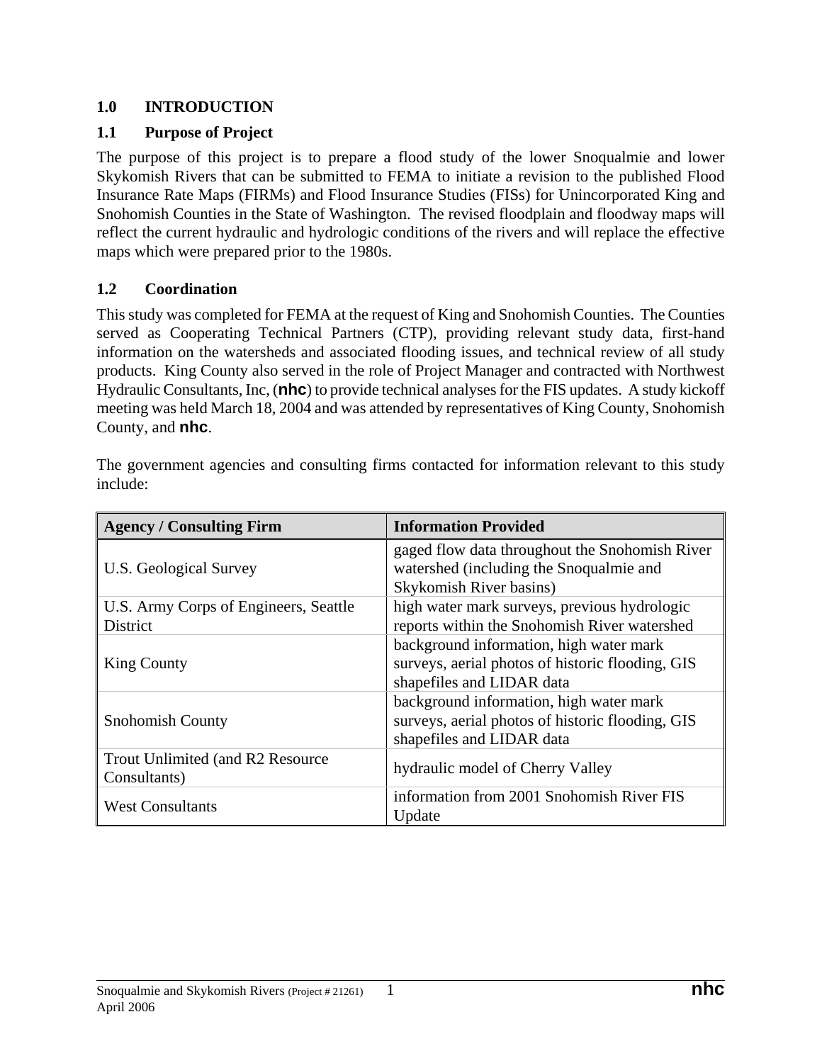# 1.0 INTRODUCTION

## 1.1 Purpose of Project

The purpose of this project is to prepare a flood study of the lower Snoqualmie and lower Skykomish Rivers that can be submitted to FEMA to initiate a revision to the published Flood Insurance Rate Maps (FIRMs) and Flood Insurance Studies (FISs) for Unincorporated King and Snohomish Counties in the State of Washington. The revised floodplain and floodway maps will reflect the current hydraulic and hydrologic conditions of the rivers and will replace the effective maps which were prepared prior to the 1980s.

## 1.2 Coordination

This study was completed for FEMA at the request of King and Snohomish Counties. The Counties served as Cooperating Technical Partners (CTP), providing relevant study data, first-hand information on the watersheds and associated flooding issues, and technical review of all study products. King County also served in the role of Project Manager and contracted with Northwest Hydraulic Consultants, Inc, (**nhc**) to provide technical analyses for the FIS updates. A study kickoff meeting was held March 18, 2004 and was attended by representatives of King County, Snohomish County, and **nhc**.

The government agencies and consulting firms contacted for information relevant to this study include:

| Agency / Consulting Firm | Information Provided |
|---|---|
| U.S. Geological Survey | gaged flow data throughout the Snohomish River watershed (including the Snoqualmie and Skykomish River basins) |
| U.S. Army Corps of Engineers, Seattle District | high water mark surveys, previous hydrologic reports within the Snohomish River watershed |
| King County | background information, high water mark surveys, aerial photos of historic flooding, GIS shapefiles and LIDAR data |
| Snohomish County | background information, high water mark surveys, aerial photos of historic flooding, GIS shapefiles and LIDAR data |
| Trout Unlimited (and R2 Resource Consultants) | hydraulic model of Cherry Valley |
| West Consultants | information from 2001 Snohomish River FIS Update |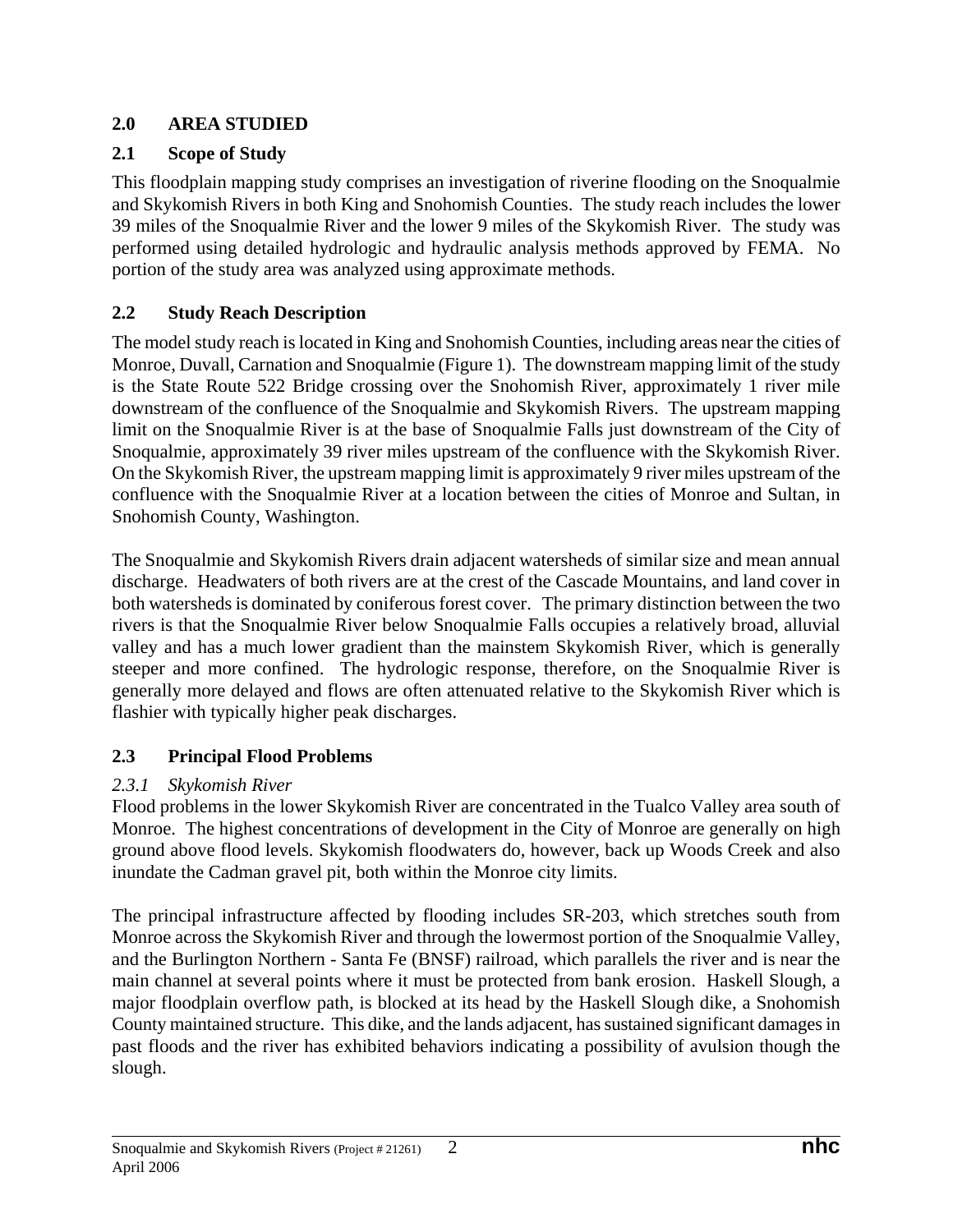## 2.0 AREA STUDIED

### 2.1 Scope of Study

This floodplain mapping study comprises an investigation of riverine flooding on the Snoqualmie and Skykomish Rivers in both King and Snohomish Counties. The study reach includes the lower 39 miles of the Snoqualmie River and the lower 9 miles of the Skykomish River. The study was performed using detailed hydrologic and hydraulic analysis methods approved by FEMA. No portion of the study area was analyzed using approximate methods.

### 2.2 Study Reach Description

The model study reach is located in King and Snohomish Counties, including areas near the cities of Monroe, Duvall, Carnation and Snoqualmie (Figure 1). The downstream mapping limit of the study is the State Route 522 Bridge crossing over the Snohomish River, approximately 1 river mile downstream of the confluence of the Snoqualmie and Skykomish Rivers. The upstream mapping limit on the Snoqualmie River is at the base of Snoqualmie Falls just downstream of the City of Snoqualmie, approximately 39 river miles upstream of the confluence with the Skykomish River. On the Skykomish River, the upstream mapping limit is approximately 9 river miles upstream of the confluence with the Snoqualmie River at a location between the cities of Monroe and Sultan, in Snohomish County, Washington.

The Snoqualmie and Skykomish Rivers drain adjacent watersheds of similar size and mean annual discharge. Headwaters of both rivers are at the crest of the Cascade Mountains, and land cover in both watersheds is dominated by coniferous forest cover. The primary distinction between the two rivers is that the Snoqualmie River below Snoqualmie Falls occupies a relatively broad, alluvial valley and has a much lower gradient than the mainstem Skykomish River, which is generally steeper and more confined. The hydrologic response, therefore, on the Snoqualmie River is generally more delayed and flows are often attenuated relative to the Skykomish River which is flashier with typically higher peak discharges.

### 2.3 Principal Flood Problems

#### *2.3.1 Skykomish River*

Flood problems in the lower Skykomish River are concentrated in the Tualco Valley area south of Monroe. The highest concentrations of development in the City of Monroe are generally on high ground above flood levels. Skykomish floodwaters do, however, back up Woods Creek and also inundate the Cadman gravel pit, both within the Monroe city limits.

The principal infrastructure affected by flooding includes SR-203, which stretches south from Monroe across the Skykomish River and through the lowermost portion of the Snoqualmie Valley, and the Burlington Northern - Santa Fe (BNSF) railroad, which parallels the river and is near the main channel at several points where it must be protected from bank erosion. Haskell Slough, a major floodplain overflow path, is blocked at its head by the Haskell Slough dike, a Snohomish County maintained structure. This dike, and the lands adjacent, has sustained significant damages in past floods and the river has exhibited behaviors indicating a possibility of avulsion though the slough.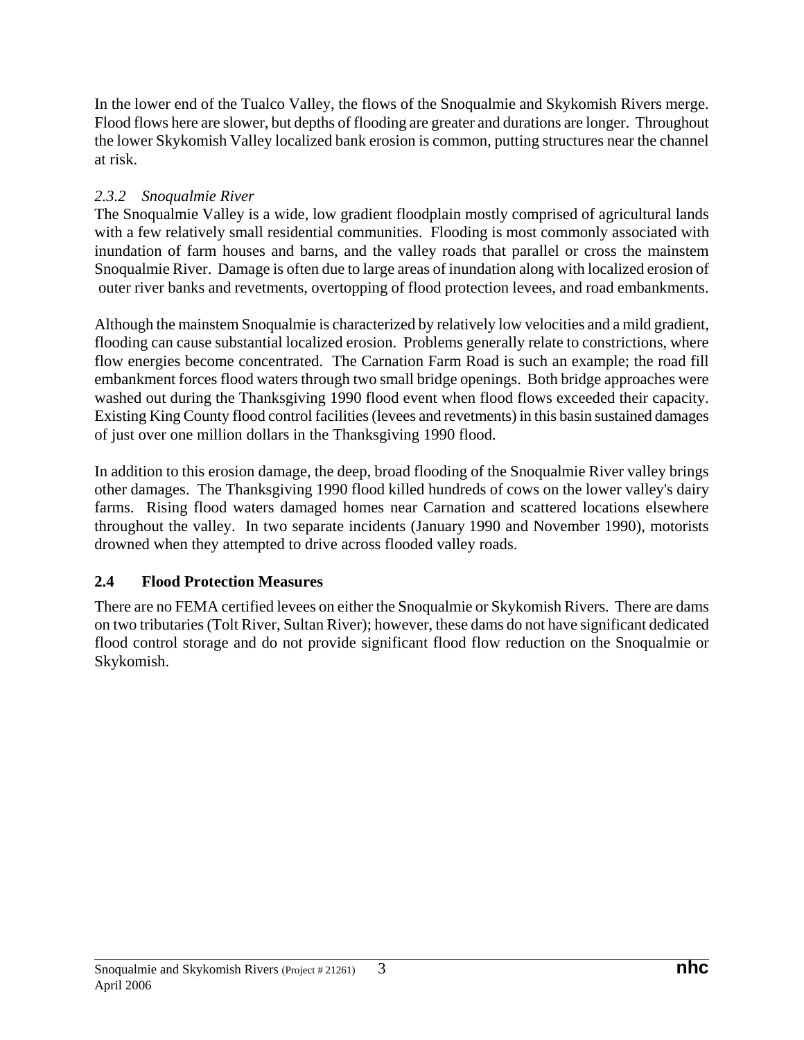In the lower end of the Tualco Valley, the flows of the Snoqualmie and Skykomish Rivers merge. Flood flows here are slower, but depths of flooding are greater and durations are longer. Throughout the lower Skykomish Valley localized bank erosion is common, putting structures near the channel at risk.

### *2.3.2 Snoqualmie River*

The Snoqualmie Valley is a wide, low gradient floodplain mostly comprised of agricultural lands with a few relatively small residential communities. Flooding is most commonly associated with inundation of farm houses and barns, and the valley roads that parallel or cross the mainstem Snoqualmie River. Damage is often due to large areas of inundation along with localized erosion of outer river banks and revetments, overtopping of flood protection levees, and road embankments.

Although the mainstem Snoqualmie is characterized by relatively low velocities and a mild gradient, flooding can cause substantial localized erosion. Problems generally relate to constrictions, where flow energies become concentrated. The Carnation Farm Road is such an example; the road fill embankment forces flood waters through two small bridge openings. Both bridge approaches were washed out during the Thanksgiving 1990 flood event when flood flows exceeded their capacity. Existing King County flood control facilities (levees and revetments) in this basin sustained damages of just over one million dollars in the Thanksgiving 1990 flood.

In addition to this erosion damage, the deep, broad flooding of the Snoqualmie River valley brings other damages. The Thanksgiving 1990 flood killed hundreds of cows on the lower valley's dairy farms. Rising flood waters damaged homes near Carnation and scattered locations elsewhere throughout the valley. In two separate incidents (January 1990 and November 1990), motorists drowned when they attempted to drive across flooded valley roads.

## 2.4 Flood Protection Measures

There are no FEMA certified levees on either the Snoqualmie or Skykomish Rivers. There are dams on two tributaries (Tolt River, Sultan River); however, these dams do not have significant dedicated flood control storage and do not provide significant flood flow reduction on the Snoqualmie or Skykomish.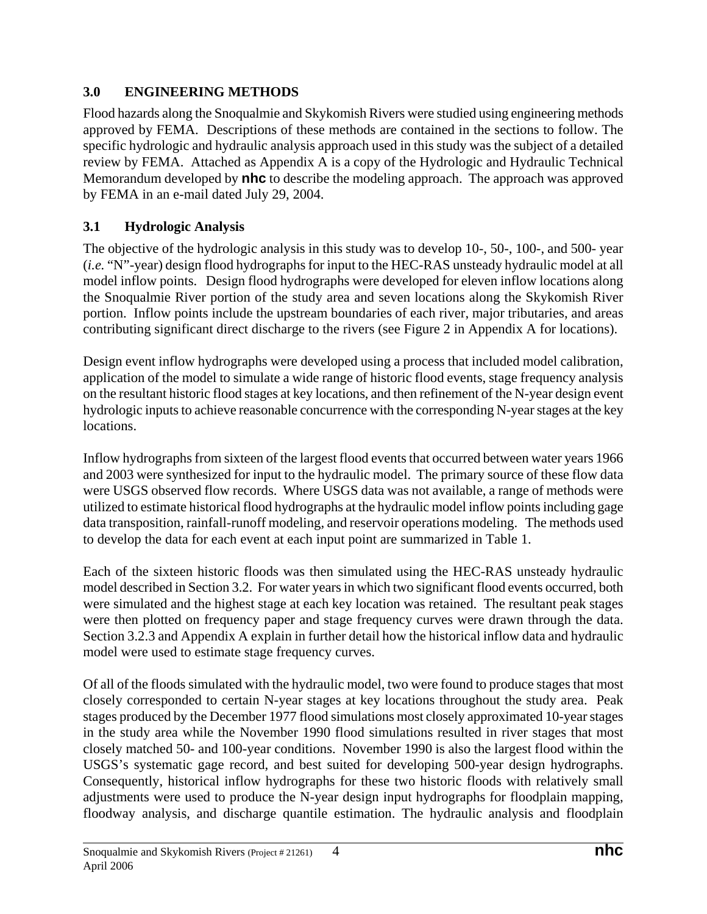## 3.0 ENGINEERING METHODS

Flood hazards along the Snoqualmie and Skykomish Rivers were studied using engineering methods approved by FEMA. Descriptions of these methods are contained in the sections to follow. The specific hydrologic and hydraulic analysis approach used in this study was the subject of a detailed review by FEMA. Attached as Appendix A is a copy of the Hydrologic and Hydraulic Technical Memorandum developed by **nhc** to describe the modeling approach. The approach was approved by FEMA in an e-mail dated July 29, 2004.

### 3.1 Hydrologic Analysis

The objective of the hydrologic analysis in this study was to develop 10-, 50-, 100-, and 500- year (*i.e.* "N"-year) design flood hydrographs for input to the HEC-RAS unsteady hydraulic model at all model inflow points. Design flood hydrographs were developed for eleven inflow locations along the Snoqualmie River portion of the study area and seven locations along the Skykomish River portion. Inflow points include the upstream boundaries of each river, major tributaries, and areas contributing significant direct discharge to the rivers (see Figure 2 in Appendix A for locations).

Design event inflow hydrographs were developed using a process that included model calibration, application of the model to simulate a wide range of historic flood events, stage frequency analysis on the resultant historic flood stages at key locations, and then refinement of the N-year design event hydrologic inputs to achieve reasonable concurrence with the corresponding N-year stages at the key locations.

Inflow hydrographs from sixteen of the largest flood events that occurred between water years 1966 and 2003 were synthesized for input to the hydraulic model. The primary source of these flow data were USGS observed flow records. Where USGS data was not available, a range of methods were utilized to estimate historical flood hydrographs at the hydraulic model inflow points including gage data transposition, rainfall-runoff modeling, and reservoir operations modeling. The methods used to develop the data for each event at each input point are summarized in Table 1.

Each of the sixteen historic floods was then simulated using the HEC-RAS unsteady hydraulic model described in Section 3.2. For water years in which two significant flood events occurred, both were simulated and the highest stage at each key location was retained. The resultant peak stages were then plotted on frequency paper and stage frequency curves were drawn through the data. Section 3.2.3 and Appendix A explain in further detail how the historical inflow data and hydraulic model were used to estimate stage frequency curves.

Of all of the floods simulated with the hydraulic model, two were found to produce stages that most closely corresponded to certain N-year stages at key locations throughout the study area. Peak stages produced by the December 1977 flood simulations most closely approximated 10-year stages in the study area while the November 1990 flood simulations resulted in river stages that most closely matched 50- and 100-year conditions. November 1990 is also the largest flood within the USGS's systematic gage record, and best suited for developing 500-year design hydrographs. Consequently, historical inflow hydrographs for these two historic floods with relatively small adjustments were used to produce the N-year design input hydrographs for floodplain mapping, floodway analysis, and discharge quantile estimation. The hydraulic analysis and floodplain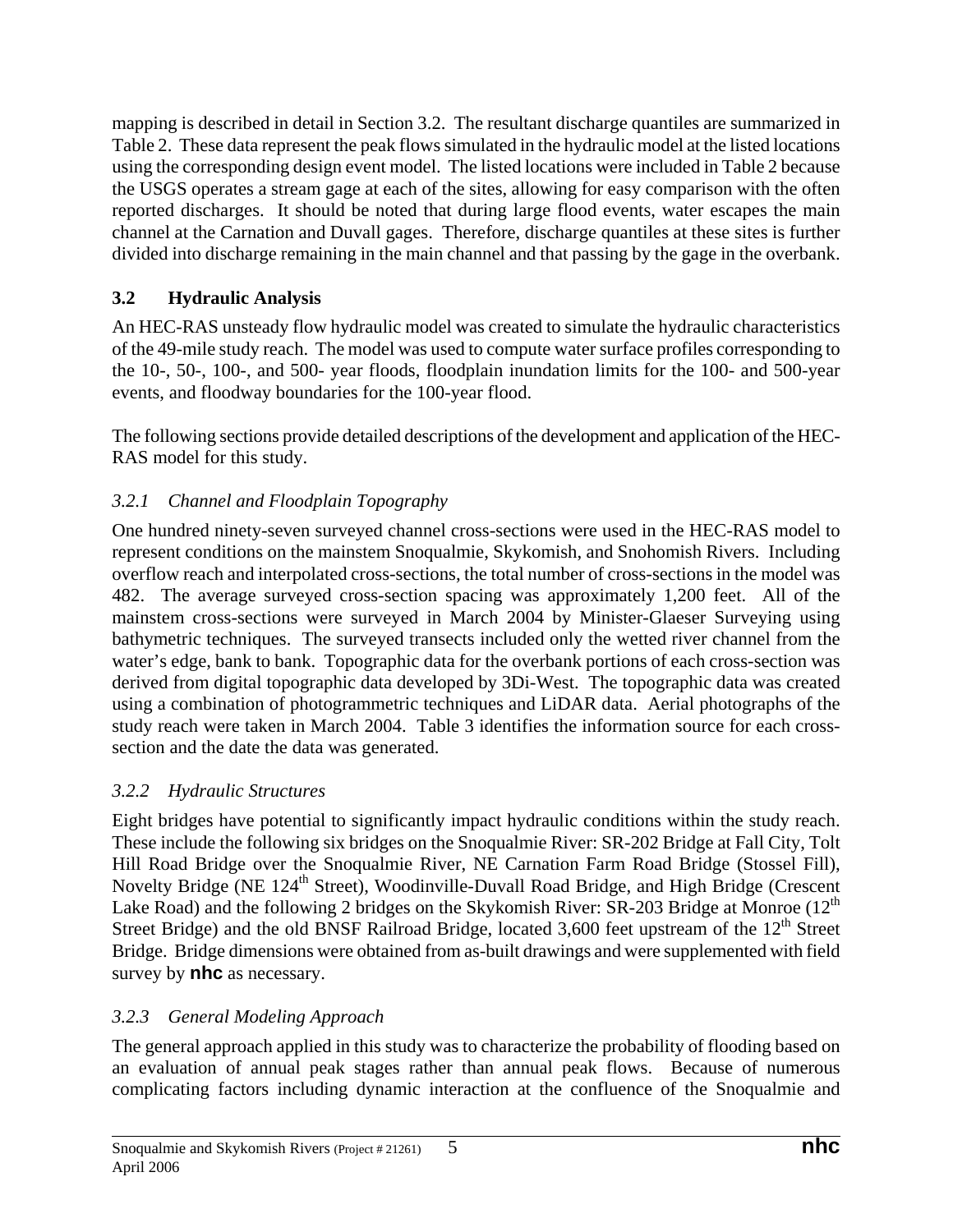mapping is described in detail in Section 3.2. The resultant discharge quantiles are summarized in Table 2. These data represent the peak flows simulated in the hydraulic model at the listed locations using the corresponding design event model. The listed locations were included in Table 2 because the USGS operates a stream gage at each of the sites, allowing for easy comparison with the often reported discharges. It should be noted that during large flood events, water escapes the main channel at the Carnation and Duvall gages. Therefore, discharge quantiles at these sites is further divided into discharge remaining in the main channel and that passing by the gage in the overbank.

## 3.2 Hydraulic Analysis

An HEC-RAS unsteady flow hydraulic model was created to simulate the hydraulic characteristics of the 49-mile study reach. The model was used to compute water surface profiles corresponding to the 10-, 50-, 100-, and 500- year floods, floodplain inundation limits for the 100- and 500-year events, and floodway boundaries for the 100-year flood.

The following sections provide detailed descriptions of the development and application of the HEC-RAS model for this study.

### *3.2.1 Channel and Floodplain Topography*

One hundred ninety-seven surveyed channel cross-sections were used in the HEC-RAS model to represent conditions on the mainstem Snoqualmie, Skykomish, and Snohomish Rivers. Including overflow reach and interpolated cross-sections, the total number of cross-sections in the model was 482. The average surveyed cross-section spacing was approximately 1,200 feet. All of the mainstem cross-sections were surveyed in March 2004 by Minister-Glaeser Surveying using bathymetric techniques. The surveyed transects included only the wetted river channel from the water's edge, bank to bank. Topographic data for the overbank portions of each cross-section was derived from digital topographic data developed by 3Di-West. The topographic data was created using a combination of photogrammetric techniques and LiDAR data. Aerial photographs of the study reach were taken in March 2004. Table 3 identifies the information source for each cross-section and the date the data was generated.

### *3.2.2 Hydraulic Structures*

Eight bridges have potential to significantly impact hydraulic conditions within the study reach. These include the following six bridges on the Snoqualmie River: SR-202 Bridge at Fall City, Tolt Hill Road Bridge over the Snoqualmie River, NE Carnation Farm Road Bridge (Stossel Fill), Novelty Bridge (NE 124th Street), Woodinville-Duvall Road Bridge, and High Bridge (Crescent Lake Road) and the following 2 bridges on the Skykomish River: SR-203 Bridge at Monroe (12th Street Bridge) and the old BNSF Railroad Bridge, located 3,600 feet upstream of the 12th Street Bridge. Bridge dimensions were obtained from as-built drawings and were supplemented with field survey by **nhc** as necessary.

### *3.2.3 General Modeling Approach*

The general approach applied in this study was to characterize the probability of flooding based on an evaluation of annual peak stages rather than annual peak flows. Because of numerous complicating factors including dynamic interaction at the confluence of the Snoqualmie and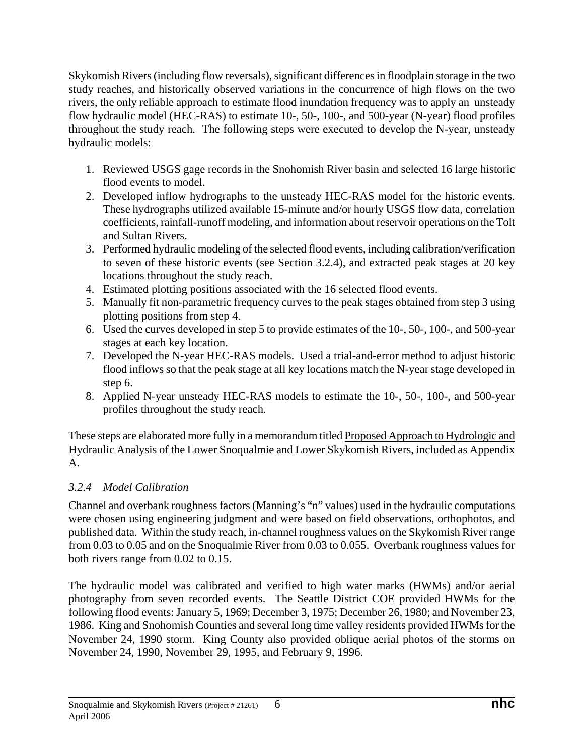Skykomish Rivers (including flow reversals), significant differences in floodplain storage in the two study reaches, and historically observed variations in the concurrence of high flows on the two rivers, the only reliable approach to estimate flood inundation frequency was to apply an unsteady flow hydraulic model (HEC-RAS) to estimate 10-, 50-, 100-, and 500-year (N-year) flood profiles throughout the study reach. The following steps were executed to develop the N-year, unsteady hydraulic models:

1. Reviewed USGS gage records in the Snohomish River basin and selected 16 large historic flood events to model.
2. Developed inflow hydrographs to the unsteady HEC-RAS model for the historic events. These hydrographs utilized available 15-minute and/or hourly USGS flow data, correlation coefficients, rainfall-runoff modeling, and information about reservoir operations on the Tolt and Sultan Rivers.
3. Performed hydraulic modeling of the selected flood events, including calibration/verification to seven of these historic events (see Section 3.2.4), and extracted peak stages at 20 key locations throughout the study reach.
4. Estimated plotting positions associated with the 16 selected flood events.
5. Manually fit non-parametric frequency curves to the peak stages obtained from step 3 using plotting positions from step 4.
6. Used the curves developed in step 5 to provide estimates of the 10-, 50-, 100-, and 500-year stages at each key location.
7. Developed the N-year HEC-RAS models. Used a trial-and-error method to adjust historic flood inflows so that the peak stage at all key locations match the N-year stage developed in step 6.
8. Applied N-year unsteady HEC-RAS models to estimate the 10-, 50-, 100-, and 500-year profiles throughout the study reach.

These steps are elaborated more fully in a memorandum titled Proposed Approach to Hydrologic and Hydraulic Analysis of the Lower Snoqualmie and Lower Skykomish Rivers, included as Appendix A.

### *3.2.4 Model Calibration*

Channel and overbank roughness factors (Manning's "n" values) used in the hydraulic computations were chosen using engineering judgment and were based on field observations, orthophotos, and published data. Within the study reach, in-channel roughness values on the Skykomish River range from 0.03 to 0.05 and on the Snoqualmie River from 0.03 to 0.055. Overbank roughness values for both rivers range from 0.02 to 0.15.

The hydraulic model was calibrated and verified to high water marks (HWMs) and/or aerial photography from seven recorded events. The Seattle District COE provided HWMs for the following flood events: January 5, 1969; December 3, 1975; December 26, 1980; and November 23, 1986. King and Snohomish Counties and several long time valley residents provided HWMs for the November 24, 1990 storm. King County also provided oblique aerial photos of the storms on November 24, 1990, November 29, 1995, and February 9, 1996.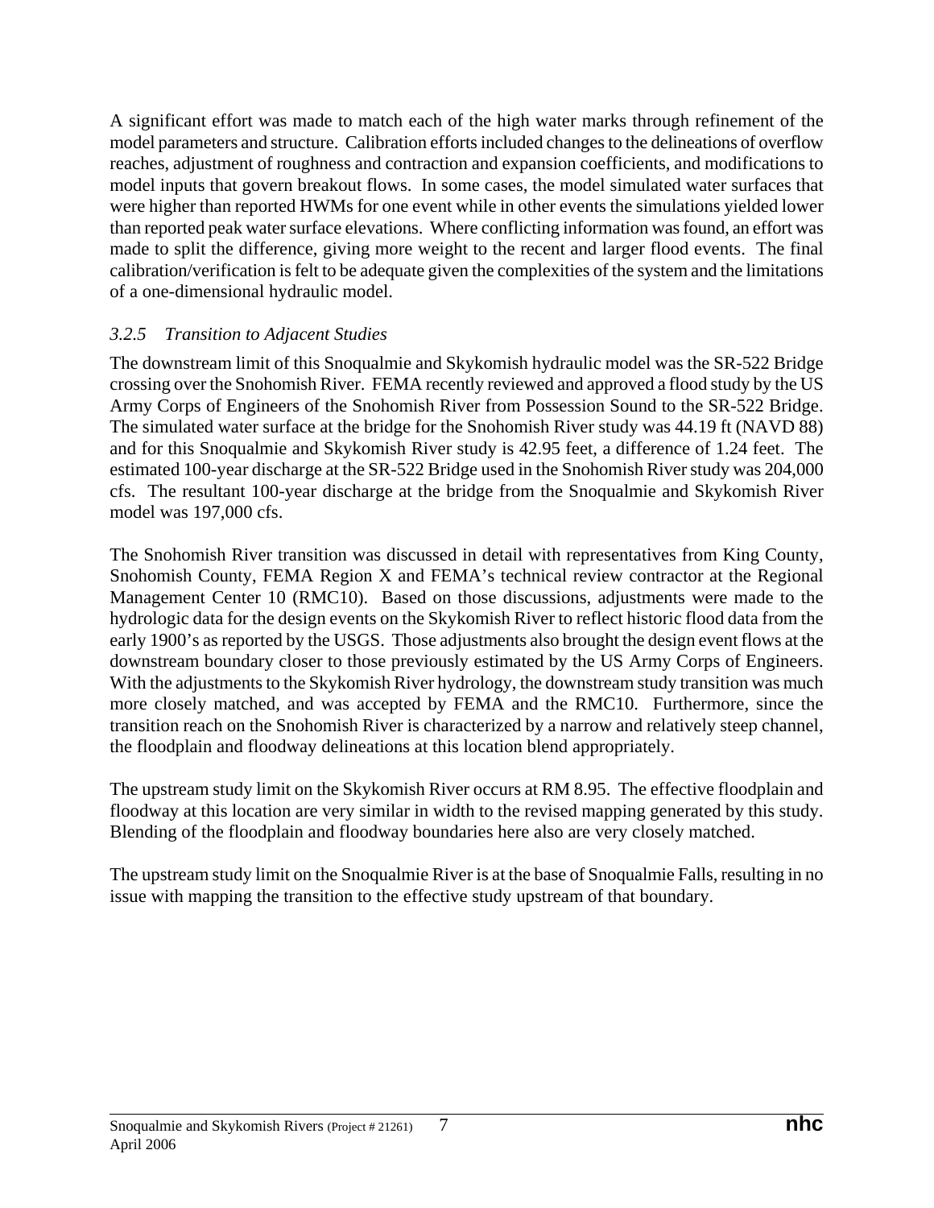A significant effort was made to match each of the high water marks through refinement of the model parameters and structure. Calibration efforts included changes to the delineations of overflow reaches, adjustment of roughness and contraction and expansion coefficients, and modifications to model inputs that govern breakout flows. In some cases, the model simulated water surfaces that were higher than reported HWMs for one event while in other events the simulations yielded lower than reported peak water surface elevations. Where conflicting information was found, an effort was made to split the difference, giving more weight to the recent and larger flood events. The final calibration/verification is felt to be adequate given the complexities of the system and the limitations of a one-dimensional hydraulic model.

### *3.2.5 Transition to Adjacent Studies*

The downstream limit of this Snoqualmie and Skykomish hydraulic model was the SR-522 Bridge crossing over the Snohomish River. FEMA recently reviewed and approved a flood study by the US Army Corps of Engineers of the Snohomish River from Possession Sound to the SR-522 Bridge. The simulated water surface at the bridge for the Snohomish River study was 44.19 ft (NAVD 88) and for this Snoqualmie and Skykomish River study is 42.95 feet, a difference of 1.24 feet. The estimated 100-year discharge at the SR-522 Bridge used in the Snohomish River study was 204,000 cfs. The resultant 100-year discharge at the bridge from the Snoqualmie and Skykomish River model was 197,000 cfs.

The Snohomish River transition was discussed in detail with representatives from King County, Snohomish County, FEMA Region X and FEMA's technical review contractor at the Regional Management Center 10 (RMC10). Based on those discussions, adjustments were made to the hydrologic data for the design events on the Skykomish River to reflect historic flood data from the early 1900's as reported by the USGS. Those adjustments also brought the design event flows at the downstream boundary closer to those previously estimated by the US Army Corps of Engineers. With the adjustments to the Skykomish River hydrology, the downstream study transition was much more closely matched, and was accepted by FEMA and the RMC10. Furthermore, since the transition reach on the Snohomish River is characterized by a narrow and relatively steep channel, the floodplain and floodway delineations at this location blend appropriately.

The upstream study limit on the Skykomish River occurs at RM 8.95. The effective floodplain and floodway at this location are very similar in width to the revised mapping generated by this study. Blending of the floodplain and floodway boundaries here also are very closely matched.

The upstream study limit on the Snoqualmie River is at the base of Snoqualmie Falls, resulting in no issue with mapping the transition to the effective study upstream of that boundary.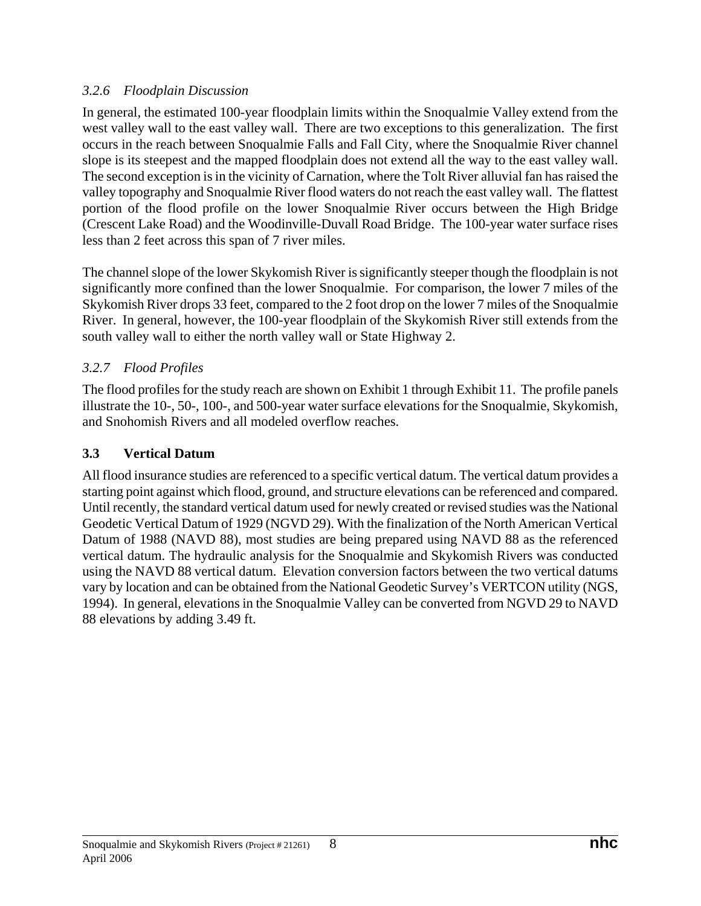### *3.2.6 Floodplain Discussion*

In general, the estimated 100-year floodplain limits within the Snoqualmie Valley extend from the west valley wall to the east valley wall. There are two exceptions to this generalization. The first occurs in the reach between Snoqualmie Falls and Fall City, where the Snoqualmie River channel slope is its steepest and the mapped floodplain does not extend all the way to the east valley wall. The second exception is in the vicinity of Carnation, where the Tolt River alluvial fan has raised the valley topography and Snoqualmie River flood waters do not reach the east valley wall. The flattest portion of the flood profile on the lower Snoqualmie River occurs between the High Bridge (Crescent Lake Road) and the Woodinville-Duvall Road Bridge. The 100-year water surface rises less than 2 feet across this span of 7 river miles.

The channel slope of the lower Skykomish River is significantly steeper though the floodplain is not significantly more confined than the lower Snoqualmie. For comparison, the lower 7 miles of the Skykomish River drops 33 feet, compared to the 2 foot drop on the lower 7 miles of the Snoqualmie River. In general, however, the 100-year floodplain of the Skykomish River still extends from the south valley wall to either the north valley wall or State Highway 2.

### *3.2.7 Flood Profiles*

The flood profiles for the study reach are shown on Exhibit 1 through Exhibit 11. The profile panels illustrate the 10-, 50-, 100-, and 500-year water surface elevations for the Snoqualmie, Skykomish, and Snohomish Rivers and all modeled overflow reaches.

## 3.3 Vertical Datum

All flood insurance studies are referenced to a specific vertical datum. The vertical datum provides a starting point against which flood, ground, and structure elevations can be referenced and compared. Until recently, the standard vertical datum used for newly created or revised studies was the National Geodetic Vertical Datum of 1929 (NGVD 29). With the finalization of the North American Vertical Datum of 1988 (NAVD 88), most studies are being prepared using NAVD 88 as the referenced vertical datum. The hydraulic analysis for the Snoqualmie and Skykomish Rivers was conducted using the NAVD 88 vertical datum. Elevation conversion factors between the two vertical datums vary by location and can be obtained from the National Geodetic Survey's VERTCON utility (NGS, 1994). In general, elevations in the Snoqualmie Valley can be converted from NGVD 29 to NAVD 88 elevations by adding 3.49 ft.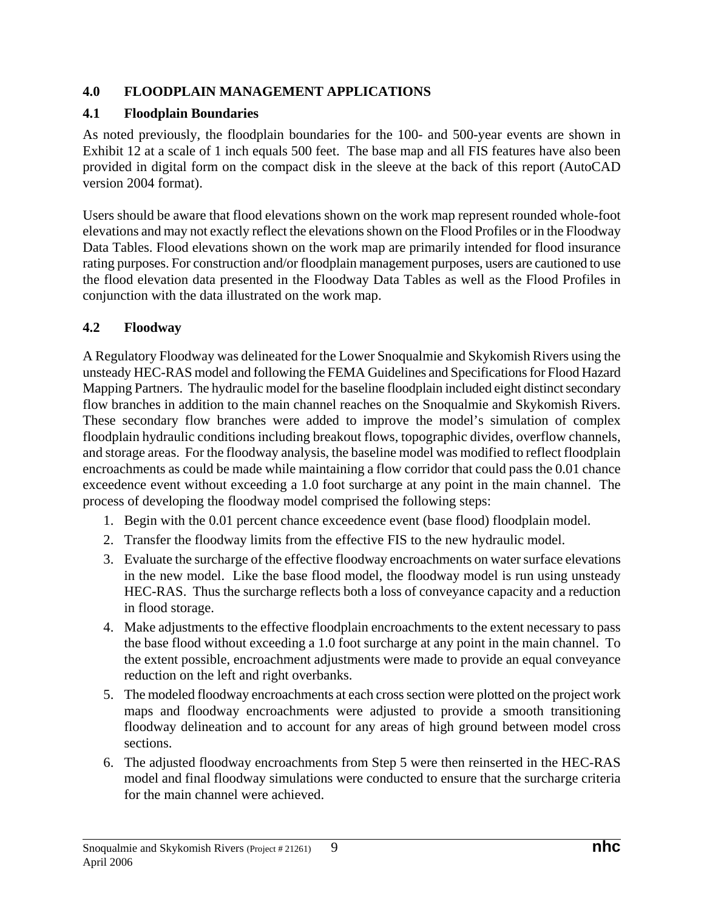## 4.0 FLOODPLAIN MANAGEMENT APPLICATIONS

### 4.1 Floodplain Boundaries

As noted previously, the floodplain boundaries for the 100- and 500-year events are shown in Exhibit 12 at a scale of 1 inch equals 500 feet. The base map and all FIS features have also been provided in digital form on the compact disk in the sleeve at the back of this report (AutoCAD version 2004 format).

Users should be aware that flood elevations shown on the work map represent rounded whole-foot elevations and may not exactly reflect the elevations shown on the Flood Profiles or in the Floodway Data Tables. Flood elevations shown on the work map are primarily intended for flood insurance rating purposes. For construction and/or floodplain management purposes, users are cautioned to use the flood elevation data presented in the Floodway Data Tables as well as the Flood Profiles in conjunction with the data illustrated on the work map.

### 4.2 Floodway

A Regulatory Floodway was delineated for the Lower Snoqualmie and Skykomish Rivers using the unsteady HEC-RAS model and following the FEMA Guidelines and Specifications for Flood Hazard Mapping Partners. The hydraulic model for the baseline floodplain included eight distinct secondary flow branches in addition to the main channel reaches on the Snoqualmie and Skykomish Rivers. These secondary flow branches were added to improve the model's simulation of complex floodplain hydraulic conditions including breakout flows, topographic divides, overflow channels, and storage areas. For the floodway analysis, the baseline model was modified to reflect floodplain encroachments as could be made while maintaining a flow corridor that could pass the 0.01 chance exceedence event without exceeding a 1.0 foot surcharge at any point in the main channel. The process of developing the floodway model comprised the following steps:

1. Begin with the 0.01 percent chance exceedence event (base flood) floodplain model.
2. Transfer the floodway limits from the effective FIS to the new hydraulic model.
3. Evaluate the surcharge of the effective floodway encroachments on water surface elevations in the new model. Like the base flood model, the floodway model is run using unsteady HEC-RAS. Thus the surcharge reflects both a loss of conveyance capacity and a reduction in flood storage.
4. Make adjustments to the effective floodplain encroachments to the extent necessary to pass the base flood without exceeding a 1.0 foot surcharge at any point in the main channel. To the extent possible, encroachment adjustments were made to provide an equal conveyance reduction on the left and right overbanks.
5. The modeled floodway encroachments at each cross section were plotted on the project work maps and floodway encroachments were adjusted to provide a smooth transitioning floodway delineation and to account for any areas of high ground between model cross sections.
6. The adjusted floodway encroachments from Step 5 were then reinserted in the HEC-RAS model and final floodway simulations were conducted to ensure that the surcharge criteria for the main channel were achieved.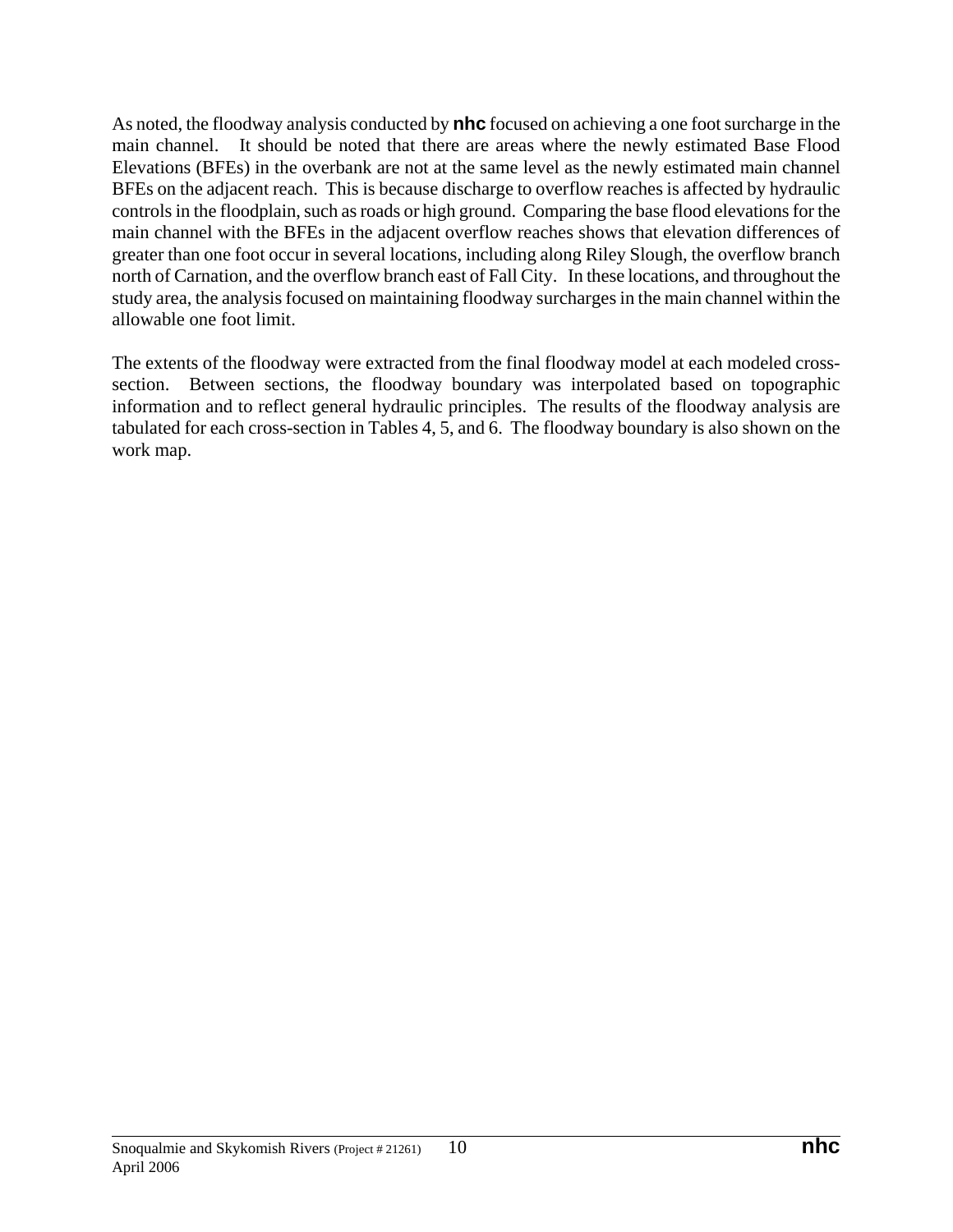As noted, the floodway analysis conducted by **nhc** focused on achieving a one foot surcharge in the main channel. It should be noted that there are areas where the newly estimated Base Flood Elevations (BFEs) in the overbank are not at the same level as the newly estimated main channel BFEs on the adjacent reach. This is because discharge to overflow reaches is affected by hydraulic controls in the floodplain, such as roads or high ground. Comparing the base flood elevations for the main channel with the BFEs in the adjacent overflow reaches shows that elevation differences of greater than one foot occur in several locations, including along Riley Slough, the overflow branch north of Carnation, and the overflow branch east of Fall City. In these locations, and throughout the study area, the analysis focused on maintaining floodway surcharges in the main channel within the allowable one foot limit.

The extents of the floodway were extracted from the final floodway model at each modeled cross-section. Between sections, the floodway boundary was interpolated based on topographic information and to reflect general hydraulic principles. The results of the floodway analysis are tabulated for each cross-section in Tables 4, 5, and 6. The floodway boundary is also shown on the work map.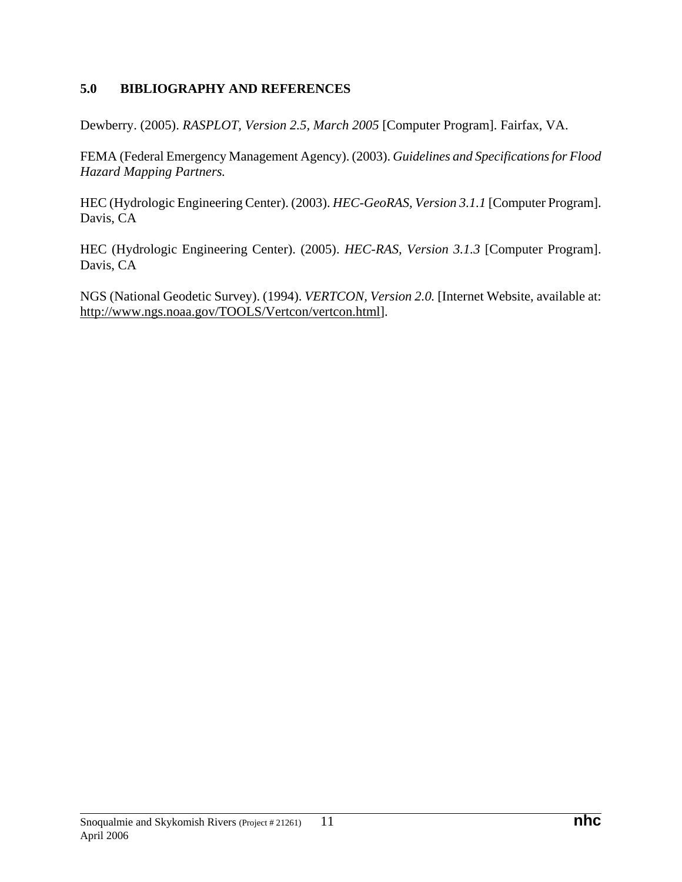## 5.0 BIBLIOGRAPHY AND REFERENCES

Dewberry. (2005). *RASPLOT, Version 2.5, March 2005* [Computer Program]. Fairfax, VA.

FEMA (Federal Emergency Management Agency). (2003). *Guidelines and Specifications for Flood Hazard Mapping Partners.*

HEC (Hydrologic Engineering Center). (2003). *HEC-GeoRAS, Version 3.1.1* [Computer Program]. Davis, CA

HEC (Hydrologic Engineering Center). (2005). *HEC-RAS, Version 3.1.3* [Computer Program]. Davis, CA

NGS (National Geodetic Survey). (1994). *VERTCON, Version 2.0.* [Internet Website, available at: http://www.ngs.noaa.gov/TOOLS/Vertcon/vertcon.html].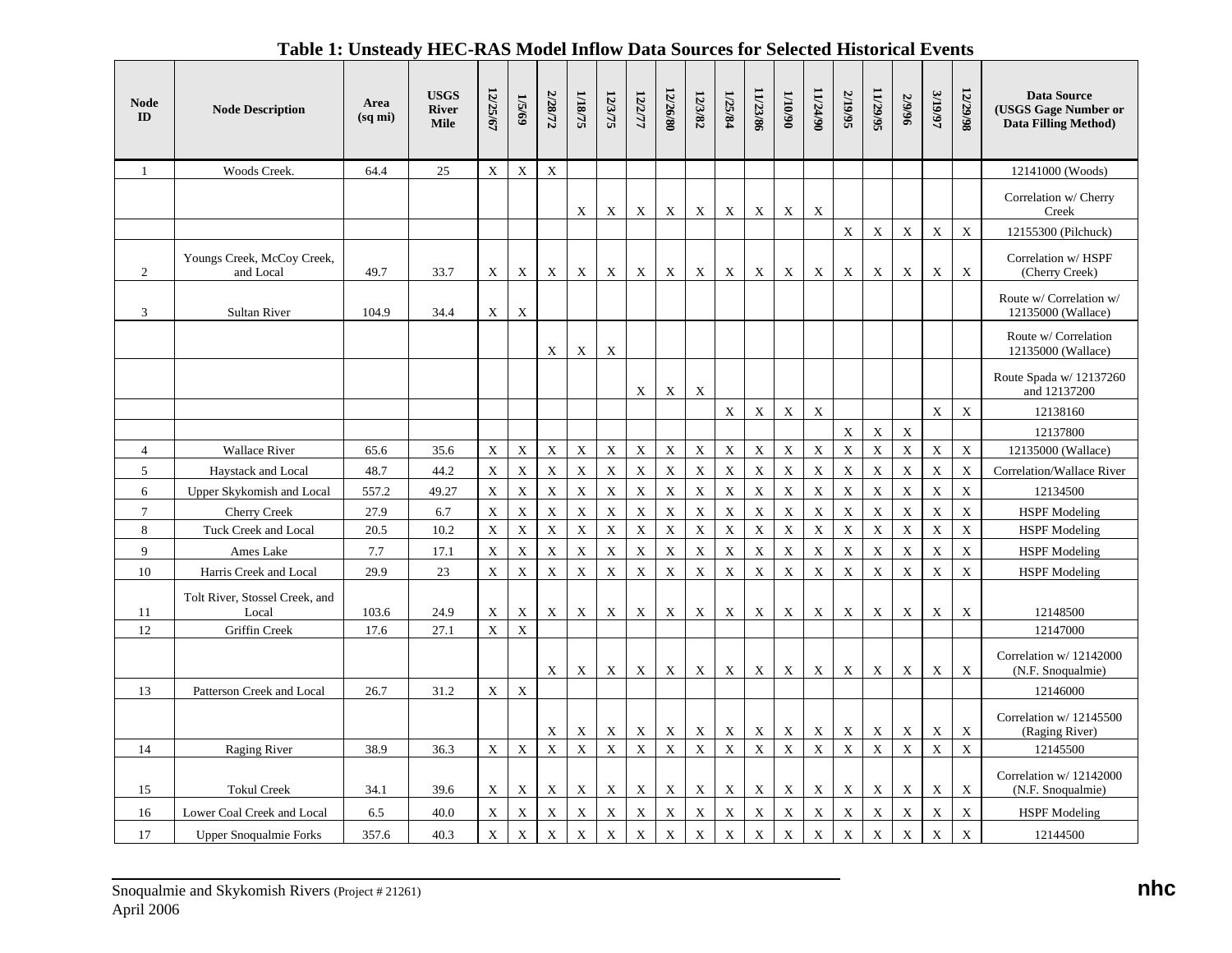**Table 1: Unsteady HEC-RAS Model Inflow Data Sources for Selected Historical Events**

| Node ID | Node Description | Area (sq mi) | USGS River Mile | 12/25/67 | 1/5/69 | 2/28/72 | 1/18/75 | 12/3/75 | 12/2/77 | 12/26/80 | 12/3/82 | 1/25/84 | 11/23/86 | 1/10/90 | 11/24/90 | 2/19/95 | 11/29/95 | 2/9/96 | 3/19/97 | 12/29/98 | Data Source (USGS Gage Number or Data Filling Method) |
|---|---|---|---|---|---|---|---|---|---|---|---|---|---|---|---|---|---|---|---|---|---|
| 1 | Woods Creek. | 64.4 | 25 | X | X | X | | | | | | | | | | | | | | | 12141000 (Woods) |
| | | | | | | | X | X | X | X | X | X | X | X | X | | | | | | Correlation w/ Cherry Creek |
| | | | | | | | | | | | | | | | | X | X | X | X | X | 12155300 (Pilchuck) |
| 2 | Youngs Creek, McCoy Creek, and Local | 49.7 | 33.7 | X | X | X | X | X | X | X | X | X | X | X | X | X | X | X | X | X | Correlation w/ HSPF (Cherry Creek) |
| 3 | Sultan River | 104.9 | 34.4 | X | X | | | | | | | | | | | | | | | | Route w/ Correlation w/ 12135000 (Wallace) |
| | | | | | | X | X | X | | | | | | | | | | | | | Route w/ Correlation 12135000 (Wallace) |
| | | | | | | | | | X | X | X | | | | | | | | | | Route Spada w/ 12137260 and 12137200 |
| | | | | | | | | | | | | X | X | X | X | | | | X | X | 12138160 |
| | | | | | | | | | | | | | | | | X | X | X | | | 12137800 |
| 4 | Wallace River | 65.6 | 35.6 | X | X | X | X | X | X | X | X | X | X | X | X | X | X | X | X | X | 12135000 (Wallace) |
| 5 | Haystack and Local | 48.7 | 44.2 | X | X | X | X | X | X | X | X | X | X | X | X | X | X | X | X | X | Correlation/Wallace River |
| 6 | Upper Skykomish and Local | 557.2 | 49.27 | X | X | X | X | X | X | X | X | X | X | X | X | X | X | X | X | X | 12134500 |
| 7 | Cherry Creek | 27.9 | 6.7 | X | X | X | X | X | X | X | X | X | X | X | X | X | X | X | X | X | HSPF Modeling |
| 8 | Tuck Creek and Local | 20.5 | 10.2 | X | X | X | X | X | X | X | X | X | X | X | X | X | X | X | X | X | HSPF Modeling |
| 9 | Ames Lake | 7.7 | 17.1 | X | X | X | X | X | X | X | X | X | X | X | X | X | X | X | X | X | HSPF Modeling |
| 10 | Harris Creek and Local | 29.9 | 23 | X | X | X | X | X | X | X | X | X | X | X | X | X | X | X | X | X | HSPF Modeling |
| 11 | Tolt River, Stossel Creek, and Local | 103.6 | 24.9 | X | X | X | X | X | X | X | X | X | X | X | X | X | X | X | X | X | 12148500 |
| 12 | Griffin Creek | 17.6 | 27.1 | X | X | | | | | | | | | | | | | | | | 12147000 |
| | | | | | | X | X | X | X | X | X | X | X | X | X | X | X | X | X | X | Correlation w/ 12142000 (N.F. Snoqualmie) |
| 13 | Patterson Creek and Local | 26.7 | 31.2 | X | X | | | | | | | | | | | | | | | | 12146000 |
| | | | | | | X | X | X | X | X | X | X | X | X | X | X | X | X | X | X | Correlation w/ 12145500 (Raging River) |
| 14 | Raging River | 38.9 | 36.3 | X | X | X | X | X | X | X | X | X | X | X | X | X | X | X | X | X | 12145500 |
| 15 | Tokul Creek | 34.1 | 39.6 | X | X | X | X | X | X | X | X | X | X | X | X | X | X | X | X | X | Correlation w/ 12142000 (N.F. Snoqualmie) |
| 16 | Lower Coal Creek and Local | 6.5 | 40.0 | X | X | X | X | X | X | X | X | X | X | X | X | X | X | X | X | X | HSPF Modeling |
| 17 | Upper Snoqualmie Forks | 357.6 | 40.3 | X | X | X | X | X | X | X | X | X | X | X | X | X | X | X | X | X | 12144500 |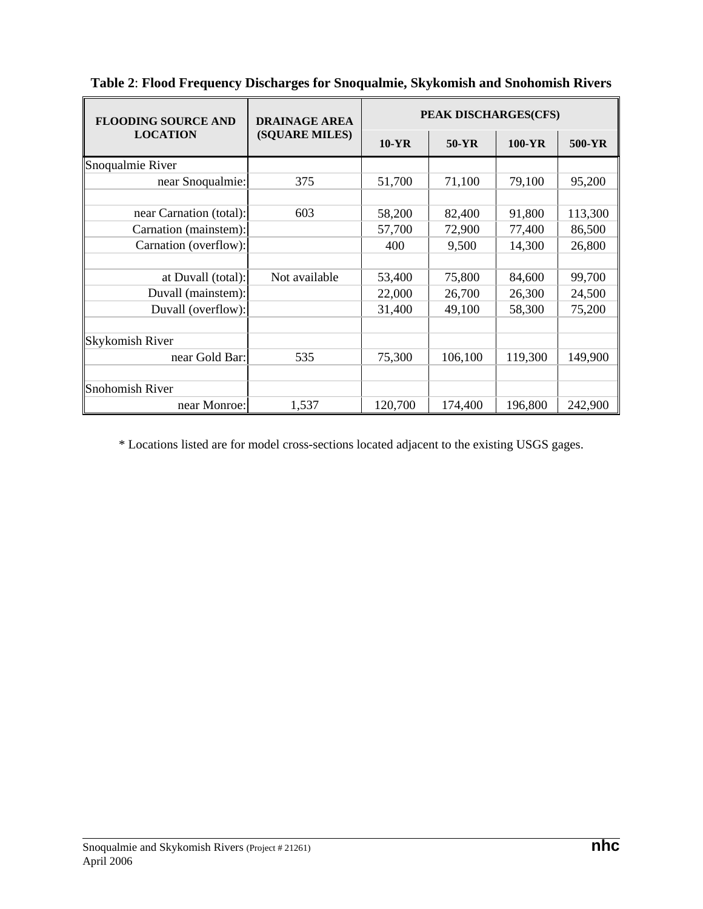**Table 2**: **Flood Frequency Discharges for Snoqualmie, Skykomish and Snohomish Rivers**

| FLOODING SOURCE AND LOCATION | DRAINAGE AREA (SQUARE MILES) | PEAK DISCHARGES(CFS) | | | |
|---|---|---|---|---|---|
| | | 10-YR | 50-YR | 100-YR | 500-YR |
| Snoqualmie River | | | | | |
| near Snoqualmie: | 375 | 51,700 | 71,100 | 79,100 | 95,200 |
| | | | | | |
| near Carnation (total): | 603 | 58,200 | 82,400 | 91,800 | 113,300 |
| Carnation (mainstem): | | 57,700 | 72,900 | 77,400 | 86,500 |
| Carnation (overflow): | | 400 | 9,500 | 14,300 | 26,800 |
| | | | | | |
| at Duvall (total): | Not available | 53,400 | 75,800 | 84,600 | 99,700 |
| Duvall (mainstem): | | 22,000 | 26,700 | 26,300 | 24,500 |
| Duvall (overflow): | | 31,400 | 49,100 | 58,300 | 75,200 |
| | | | | | |
| Skykomish River | | | | | |
| near Gold Bar: | 535 | 75,300 | 106,100 | 119,300 | 149,900 |
| | | | | | |
| Snohomish River | | | | | |
| near Monroe: | 1,537 | 120,700 | 174,400 | 196,800 | 242,900 |

* Locations listed are for model cross-sections located adjacent to the existing USGS gages.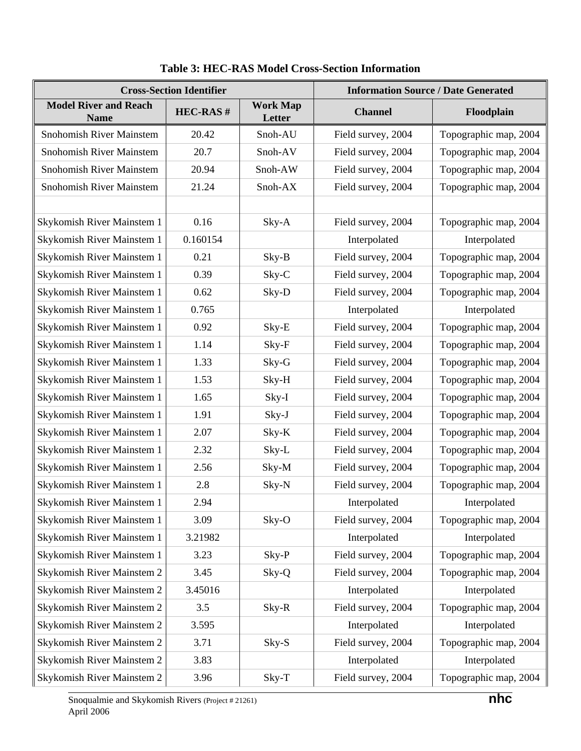**Table 3: HEC-RAS Model Cross-Section Information**

| Cross-Section Identifier | | | Information Source / Date Generated | |
|---|---|---|---|---|
| **Model River and Reach Name** | **HEC-RAS #** | **Work Map Letter** | **Channel** | **Floodplain** |
| Snohomish River Mainstem | 20.42 | Snoh-AU | Field survey, 2004 | Topographic map, 2004 |
| Snohomish River Mainstem | 20.7 | Snoh-AV | Field survey, 2004 | Topographic map, 2004 |
| Snohomish River Mainstem | 20.94 | Snoh-AW | Field survey, 2004 | Topographic map, 2004 |
| Snohomish River Mainstem | 21.24 | Snoh-AX | Field survey, 2004 | Topographic map, 2004 |
| | | | | |
| Skykomish River Mainstem 1 | 0.16 | Sky-A | Field survey, 2004 | Topographic map, 2004 |
| Skykomish River Mainstem 1 | 0.160154 | | Interpolated | Interpolated |
| Skykomish River Mainstem 1 | 0.21 | Sky-B | Field survey, 2004 | Topographic map, 2004 |
| Skykomish River Mainstem 1 | 0.39 | Sky-C | Field survey, 2004 | Topographic map, 2004 |
| Skykomish River Mainstem 1 | 0.62 | Sky-D | Field survey, 2004 | Topographic map, 2004 |
| Skykomish River Mainstem 1 | 0.765 | | Interpolated | Interpolated |
| Skykomish River Mainstem 1 | 0.92 | Sky-E | Field survey, 2004 | Topographic map, 2004 |
| Skykomish River Mainstem 1 | 1.14 | Sky-F | Field survey, 2004 | Topographic map, 2004 |
| Skykomish River Mainstem 1 | 1.33 | Sky-G | Field survey, 2004 | Topographic map, 2004 |
| Skykomish River Mainstem 1 | 1.53 | Sky-H | Field survey, 2004 | Topographic map, 2004 |
| Skykomish River Mainstem 1 | 1.65 | Sky-I | Field survey, 2004 | Topographic map, 2004 |
| Skykomish River Mainstem 1 | 1.91 | Sky-J | Field survey, 2004 | Topographic map, 2004 |
| Skykomish River Mainstem 1 | 2.07 | Sky-K | Field survey, 2004 | Topographic map, 2004 |
| Skykomish River Mainstem 1 | 2.32 | Sky-L | Field survey, 2004 | Topographic map, 2004 |
| Skykomish River Mainstem 1 | 2.56 | Sky-M | Field survey, 2004 | Topographic map, 2004 |
| Skykomish River Mainstem 1 | 2.8 | Sky-N | Field survey, 2004 | Topographic map, 2004 |
| Skykomish River Mainstem 1 | 2.94 | | Interpolated | Interpolated |
| Skykomish River Mainstem 1 | 3.09 | Sky-O | Field survey, 2004 | Topographic map, 2004 |
| Skykomish River Mainstem 1 | 3.21982 | | Interpolated | Interpolated |
| Skykomish River Mainstem 1 | 3.23 | Sky-P | Field survey, 2004 | Topographic map, 2004 |
| Skykomish River Mainstem 2 | 3.45 | Sky-Q | Field survey, 2004 | Topographic map, 2004 |
| Skykomish River Mainstem 2 | 3.45016 | | Interpolated | Interpolated |
| Skykomish River Mainstem 2 | 3.5 | Sky-R | Field survey, 2004 | Topographic map, 2004 |
| Skykomish River Mainstem 2 | 3.595 | | Interpolated | Interpolated |
| Skykomish River Mainstem 2 | 3.71 | Sky-S | Field survey, 2004 | Topographic map, 2004 |
| Skykomish River Mainstem 2 | 3.83 | | Interpolated | Interpolated |
| Skykomish River Mainstem 2 | 3.96 | Sky-T | Field survey, 2004 | Topographic map, 2004 |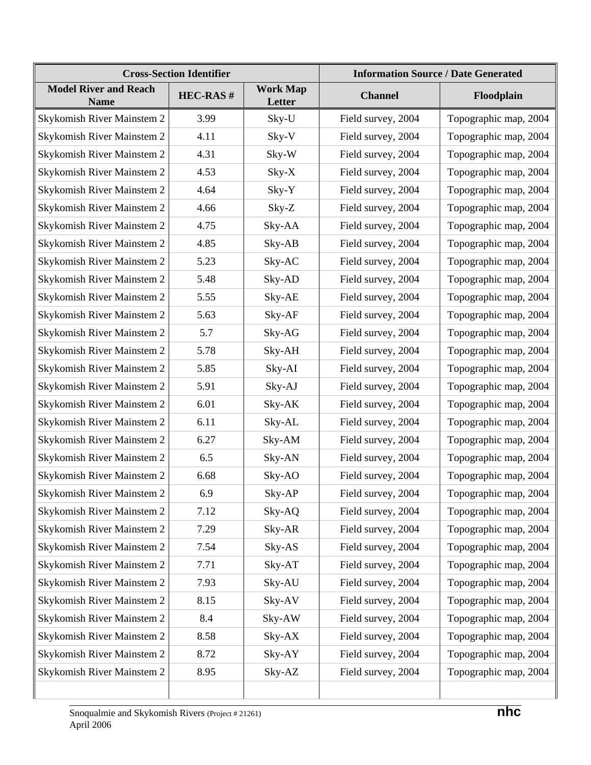| Cross-Section Identifier | | | Information Source / Date Generated | |
|---|---|---|---|---|
| **Model River and Reach Name** | **HEC-RAS #** | **Work Map Letter** | **Channel** | **Floodplain** |
| Skykomish River Mainstem 2 | 3.99 | Sky-U | Field survey, 2004 | Topographic map, 2004 |
| Skykomish River Mainstem 2 | 4.11 | Sky-V | Field survey, 2004 | Topographic map, 2004 |
| Skykomish River Mainstem 2 | 4.31 | Sky-W | Field survey, 2004 | Topographic map, 2004 |
| Skykomish River Mainstem 2 | 4.53 | Sky-X | Field survey, 2004 | Topographic map, 2004 |
| Skykomish River Mainstem 2 | 4.64 | Sky-Y | Field survey, 2004 | Topographic map, 2004 |
| Skykomish River Mainstem 2 | 4.66 | Sky-Z | Field survey, 2004 | Topographic map, 2004 |
| Skykomish River Mainstem 2 | 4.75 | Sky-AA | Field survey, 2004 | Topographic map, 2004 |
| Skykomish River Mainstem 2 | 4.85 | Sky-AB | Field survey, 2004 | Topographic map, 2004 |
| Skykomish River Mainstem 2 | 5.23 | Sky-AC | Field survey, 2004 | Topographic map, 2004 |
| Skykomish River Mainstem 2 | 5.48 | Sky-AD | Field survey, 2004 | Topographic map, 2004 |
| Skykomish River Mainstem 2 | 5.55 | Sky-AE | Field survey, 2004 | Topographic map, 2004 |
| Skykomish River Mainstem 2 | 5.63 | Sky-AF | Field survey, 2004 | Topographic map, 2004 |
| Skykomish River Mainstem 2 | 5.7 | Sky-AG | Field survey, 2004 | Topographic map, 2004 |
| Skykomish River Mainstem 2 | 5.78 | Sky-AH | Field survey, 2004 | Topographic map, 2004 |
| Skykomish River Mainstem 2 | 5.85 | Sky-AI | Field survey, 2004 | Topographic map, 2004 |
| Skykomish River Mainstem 2 | 5.91 | Sky-AJ | Field survey, 2004 | Topographic map, 2004 |
| Skykomish River Mainstem 2 | 6.01 | Sky-AK | Field survey, 2004 | Topographic map, 2004 |
| Skykomish River Mainstem 2 | 6.11 | Sky-AL | Field survey, 2004 | Topographic map, 2004 |
| Skykomish River Mainstem 2 | 6.27 | Sky-AM | Field survey, 2004 | Topographic map, 2004 |
| Skykomish River Mainstem 2 | 6.5 | Sky-AN | Field survey, 2004 | Topographic map, 2004 |
| Skykomish River Mainstem 2 | 6.68 | Sky-AO | Field survey, 2004 | Topographic map, 2004 |
| Skykomish River Mainstem 2 | 6.9 | Sky-AP | Field survey, 2004 | Topographic map, 2004 |
| Skykomish River Mainstem 2 | 7.12 | Sky-AQ | Field survey, 2004 | Topographic map, 2004 |
| Skykomish River Mainstem 2 | 7.29 | Sky-AR | Field survey, 2004 | Topographic map, 2004 |
| Skykomish River Mainstem 2 | 7.54 | Sky-AS | Field survey, 2004 | Topographic map, 2004 |
| Skykomish River Mainstem 2 | 7.71 | Sky-AT | Field survey, 2004 | Topographic map, 2004 |
| Skykomish River Mainstem 2 | 7.93 | Sky-AU | Field survey, 2004 | Topographic map, 2004 |
| Skykomish River Mainstem 2 | 8.15 | Sky-AV | Field survey, 2004 | Topographic map, 2004 |
| Skykomish River Mainstem 2 | 8.4 | Sky-AW | Field survey, 2004 | Topographic map, 2004 |
| Skykomish River Mainstem 2 | 8.58 | Sky-AX | Field survey, 2004 | Topographic map, 2004 |
| Skykomish River Mainstem 2 | 8.72 | Sky-AY | Field survey, 2004 | Topographic map, 2004 |
| Skykomish River Mainstem 2 | 8.95 | Sky-AZ | Field survey, 2004 | Topographic map, 2004 |
| | | | | |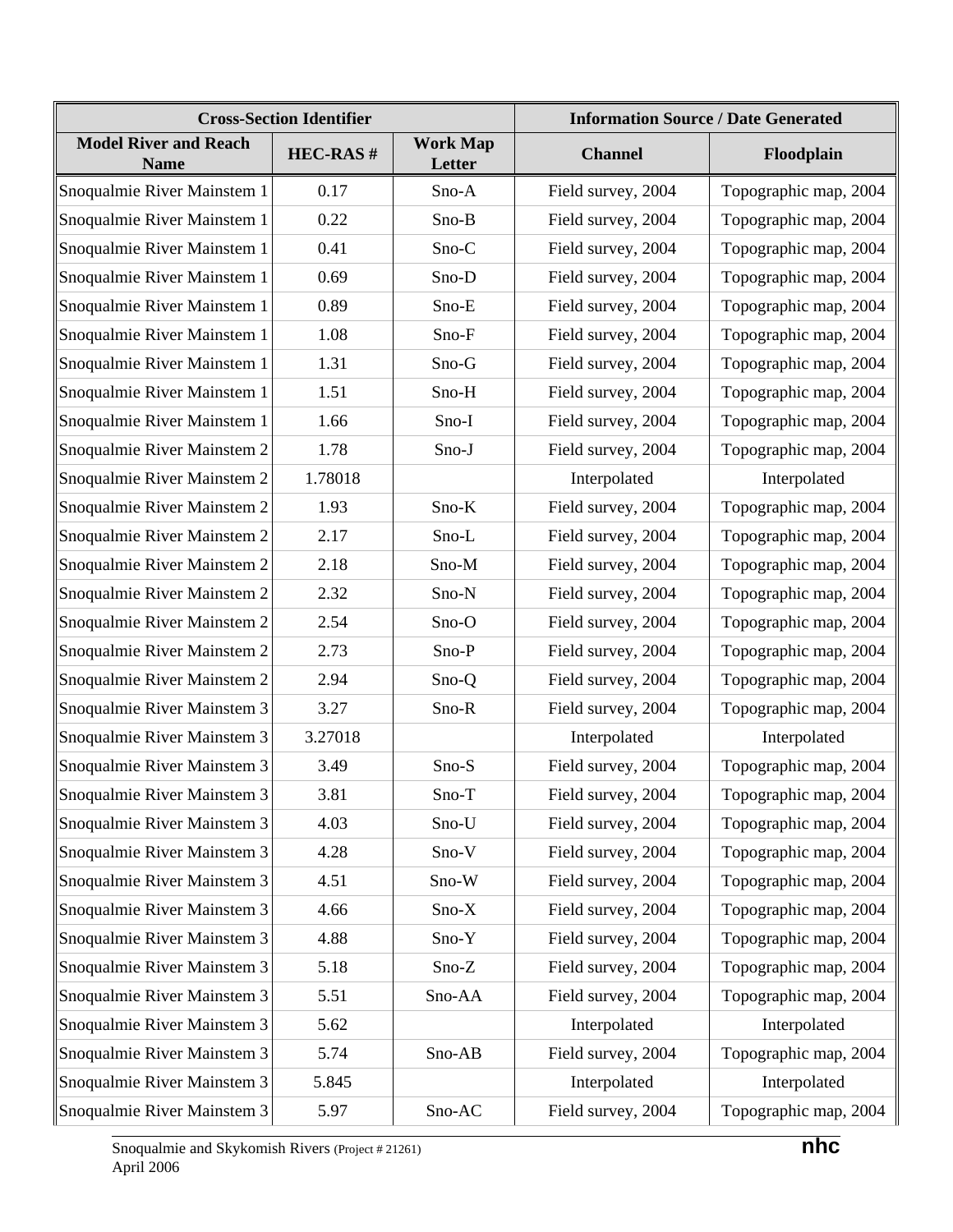| Cross-Section Identifier | | | Information Source / Date Generated | |
|---|---|---|---|---|
| Model River and Reach Name | HEC-RAS # | Work Map Letter | Channel | Floodplain |
| Snoqualmie River Mainstem 1 | 0.17 | Sno-A | Field survey, 2004 | Topographic map, 2004 |
| Snoqualmie River Mainstem 1 | 0.22 | Sno-B | Field survey, 2004 | Topographic map, 2004 |
| Snoqualmie River Mainstem 1 | 0.41 | Sno-C | Field survey, 2004 | Topographic map, 2004 |
| Snoqualmie River Mainstem 1 | 0.69 | Sno-D | Field survey, 2004 | Topographic map, 2004 |
| Snoqualmie River Mainstem 1 | 0.89 | Sno-E | Field survey, 2004 | Topographic map, 2004 |
| Snoqualmie River Mainstem 1 | 1.08 | Sno-F | Field survey, 2004 | Topographic map, 2004 |
| Snoqualmie River Mainstem 1 | 1.31 | Sno-G | Field survey, 2004 | Topographic map, 2004 |
| Snoqualmie River Mainstem 1 | 1.51 | Sno-H | Field survey, 2004 | Topographic map, 2004 |
| Snoqualmie River Mainstem 1 | 1.66 | Sno-I | Field survey, 2004 | Topographic map, 2004 |
| Snoqualmie River Mainstem 2 | 1.78 | Sno-J | Field survey, 2004 | Topographic map, 2004 |
| Snoqualmie River Mainstem 2 | 1.78018 | | Interpolated | Interpolated |
| Snoqualmie River Mainstem 2 | 1.93 | Sno-K | Field survey, 2004 | Topographic map, 2004 |
| Snoqualmie River Mainstem 2 | 2.17 | Sno-L | Field survey, 2004 | Topographic map, 2004 |
| Snoqualmie River Mainstem 2 | 2.18 | Sno-M | Field survey, 2004 | Topographic map, 2004 |
| Snoqualmie River Mainstem 2 | 2.32 | Sno-N | Field survey, 2004 | Topographic map, 2004 |
| Snoqualmie River Mainstem 2 | 2.54 | Sno-O | Field survey, 2004 | Topographic map, 2004 |
| Snoqualmie River Mainstem 2 | 2.73 | Sno-P | Field survey, 2004 | Topographic map, 2004 |
| Snoqualmie River Mainstem 2 | 2.94 | Sno-Q | Field survey, 2004 | Topographic map, 2004 |
| Snoqualmie River Mainstem 3 | 3.27 | Sno-R | Field survey, 2004 | Topographic map, 2004 |
| Snoqualmie River Mainstem 3 | 3.27018 | | Interpolated | Interpolated |
| Snoqualmie River Mainstem 3 | 3.49 | Sno-S | Field survey, 2004 | Topographic map, 2004 |
| Snoqualmie River Mainstem 3 | 3.81 | Sno-T | Field survey, 2004 | Topographic map, 2004 |
| Snoqualmie River Mainstem 3 | 4.03 | Sno-U | Field survey, 2004 | Topographic map, 2004 |
| Snoqualmie River Mainstem 3 | 4.28 | Sno-V | Field survey, 2004 | Topographic map, 2004 |
| Snoqualmie River Mainstem 3 | 4.51 | Sno-W | Field survey, 2004 | Topographic map, 2004 |
| Snoqualmie River Mainstem 3 | 4.66 | Sno-X | Field survey, 2004 | Topographic map, 2004 |
| Snoqualmie River Mainstem 3 | 4.88 | Sno-Y | Field survey, 2004 | Topographic map, 2004 |
| Snoqualmie River Mainstem 3 | 5.18 | Sno-Z | Field survey, 2004 | Topographic map, 2004 |
| Snoqualmie River Mainstem 3 | 5.51 | Sno-AA | Field survey, 2004 | Topographic map, 2004 |
| Snoqualmie River Mainstem 3 | 5.62 | | Interpolated | Interpolated |
| Snoqualmie River Mainstem 3 | 5.74 | Sno-AB | Field survey, 2004 | Topographic map, 2004 |
| Snoqualmie River Mainstem 3 | 5.845 | | Interpolated | Interpolated |
| Snoqualmie River Mainstem 3 | 5.97 | Sno-AC | Field survey, 2004 | Topographic map, 2004 |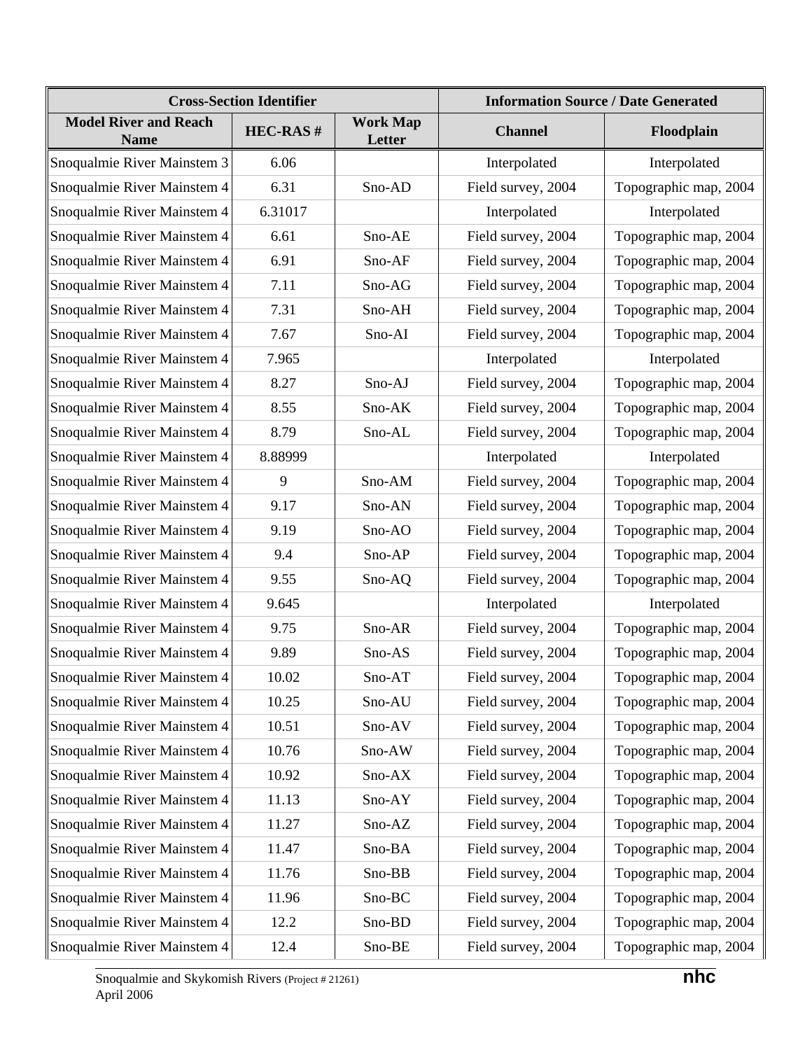| Cross-Section Identifier | | | Information Source / Date Generated | |
|---|---|---|---|---|
| Model River and Reach Name | HEC-RAS # | Work Map Letter | Channel | Floodplain |
| Snoqualmie River Mainstem 3 | 6.06 | | Interpolated | Interpolated |
| Snoqualmie River Mainstem 4 | 6.31 | Sno-AD | Field survey, 2004 | Topographic map, 2004 |
| Snoqualmie River Mainstem 4 | 6.31017 | | Interpolated | Interpolated |
| Snoqualmie River Mainstem 4 | 6.61 | Sno-AE | Field survey, 2004 | Topographic map, 2004 |
| Snoqualmie River Mainstem 4 | 6.91 | Sno-AF | Field survey, 2004 | Topographic map, 2004 |
| Snoqualmie River Mainstem 4 | 7.11 | Sno-AG | Field survey, 2004 | Topographic map, 2004 |
| Snoqualmie River Mainstem 4 | 7.31 | Sno-AH | Field survey, 2004 | Topographic map, 2004 |
| Snoqualmie River Mainstem 4 | 7.67 | Sno-AI | Field survey, 2004 | Topographic map, 2004 |
| Snoqualmie River Mainstem 4 | 7.965 | | Interpolated | Interpolated |
| Snoqualmie River Mainstem 4 | 8.27 | Sno-AJ | Field survey, 2004 | Topographic map, 2004 |
| Snoqualmie River Mainstem 4 | 8.55 | Sno-AK | Field survey, 2004 | Topographic map, 2004 |
| Snoqualmie River Mainstem 4 | 8.79 | Sno-AL | Field survey, 2004 | Topographic map, 2004 |
| Snoqualmie River Mainstem 4 | 8.88999 | | Interpolated | Interpolated |
| Snoqualmie River Mainstem 4 | 9 | Sno-AM | Field survey, 2004 | Topographic map, 2004 |
| Snoqualmie River Mainstem 4 | 9.17 | Sno-AN | Field survey, 2004 | Topographic map, 2004 |
| Snoqualmie River Mainstem 4 | 9.19 | Sno-AO | Field survey, 2004 | Topographic map, 2004 |
| Snoqualmie River Mainstem 4 | 9.4 | Sno-AP | Field survey, 2004 | Topographic map, 2004 |
| Snoqualmie River Mainstem 4 | 9.55 | Sno-AQ | Field survey, 2004 | Topographic map, 2004 |
| Snoqualmie River Mainstem 4 | 9.645 | | Interpolated | Interpolated |
| Snoqualmie River Mainstem 4 | 9.75 | Sno-AR | Field survey, 2004 | Topographic map, 2004 |
| Snoqualmie River Mainstem 4 | 9.89 | Sno-AS | Field survey, 2004 | Topographic map, 2004 |
| Snoqualmie River Mainstem 4 | 10.02 | Sno-AT | Field survey, 2004 | Topographic map, 2004 |
| Snoqualmie River Mainstem 4 | 10.25 | Sno-AU | Field survey, 2004 | Topographic map, 2004 |
| Snoqualmie River Mainstem 4 | 10.51 | Sno-AV | Field survey, 2004 | Topographic map, 2004 |
| Snoqualmie River Mainstem 4 | 10.76 | Sno-AW | Field survey, 2004 | Topographic map, 2004 |
| Snoqualmie River Mainstem 4 | 10.92 | Sno-AX | Field survey, 2004 | Topographic map, 2004 |
| Snoqualmie River Mainstem 4 | 11.13 | Sno-AY | Field survey, 2004 | Topographic map, 2004 |
| Snoqualmie River Mainstem 4 | 11.27 | Sno-AZ | Field survey, 2004 | Topographic map, 2004 |
| Snoqualmie River Mainstem 4 | 11.47 | Sno-BA | Field survey, 2004 | Topographic map, 2004 |
| Snoqualmie River Mainstem 4 | 11.76 | Sno-BB | Field survey, 2004 | Topographic map, 2004 |
| Snoqualmie River Mainstem 4 | 11.96 | Sno-BC | Field survey, 2004 | Topographic map, 2004 |
| Snoqualmie River Mainstem 4 | 12.2 | Sno-BD | Field survey, 2004 | Topographic map, 2004 |
| Snoqualmie River Mainstem 4 | 12.4 | Sno-BE | Field survey, 2004 | Topographic map, 2004 |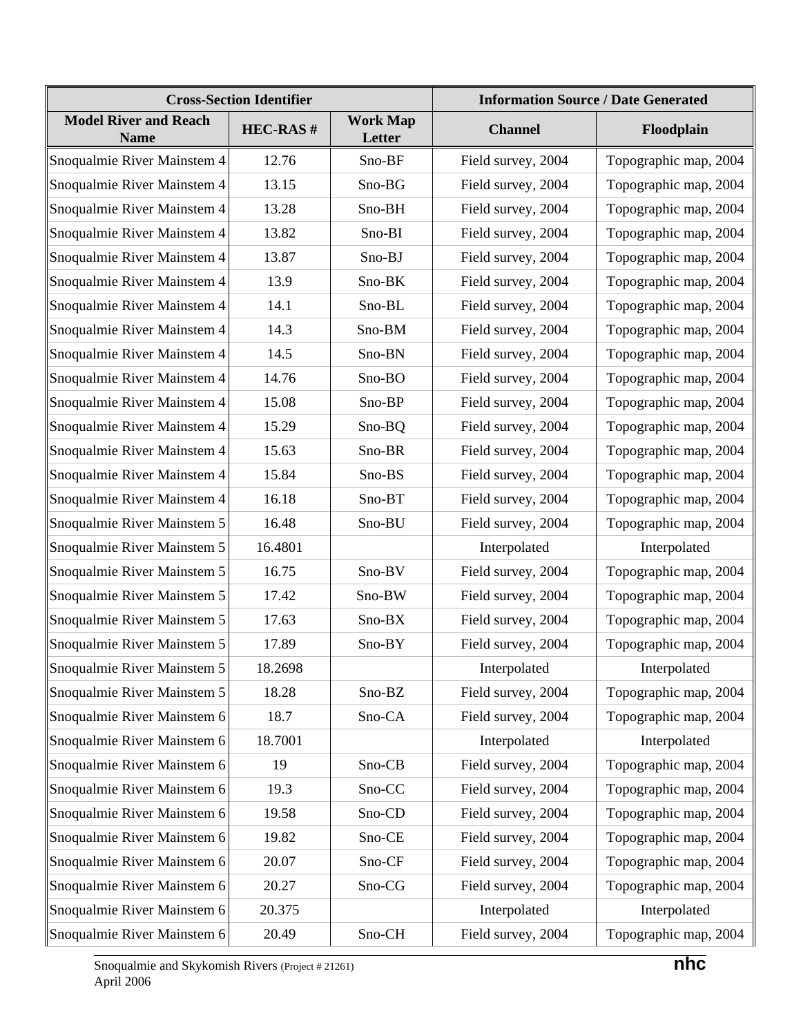| Cross-Section Identifier | | | Information Source / Date Generated | |
|---|---|---|---|---|
| Model River and Reach Name | HEC-RAS # | Work Map Letter | Channel | Floodplain |
| Snoqualmie River Mainstem 4 | 12.76 | Sno-BF | Field survey, 2004 | Topographic map, 2004 |
| Snoqualmie River Mainstem 4 | 13.15 | Sno-BG | Field survey, 2004 | Topographic map, 2004 |
| Snoqualmie River Mainstem 4 | 13.28 | Sno-BH | Field survey, 2004 | Topographic map, 2004 |
| Snoqualmie River Mainstem 4 | 13.82 | Sno-BI | Field survey, 2004 | Topographic map, 2004 |
| Snoqualmie River Mainstem 4 | 13.87 | Sno-BJ | Field survey, 2004 | Topographic map, 2004 |
| Snoqualmie River Mainstem 4 | 13.9 | Sno-BK | Field survey, 2004 | Topographic map, 2004 |
| Snoqualmie River Mainstem 4 | 14.1 | Sno-BL | Field survey, 2004 | Topographic map, 2004 |
| Snoqualmie River Mainstem 4 | 14.3 | Sno-BM | Field survey, 2004 | Topographic map, 2004 |
| Snoqualmie River Mainstem 4 | 14.5 | Sno-BN | Field survey, 2004 | Topographic map, 2004 |
| Snoqualmie River Mainstem 4 | 14.76 | Sno-BO | Field survey, 2004 | Topographic map, 2004 |
| Snoqualmie River Mainstem 4 | 15.08 | Sno-BP | Field survey, 2004 | Topographic map, 2004 |
| Snoqualmie River Mainstem 4 | 15.29 | Sno-BQ | Field survey, 2004 | Topographic map, 2004 |
| Snoqualmie River Mainstem 4 | 15.63 | Sno-BR | Field survey, 2004 | Topographic map, 2004 |
| Snoqualmie River Mainstem 4 | 15.84 | Sno-BS | Field survey, 2004 | Topographic map, 2004 |
| Snoqualmie River Mainstem 4 | 16.18 | Sno-BT | Field survey, 2004 | Topographic map, 2004 |
| Snoqualmie River Mainstem 5 | 16.48 | Sno-BU | Field survey, 2004 | Topographic map, 2004 |
| Snoqualmie River Mainstem 5 | 16.4801 | | Interpolated | Interpolated |
| Snoqualmie River Mainstem 5 | 16.75 | Sno-BV | Field survey, 2004 | Topographic map, 2004 |
| Snoqualmie River Mainstem 5 | 17.42 | Sno-BW | Field survey, 2004 | Topographic map, 2004 |
| Snoqualmie River Mainstem 5 | 17.63 | Sno-BX | Field survey, 2004 | Topographic map, 2004 |
| Snoqualmie River Mainstem 5 | 17.89 | Sno-BY | Field survey, 2004 | Topographic map, 2004 |
| Snoqualmie River Mainstem 5 | 18.2698 | | Interpolated | Interpolated |
| Snoqualmie River Mainstem 5 | 18.28 | Sno-BZ | Field survey, 2004 | Topographic map, 2004 |
| Snoqualmie River Mainstem 6 | 18.7 | Sno-CA | Field survey, 2004 | Topographic map, 2004 |
| Snoqualmie River Mainstem 6 | 18.7001 | | Interpolated | Interpolated |
| Snoqualmie River Mainstem 6 | 19 | Sno-CB | Field survey, 2004 | Topographic map, 2004 |
| Snoqualmie River Mainstem 6 | 19.3 | Sno-CC | Field survey, 2004 | Topographic map, 2004 |
| Snoqualmie River Mainstem 6 | 19.58 | Sno-CD | Field survey, 2004 | Topographic map, 2004 |
| Snoqualmie River Mainstem 6 | 19.82 | Sno-CE | Field survey, 2004 | Topographic map, 2004 |
| Snoqualmie River Mainstem 6 | 20.07 | Sno-CF | Field survey, 2004 | Topographic map, 2004 |
| Snoqualmie River Mainstem 6 | 20.27 | Sno-CG | Field survey, 2004 | Topographic map, 2004 |
| Snoqualmie River Mainstem 6 | 20.375 | | Interpolated | Interpolated |
| Snoqualmie River Mainstem 6 | 20.49 | Sno-CH | Field survey, 2004 | Topographic map, 2004 |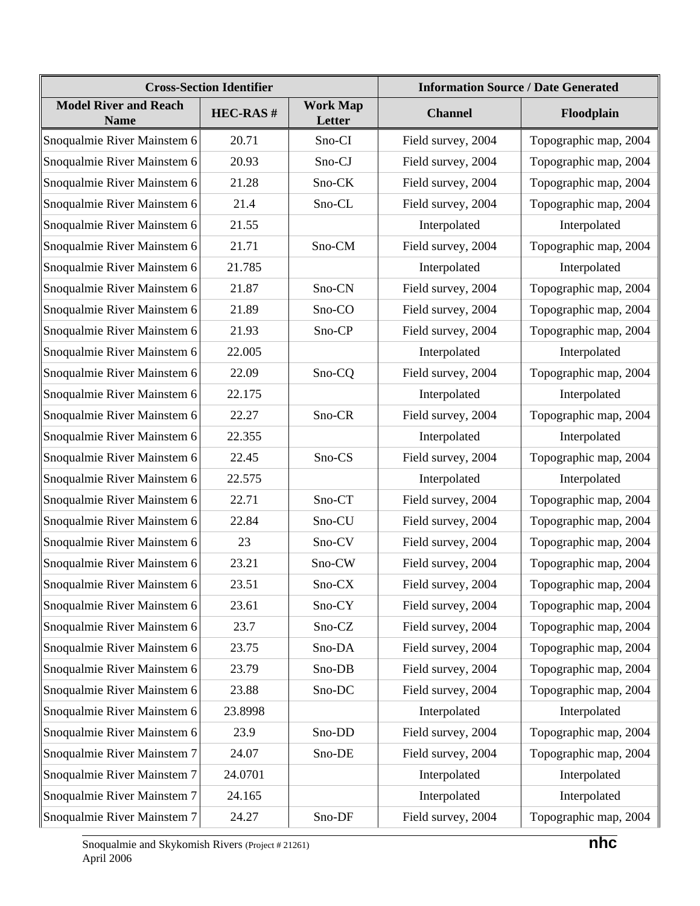| Cross-Section Identifier | | | Information Source / Date Generated | |
|---|---|---|---|---|
| Model River and Reach Name | HEC-RAS # | Work Map Letter | Channel | Floodplain |
| Snoqualmie River Mainstem 6 | 20.71 | Sno-CI | Field survey, 2004 | Topographic map, 2004 |
| Snoqualmie River Mainstem 6 | 20.93 | Sno-CJ | Field survey, 2004 | Topographic map, 2004 |
| Snoqualmie River Mainstem 6 | 21.28 | Sno-CK | Field survey, 2004 | Topographic map, 2004 |
| Snoqualmie River Mainstem 6 | 21.4 | Sno-CL | Field survey, 2004 | Topographic map, 2004 |
| Snoqualmie River Mainstem 6 | 21.55 | | Interpolated | Interpolated |
| Snoqualmie River Mainstem 6 | 21.71 | Sno-CM | Field survey, 2004 | Topographic map, 2004 |
| Snoqualmie River Mainstem 6 | 21.785 | | Interpolated | Interpolated |
| Snoqualmie River Mainstem 6 | 21.87 | Sno-CN | Field survey, 2004 | Topographic map, 2004 |
| Snoqualmie River Mainstem 6 | 21.89 | Sno-CO | Field survey, 2004 | Topographic map, 2004 |
| Snoqualmie River Mainstem 6 | 21.93 | Sno-CP | Field survey, 2004 | Topographic map, 2004 |
| Snoqualmie River Mainstem 6 | 22.005 | | Interpolated | Interpolated |
| Snoqualmie River Mainstem 6 | 22.09 | Sno-CQ | Field survey, 2004 | Topographic map, 2004 |
| Snoqualmie River Mainstem 6 | 22.175 | | Interpolated | Interpolated |
| Snoqualmie River Mainstem 6 | 22.27 | Sno-CR | Field survey, 2004 | Topographic map, 2004 |
| Snoqualmie River Mainstem 6 | 22.355 | | Interpolated | Interpolated |
| Snoqualmie River Mainstem 6 | 22.45 | Sno-CS | Field survey, 2004 | Topographic map, 2004 |
| Snoqualmie River Mainstem 6 | 22.575 | | Interpolated | Interpolated |
| Snoqualmie River Mainstem 6 | 22.71 | Sno-CT | Field survey, 2004 | Topographic map, 2004 |
| Snoqualmie River Mainstem 6 | 22.84 | Sno-CU | Field survey, 2004 | Topographic map, 2004 |
| Snoqualmie River Mainstem 6 | 23 | Sno-CV | Field survey, 2004 | Topographic map, 2004 |
| Snoqualmie River Mainstem 6 | 23.21 | Sno-CW | Field survey, 2004 | Topographic map, 2004 |
| Snoqualmie River Mainstem 6 | 23.51 | Sno-CX | Field survey, 2004 | Topographic map, 2004 |
| Snoqualmie River Mainstem 6 | 23.61 | Sno-CY | Field survey, 2004 | Topographic map, 2004 |
| Snoqualmie River Mainstem 6 | 23.7 | Sno-CZ | Field survey, 2004 | Topographic map, 2004 |
| Snoqualmie River Mainstem 6 | 23.75 | Sno-DA | Field survey, 2004 | Topographic map, 2004 |
| Snoqualmie River Mainstem 6 | 23.79 | Sno-DB | Field survey, 2004 | Topographic map, 2004 |
| Snoqualmie River Mainstem 6 | 23.88 | Sno-DC | Field survey, 2004 | Topographic map, 2004 |
| Snoqualmie River Mainstem 6 | 23.8998 | | Interpolated | Interpolated |
| Snoqualmie River Mainstem 6 | 23.9 | Sno-DD | Field survey, 2004 | Topographic map, 2004 |
| Snoqualmie River Mainstem 7 | 24.07 | Sno-DE | Field survey, 2004 | Topographic map, 2004 |
| Snoqualmie River Mainstem 7 | 24.0701 | | Interpolated | Interpolated |
| Snoqualmie River Mainstem 7 | 24.165 | | Interpolated | Interpolated |
| Snoqualmie River Mainstem 7 | 24.27 | Sno-DF | Field survey, 2004 | Topographic map, 2004 |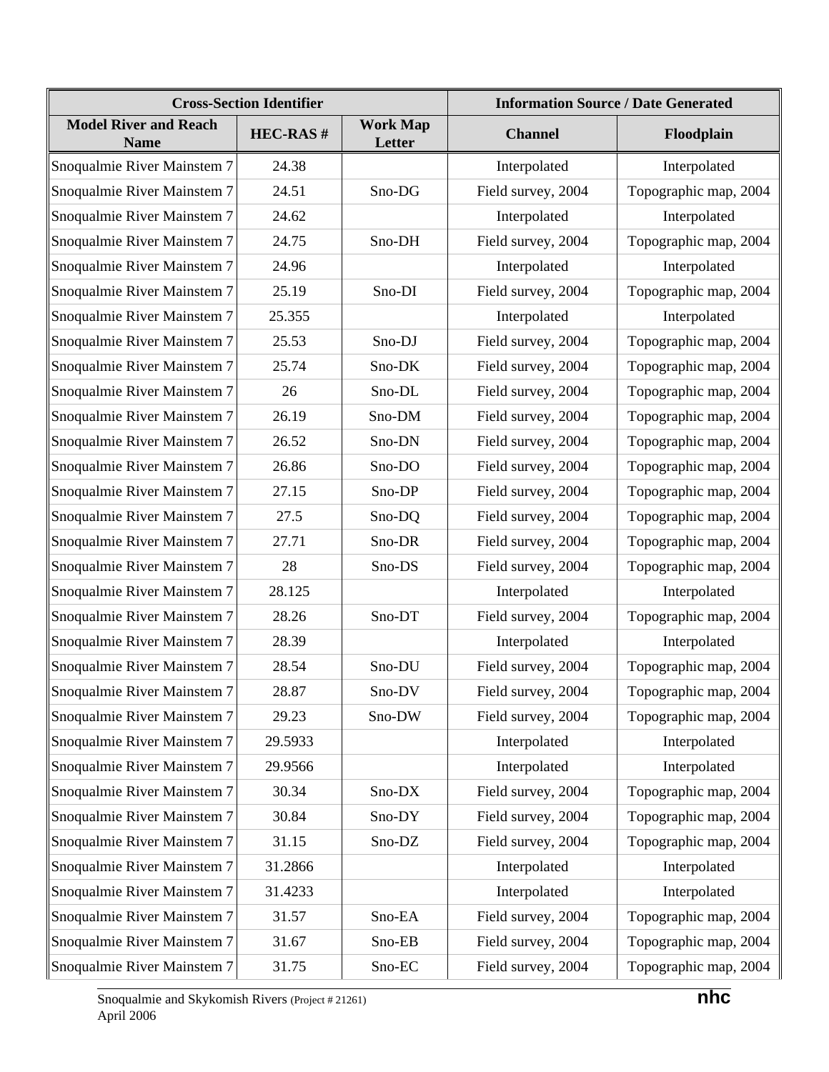| Cross-Section Identifier | | | Information Source / Date Generated | |
|---|---|---|---|---|
| Model River and Reach Name | HEC-RAS # | Work Map Letter | Channel | Floodplain |
| Snoqualmie River Mainstem 7 | 24.38 | | Interpolated | Interpolated |
| Snoqualmie River Mainstem 7 | 24.51 | Sno-DG | Field survey, 2004 | Topographic map, 2004 |
| Snoqualmie River Mainstem 7 | 24.62 | | Interpolated | Interpolated |
| Snoqualmie River Mainstem 7 | 24.75 | Sno-DH | Field survey, 2004 | Topographic map, 2004 |
| Snoqualmie River Mainstem 7 | 24.96 | | Interpolated | Interpolated |
| Snoqualmie River Mainstem 7 | 25.19 | Sno-DI | Field survey, 2004 | Topographic map, 2004 |
| Snoqualmie River Mainstem 7 | 25.355 | | Interpolated | Interpolated |
| Snoqualmie River Mainstem 7 | 25.53 | Sno-DJ | Field survey, 2004 | Topographic map, 2004 |
| Snoqualmie River Mainstem 7 | 25.74 | Sno-DK | Field survey, 2004 | Topographic map, 2004 |
| Snoqualmie River Mainstem 7 | 26 | Sno-DL | Field survey, 2004 | Topographic map, 2004 |
| Snoqualmie River Mainstem 7 | 26.19 | Sno-DM | Field survey, 2004 | Topographic map, 2004 |
| Snoqualmie River Mainstem 7 | 26.52 | Sno-DN | Field survey, 2004 | Topographic map, 2004 |
| Snoqualmie River Mainstem 7 | 26.86 | Sno-DO | Field survey, 2004 | Topographic map, 2004 |
| Snoqualmie River Mainstem 7 | 27.15 | Sno-DP | Field survey, 2004 | Topographic map, 2004 |
| Snoqualmie River Mainstem 7 | 27.5 | Sno-DQ | Field survey, 2004 | Topographic map, 2004 |
| Snoqualmie River Mainstem 7 | 27.71 | Sno-DR | Field survey, 2004 | Topographic map, 2004 |
| Snoqualmie River Mainstem 7 | 28 | Sno-DS | Field survey, 2004 | Topographic map, 2004 |
| Snoqualmie River Mainstem 7 | 28.125 | | Interpolated | Interpolated |
| Snoqualmie River Mainstem 7 | 28.26 | Sno-DT | Field survey, 2004 | Topographic map, 2004 |
| Snoqualmie River Mainstem 7 | 28.39 | | Interpolated | Interpolated |
| Snoqualmie River Mainstem 7 | 28.54 | Sno-DU | Field survey, 2004 | Topographic map, 2004 |
| Snoqualmie River Mainstem 7 | 28.87 | Sno-DV | Field survey, 2004 | Topographic map, 2004 |
| Snoqualmie River Mainstem 7 | 29.23 | Sno-DW | Field survey, 2004 | Topographic map, 2004 |
| Snoqualmie River Mainstem 7 | 29.5933 | | Interpolated | Interpolated |
| Snoqualmie River Mainstem 7 | 29.9566 | | Interpolated | Interpolated |
| Snoqualmie River Mainstem 7 | 30.34 | Sno-DX | Field survey, 2004 | Topographic map, 2004 |
| Snoqualmie River Mainstem 7 | 30.84 | Sno-DY | Field survey, 2004 | Topographic map, 2004 |
| Snoqualmie River Mainstem 7 | 31.15 | Sno-DZ | Field survey, 2004 | Topographic map, 2004 |
| Snoqualmie River Mainstem 7 | 31.2866 | | Interpolated | Interpolated |
| Snoqualmie River Mainstem 7 | 31.4233 | | Interpolated | Interpolated |
| Snoqualmie River Mainstem 7 | 31.57 | Sno-EA | Field survey, 2004 | Topographic map, 2004 |
| Snoqualmie River Mainstem 7 | 31.67 | Sno-EB | Field survey, 2004 | Topographic map, 2004 |
| Snoqualmie River Mainstem 7 | 31.75 | Sno-EC | Field survey, 2004 | Topographic map, 2004 |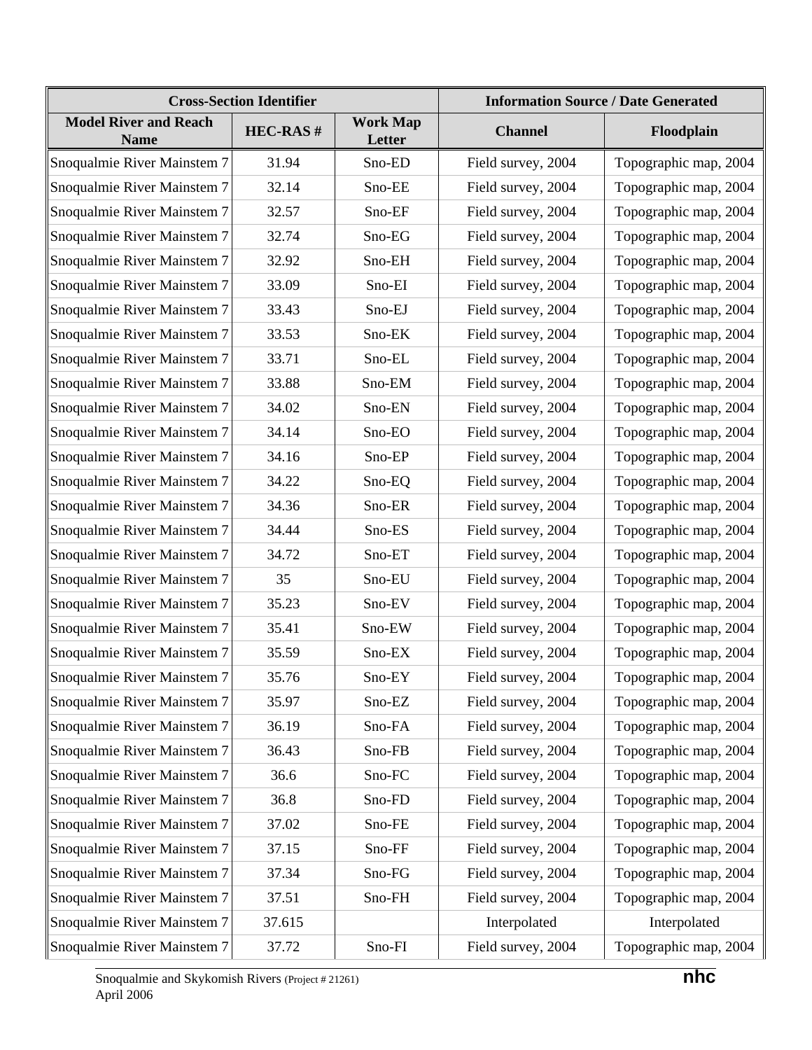| Cross-Section Identifier | | | Information Source / Date Generated | |
|---|---|---|---|---|
| Model River and Reach Name | HEC-RAS # | Work Map Letter | Channel | Floodplain |
| Snoqualmie River Mainstem 7 | 31.94 | Sno-ED | Field survey, 2004 | Topographic map, 2004 |
| Snoqualmie River Mainstem 7 | 32.14 | Sno-EE | Field survey, 2004 | Topographic map, 2004 |
| Snoqualmie River Mainstem 7 | 32.57 | Sno-EF | Field survey, 2004 | Topographic map, 2004 |
| Snoqualmie River Mainstem 7 | 32.74 | Sno-EG | Field survey, 2004 | Topographic map, 2004 |
| Snoqualmie River Mainstem 7 | 32.92 | Sno-EH | Field survey, 2004 | Topographic map, 2004 |
| Snoqualmie River Mainstem 7 | 33.09 | Sno-EI | Field survey, 2004 | Topographic map, 2004 |
| Snoqualmie River Mainstem 7 | 33.43 | Sno-EJ | Field survey, 2004 | Topographic map, 2004 |
| Snoqualmie River Mainstem 7 | 33.53 | Sno-EK | Field survey, 2004 | Topographic map, 2004 |
| Snoqualmie River Mainstem 7 | 33.71 | Sno-EL | Field survey, 2004 | Topographic map, 2004 |
| Snoqualmie River Mainstem 7 | 33.88 | Sno-EM | Field survey, 2004 | Topographic map, 2004 |
| Snoqualmie River Mainstem 7 | 34.02 | Sno-EN | Field survey, 2004 | Topographic map, 2004 |
| Snoqualmie River Mainstem 7 | 34.14 | Sno-EO | Field survey, 2004 | Topographic map, 2004 |
| Snoqualmie River Mainstem 7 | 34.16 | Sno-EP | Field survey, 2004 | Topographic map, 2004 |
| Snoqualmie River Mainstem 7 | 34.22 | Sno-EQ | Field survey, 2004 | Topographic map, 2004 |
| Snoqualmie River Mainstem 7 | 34.36 | Sno-ER | Field survey, 2004 | Topographic map, 2004 |
| Snoqualmie River Mainstem 7 | 34.44 | Sno-ES | Field survey, 2004 | Topographic map, 2004 |
| Snoqualmie River Mainstem 7 | 34.72 | Sno-ET | Field survey, 2004 | Topographic map, 2004 |
| Snoqualmie River Mainstem 7 | 35 | Sno-EU | Field survey, 2004 | Topographic map, 2004 |
| Snoqualmie River Mainstem 7 | 35.23 | Sno-EV | Field survey, 2004 | Topographic map, 2004 |
| Snoqualmie River Mainstem 7 | 35.41 | Sno-EW | Field survey, 2004 | Topographic map, 2004 |
| Snoqualmie River Mainstem 7 | 35.59 | Sno-EX | Field survey, 2004 | Topographic map, 2004 |
| Snoqualmie River Mainstem 7 | 35.76 | Sno-EY | Field survey, 2004 | Topographic map, 2004 |
| Snoqualmie River Mainstem 7 | 35.97 | Sno-EZ | Field survey, 2004 | Topographic map, 2004 |
| Snoqualmie River Mainstem 7 | 36.19 | Sno-FA | Field survey, 2004 | Topographic map, 2004 |
| Snoqualmie River Mainstem 7 | 36.43 | Sno-FB | Field survey, 2004 | Topographic map, 2004 |
| Snoqualmie River Mainstem 7 | 36.6 | Sno-FC | Field survey, 2004 | Topographic map, 2004 |
| Snoqualmie River Mainstem 7 | 36.8 | Sno-FD | Field survey, 2004 | Topographic map, 2004 |
| Snoqualmie River Mainstem 7 | 37.02 | Sno-FE | Field survey, 2004 | Topographic map, 2004 |
| Snoqualmie River Mainstem 7 | 37.15 | Sno-FF | Field survey, 2004 | Topographic map, 2004 |
| Snoqualmie River Mainstem 7 | 37.34 | Sno-FG | Field survey, 2004 | Topographic map, 2004 |
| Snoqualmie River Mainstem 7 | 37.51 | Sno-FH | Field survey, 2004 | Topographic map, 2004 |
| Snoqualmie River Mainstem 7 | 37.615 | | Interpolated | Interpolated |
| Snoqualmie River Mainstem 7 | 37.72 | Sno-FI | Field survey, 2004 | Topographic map, 2004 |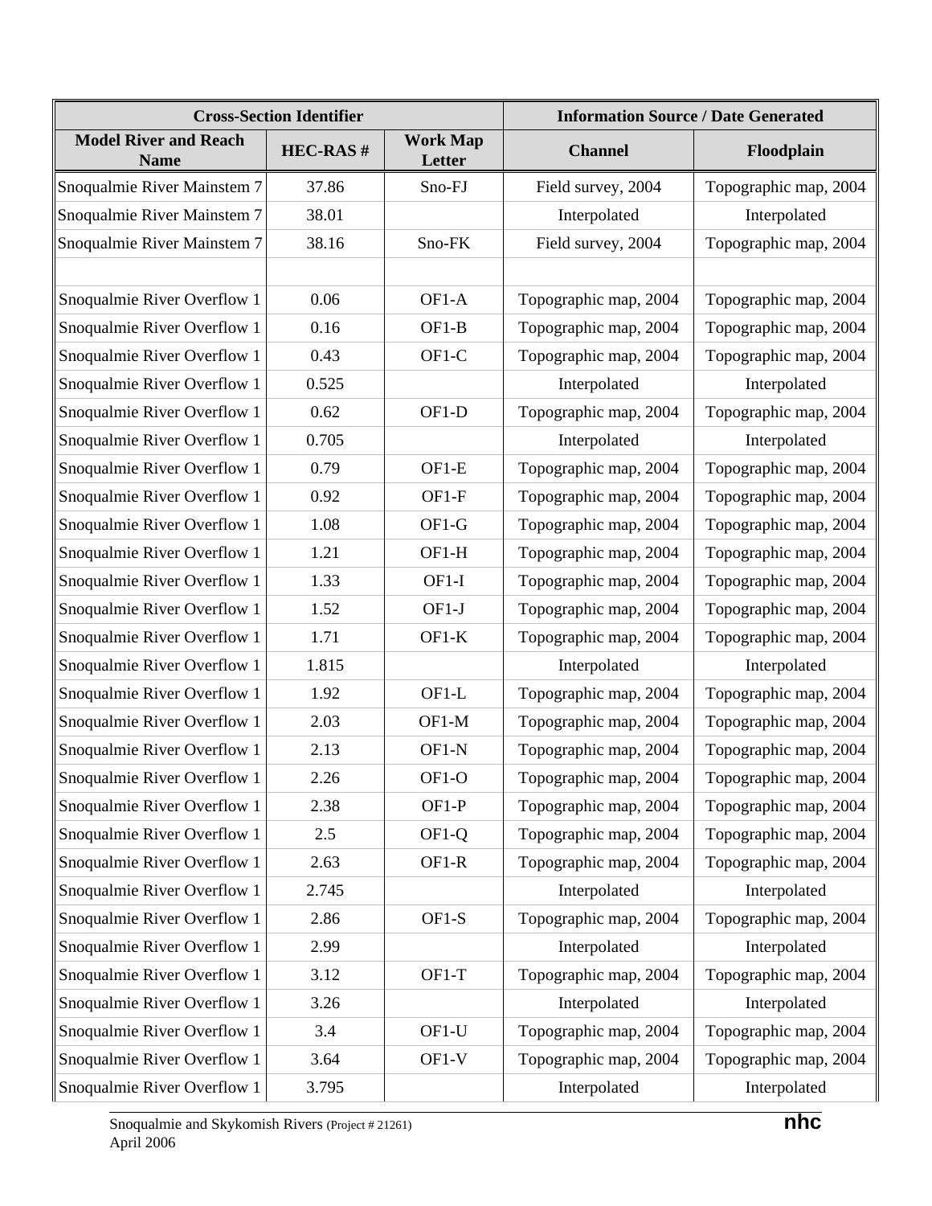| Cross-Section Identifier | | | Information Source / Date Generated | |
|---|---|---|---|---|
| Model River and Reach Name | HEC-RAS # | Work Map Letter | Channel | Floodplain |
| Snoqualmie River Mainstem 7 | 37.86 | Sno-FJ | Field survey, 2004 | Topographic map, 2004 |
| Snoqualmie River Mainstem 7 | 38.01 | | Interpolated | Interpolated |
| Snoqualmie River Mainstem 7 | 38.16 | Sno-FK | Field survey, 2004 | Topographic map, 2004 |
| | | | | |
| Snoqualmie River Overflow 1 | 0.06 | OF1-A | Topographic map, 2004 | Topographic map, 2004 |
| Snoqualmie River Overflow 1 | 0.16 | OF1-B | Topographic map, 2004 | Topographic map, 2004 |
| Snoqualmie River Overflow 1 | 0.43 | OF1-C | Topographic map, 2004 | Topographic map, 2004 |
| Snoqualmie River Overflow 1 | 0.525 | | Interpolated | Interpolated |
| Snoqualmie River Overflow 1 | 0.62 | OF1-D | Topographic map, 2004 | Topographic map, 2004 |
| Snoqualmie River Overflow 1 | 0.705 | | Interpolated | Interpolated |
| Snoqualmie River Overflow 1 | 0.79 | OF1-E | Topographic map, 2004 | Topographic map, 2004 |
| Snoqualmie River Overflow 1 | 0.92 | OF1-F | Topographic map, 2004 | Topographic map, 2004 |
| Snoqualmie River Overflow 1 | 1.08 | OF1-G | Topographic map, 2004 | Topographic map, 2004 |
| Snoqualmie River Overflow 1 | 1.21 | OF1-H | Topographic map, 2004 | Topographic map, 2004 |
| Snoqualmie River Overflow 1 | 1.33 | OF1-I | Topographic map, 2004 | Topographic map, 2004 |
| Snoqualmie River Overflow 1 | 1.52 | OF1-J | Topographic map, 2004 | Topographic map, 2004 |
| Snoqualmie River Overflow 1 | 1.71 | OF1-K | Topographic map, 2004 | Topographic map, 2004 |
| Snoqualmie River Overflow 1 | 1.815 | | Interpolated | Interpolated |
| Snoqualmie River Overflow 1 | 1.92 | OF1-L | Topographic map, 2004 | Topographic map, 2004 |
| Snoqualmie River Overflow 1 | 2.03 | OF1-M | Topographic map, 2004 | Topographic map, 2004 |
| Snoqualmie River Overflow 1 | 2.13 | OF1-N | Topographic map, 2004 | Topographic map, 2004 |
| Snoqualmie River Overflow 1 | 2.26 | OF1-O | Topographic map, 2004 | Topographic map, 2004 |
| Snoqualmie River Overflow 1 | 2.38 | OF1-P | Topographic map, 2004 | Topographic map, 2004 |
| Snoqualmie River Overflow 1 | 2.5 | OF1-Q | Topographic map, 2004 | Topographic map, 2004 |
| Snoqualmie River Overflow 1 | 2.63 | OF1-R | Topographic map, 2004 | Topographic map, 2004 |
| Snoqualmie River Overflow 1 | 2.745 | | Interpolated | Interpolated |
| Snoqualmie River Overflow 1 | 2.86 | OF1-S | Topographic map, 2004 | Topographic map, 2004 |
| Snoqualmie River Overflow 1 | 2.99 | | Interpolated | Interpolated |
| Snoqualmie River Overflow 1 | 3.12 | OF1-T | Topographic map, 2004 | Topographic map, 2004 |
| Snoqualmie River Overflow 1 | 3.26 | | Interpolated | Interpolated |
| Snoqualmie River Overflow 1 | 3.4 | OF1-U | Topographic map, 2004 | Topographic map, 2004 |
| Snoqualmie River Overflow 1 | 3.64 | OF1-V | Topographic map, 2004 | Topographic map, 2004 |
| Snoqualmie River Overflow 1 | 3.795 | | Interpolated | Interpolated |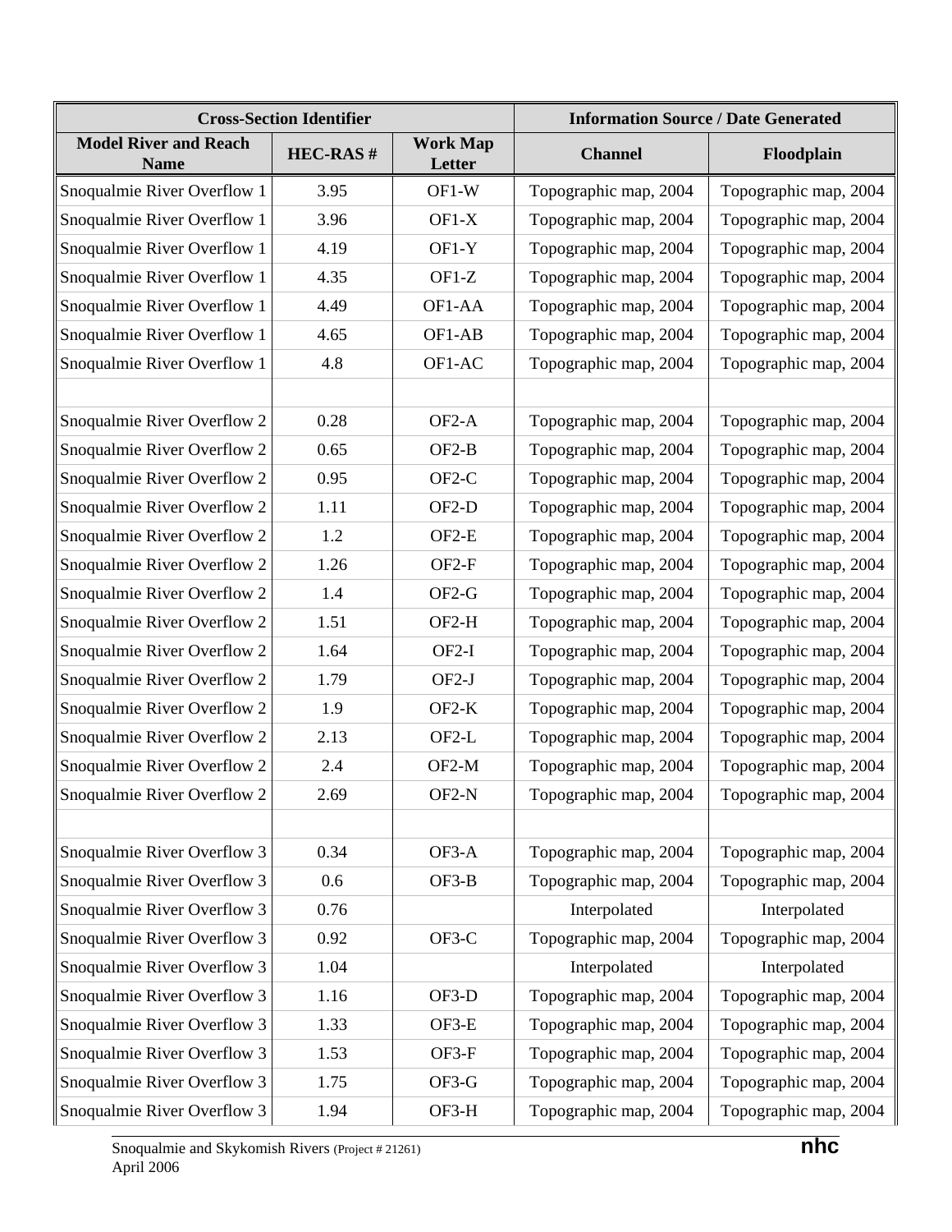| Cross-Section Identifier | | | Information Source / Date Generated | |
|---|---|---|---|---|
| Model River and Reach Name | HEC-RAS # | Work Map Letter | Channel | Floodplain |
| Snoqualmie River Overflow 1 | 3.95 | OF1-W | Topographic map, 2004 | Topographic map, 2004 |
| Snoqualmie River Overflow 1 | 3.96 | OF1-X | Topographic map, 2004 | Topographic map, 2004 |
| Snoqualmie River Overflow 1 | 4.19 | OF1-Y | Topographic map, 2004 | Topographic map, 2004 |
| Snoqualmie River Overflow 1 | 4.35 | OF1-Z | Topographic map, 2004 | Topographic map, 2004 |
| Snoqualmie River Overflow 1 | 4.49 | OF1-AA | Topographic map, 2004 | Topographic map, 2004 |
| Snoqualmie River Overflow 1 | 4.65 | OF1-AB | Topographic map, 2004 | Topographic map, 2004 |
| Snoqualmie River Overflow 1 | 4.8 | OF1-AC | Topographic map, 2004 | Topographic map, 2004 |
| | | | | |
| Snoqualmie River Overflow 2 | 0.28 | OF2-A | Topographic map, 2004 | Topographic map, 2004 |
| Snoqualmie River Overflow 2 | 0.65 | OF2-B | Topographic map, 2004 | Topographic map, 2004 |
| Snoqualmie River Overflow 2 | 0.95 | OF2-C | Topographic map, 2004 | Topographic map, 2004 |
| Snoqualmie River Overflow 2 | 1.11 | OF2-D | Topographic map, 2004 | Topographic map, 2004 |
| Snoqualmie River Overflow 2 | 1.2 | OF2-E | Topographic map, 2004 | Topographic map, 2004 |
| Snoqualmie River Overflow 2 | 1.26 | OF2-F | Topographic map, 2004 | Topographic map, 2004 |
| Snoqualmie River Overflow 2 | 1.4 | OF2-G | Topographic map, 2004 | Topographic map, 2004 |
| Snoqualmie River Overflow 2 | 1.51 | OF2-H | Topographic map, 2004 | Topographic map, 2004 |
| Snoqualmie River Overflow 2 | 1.64 | OF2-I | Topographic map, 2004 | Topographic map, 2004 |
| Snoqualmie River Overflow 2 | 1.79 | OF2-J | Topographic map, 2004 | Topographic map, 2004 |
| Snoqualmie River Overflow 2 | 1.9 | OF2-K | Topographic map, 2004 | Topographic map, 2004 |
| Snoqualmie River Overflow 2 | 2.13 | OF2-L | Topographic map, 2004 | Topographic map, 2004 |
| Snoqualmie River Overflow 2 | 2.4 | OF2-M | Topographic map, 2004 | Topographic map, 2004 |
| Snoqualmie River Overflow 2 | 2.69 | OF2-N | Topographic map, 2004 | Topographic map, 2004 |
| | | | | |
| Snoqualmie River Overflow 3 | 0.34 | OF3-A | Topographic map, 2004 | Topographic map, 2004 |
| Snoqualmie River Overflow 3 | 0.6 | OF3-B | Topographic map, 2004 | Topographic map, 2004 |
| Snoqualmie River Overflow 3 | 0.76 | | Interpolated | Interpolated |
| Snoqualmie River Overflow 3 | 0.92 | OF3-C | Topographic map, 2004 | Topographic map, 2004 |
| Snoqualmie River Overflow 3 | 1.04 | | Interpolated | Interpolated |
| Snoqualmie River Overflow 3 | 1.16 | OF3-D | Topographic map, 2004 | Topographic map, 2004 |
| Snoqualmie River Overflow 3 | 1.33 | OF3-E | Topographic map, 2004 | Topographic map, 2004 |
| Snoqualmie River Overflow 3 | 1.53 | OF3-F | Topographic map, 2004 | Topographic map, 2004 |
| Snoqualmie River Overflow 3 | 1.75 | OF3-G | Topographic map, 2004 | Topographic map, 2004 |
| Snoqualmie River Overflow 3 | 1.94 | OF3-H | Topographic map, 2004 | Topographic map, 2004 |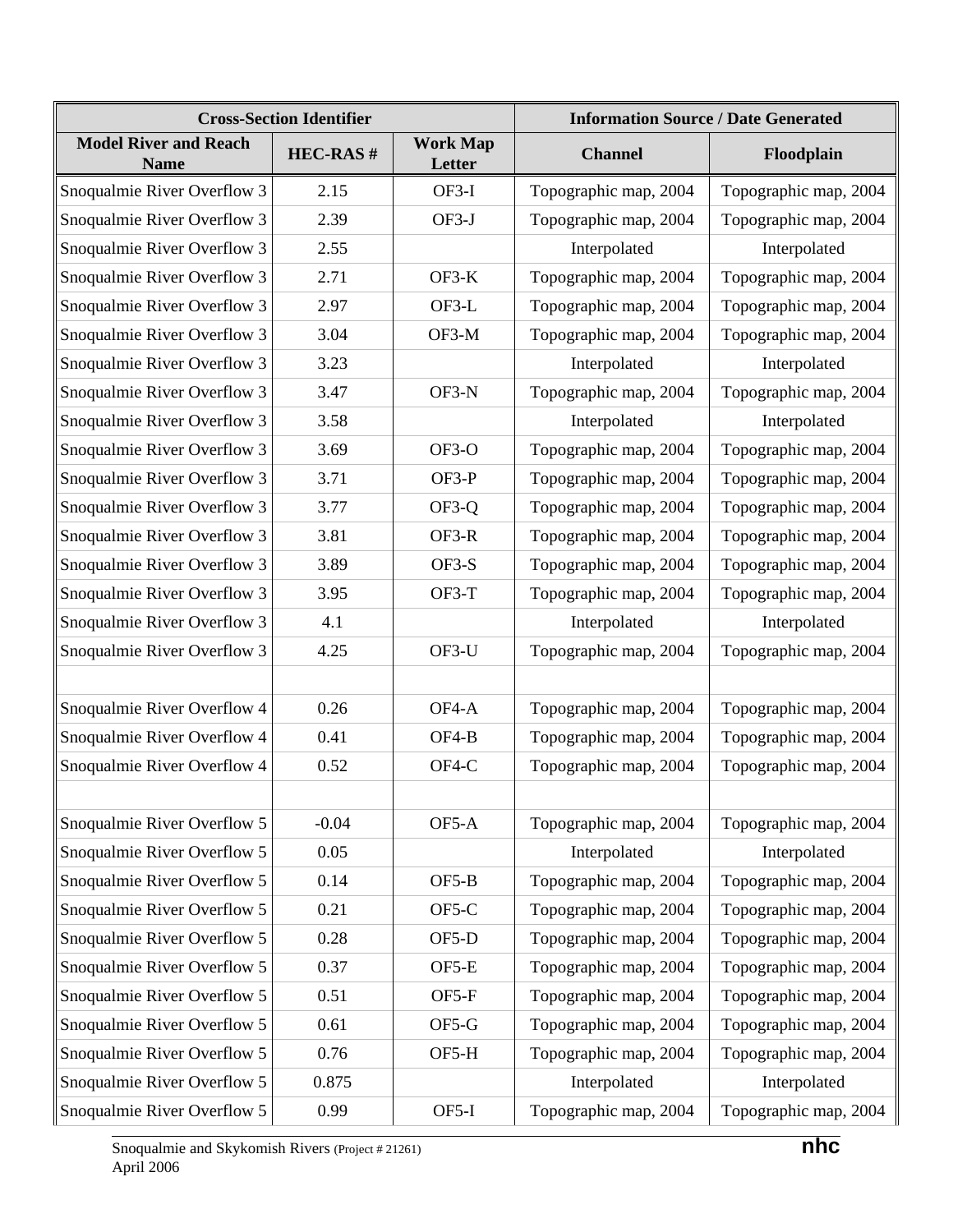| Cross-Section Identifier | | | Information Source / Date Generated | |
|---|---|---|---|---|
| Model River and Reach Name | HEC-RAS # | Work Map Letter | Channel | Floodplain |
| Snoqualmie River Overflow 3 | 2.15 | OF3-I | Topographic map, 2004 | Topographic map, 2004 |
| Snoqualmie River Overflow 3 | 2.39 | OF3-J | Topographic map, 2004 | Topographic map, 2004 |
| Snoqualmie River Overflow 3 | 2.55 | | Interpolated | Interpolated |
| Snoqualmie River Overflow 3 | 2.71 | OF3-K | Topographic map, 2004 | Topographic map, 2004 |
| Snoqualmie River Overflow 3 | 2.97 | OF3-L | Topographic map, 2004 | Topographic map, 2004 |
| Snoqualmie River Overflow 3 | 3.04 | OF3-M | Topographic map, 2004 | Topographic map, 2004 |
| Snoqualmie River Overflow 3 | 3.23 | | Interpolated | Interpolated |
| Snoqualmie River Overflow 3 | 3.47 | OF3-N | Topographic map, 2004 | Topographic map, 2004 |
| Snoqualmie River Overflow 3 | 3.58 | | Interpolated | Interpolated |
| Snoqualmie River Overflow 3 | 3.69 | OF3-O | Topographic map, 2004 | Topographic map, 2004 |
| Snoqualmie River Overflow 3 | 3.71 | OF3-P | Topographic map, 2004 | Topographic map, 2004 |
| Snoqualmie River Overflow 3 | 3.77 | OF3-Q | Topographic map, 2004 | Topographic map, 2004 |
| Snoqualmie River Overflow 3 | 3.81 | OF3-R | Topographic map, 2004 | Topographic map, 2004 |
| Snoqualmie River Overflow 3 | 3.89 | OF3-S | Topographic map, 2004 | Topographic map, 2004 |
| Snoqualmie River Overflow 3 | 3.95 | OF3-T | Topographic map, 2004 | Topographic map, 2004 |
| Snoqualmie River Overflow 3 | 4.1 | | Interpolated | Interpolated |
| Snoqualmie River Overflow 3 | 4.25 | OF3-U | Topographic map, 2004 | Topographic map, 2004 |
| | | | | |
| Snoqualmie River Overflow 4 | 0.26 | OF4-A | Topographic map, 2004 | Topographic map, 2004 |
| Snoqualmie River Overflow 4 | 0.41 | OF4-B | Topographic map, 2004 | Topographic map, 2004 |
| Snoqualmie River Overflow 4 | 0.52 | OF4-C | Topographic map, 2004 | Topographic map, 2004 |
| | | | | |
| Snoqualmie River Overflow 5 | -0.04 | OF5-A | Topographic map, 2004 | Topographic map, 2004 |
| Snoqualmie River Overflow 5 | 0.05 | | Interpolated | Interpolated |
| Snoqualmie River Overflow 5 | 0.14 | OF5-B | Topographic map, 2004 | Topographic map, 2004 |
| Snoqualmie River Overflow 5 | 0.21 | OF5-C | Topographic map, 2004 | Topographic map, 2004 |
| Snoqualmie River Overflow 5 | 0.28 | OF5-D | Topographic map, 2004 | Topographic map, 2004 |
| Snoqualmie River Overflow 5 | 0.37 | OF5-E | Topographic map, 2004 | Topographic map, 2004 |
| Snoqualmie River Overflow 5 | 0.51 | OF5-F | Topographic map, 2004 | Topographic map, 2004 |
| Snoqualmie River Overflow 5 | 0.61 | OF5-G | Topographic map, 2004 | Topographic map, 2004 |
| Snoqualmie River Overflow 5 | 0.76 | OF5-H | Topographic map, 2004 | Topographic map, 2004 |
| Snoqualmie River Overflow 5 | 0.875 | | Interpolated | Interpolated |
| Snoqualmie River Overflow 5 | 0.99 | OF5-I | Topographic map, 2004 | Topographic map, 2004 |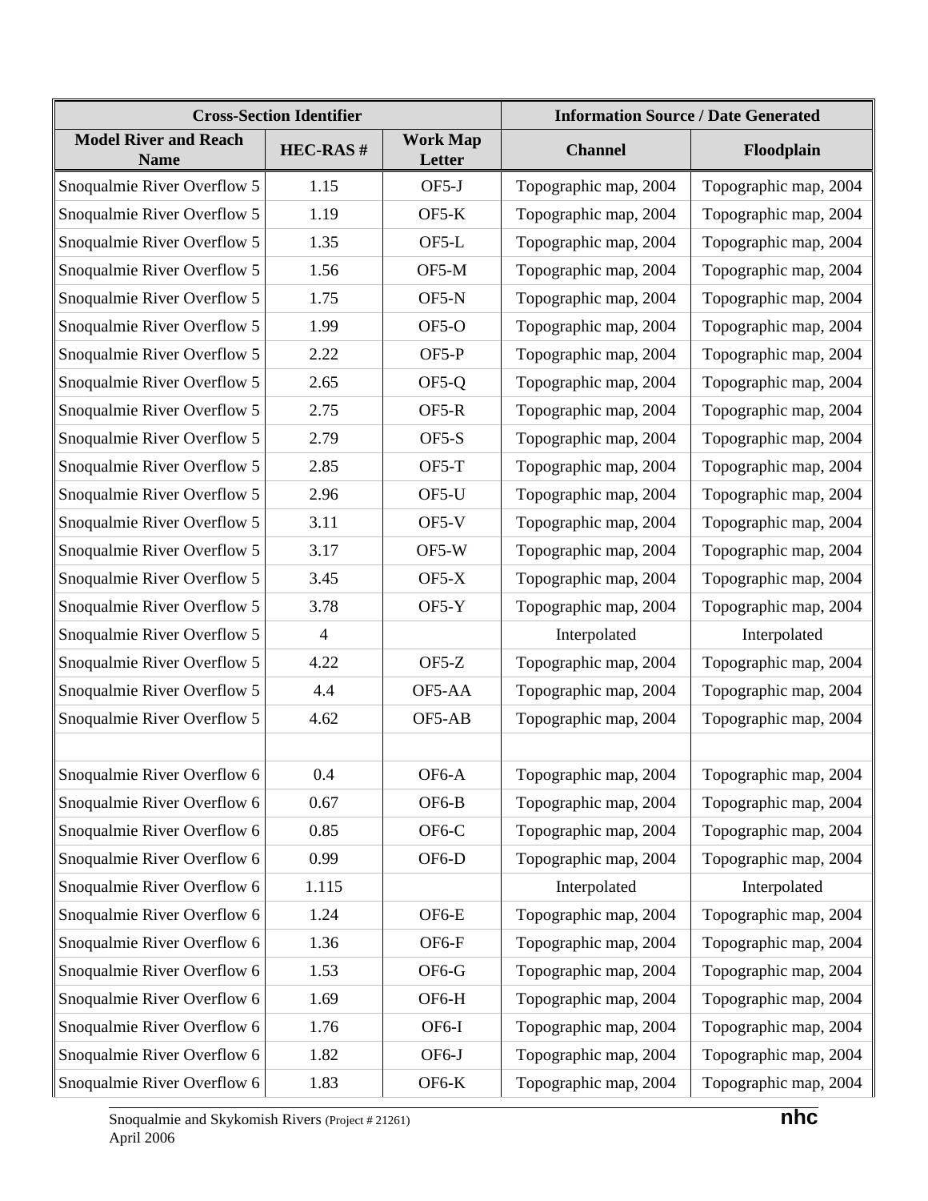| Cross-Section Identifier | | | Information Source / Date Generated | |
|---|---|---|---|---|
| Model River and Reach Name | HEC-RAS # | Work Map Letter | Channel | Floodplain |
| Snoqualmie River Overflow 5 | 1.15 | OF5-J | Topographic map, 2004 | Topographic map, 2004 |
| Snoqualmie River Overflow 5 | 1.19 | OF5-K | Topographic map, 2004 | Topographic map, 2004 |
| Snoqualmie River Overflow 5 | 1.35 | OF5-L | Topographic map, 2004 | Topographic map, 2004 |
| Snoqualmie River Overflow 5 | 1.56 | OF5-M | Topographic map, 2004 | Topographic map, 2004 |
| Snoqualmie River Overflow 5 | 1.75 | OF5-N | Topographic map, 2004 | Topographic map, 2004 |
| Snoqualmie River Overflow 5 | 1.99 | OF5-O | Topographic map, 2004 | Topographic map, 2004 |
| Snoqualmie River Overflow 5 | 2.22 | OF5-P | Topographic map, 2004 | Topographic map, 2004 |
| Snoqualmie River Overflow 5 | 2.65 | OF5-Q | Topographic map, 2004 | Topographic map, 2004 |
| Snoqualmie River Overflow 5 | 2.75 | OF5-R | Topographic map, 2004 | Topographic map, 2004 |
| Snoqualmie River Overflow 5 | 2.79 | OF5-S | Topographic map, 2004 | Topographic map, 2004 |
| Snoqualmie River Overflow 5 | 2.85 | OF5-T | Topographic map, 2004 | Topographic map, 2004 |
| Snoqualmie River Overflow 5 | 2.96 | OF5-U | Topographic map, 2004 | Topographic map, 2004 |
| Snoqualmie River Overflow 5 | 3.11 | OF5-V | Topographic map, 2004 | Topographic map, 2004 |
| Snoqualmie River Overflow 5 | 3.17 | OF5-W | Topographic map, 2004 | Topographic map, 2004 |
| Snoqualmie River Overflow 5 | 3.45 | OF5-X | Topographic map, 2004 | Topographic map, 2004 |
| Snoqualmie River Overflow 5 | 3.78 | OF5-Y | Topographic map, 2004 | Topographic map, 2004 |
| Snoqualmie River Overflow 5 | 4 | | Interpolated | Interpolated |
| Snoqualmie River Overflow 5 | 4.22 | OF5-Z | Topographic map, 2004 | Topographic map, 2004 |
| Snoqualmie River Overflow 5 | 4.4 | OF5-AA | Topographic map, 2004 | Topographic map, 2004 |
| Snoqualmie River Overflow 5 | 4.62 | OF5-AB | Topographic map, 2004 | Topographic map, 2004 |
| | | | | |
| Snoqualmie River Overflow 6 | 0.4 | OF6-A | Topographic map, 2004 | Topographic map, 2004 |
| Snoqualmie River Overflow 6 | 0.67 | OF6-B | Topographic map, 2004 | Topographic map, 2004 |
| Snoqualmie River Overflow 6 | 0.85 | OF6-C | Topographic map, 2004 | Topographic map, 2004 |
| Snoqualmie River Overflow 6 | 0.99 | OF6-D | Topographic map, 2004 | Topographic map, 2004 |
| Snoqualmie River Overflow 6 | 1.115 | | Interpolated | Interpolated |
| Snoqualmie River Overflow 6 | 1.24 | OF6-E | Topographic map, 2004 | Topographic map, 2004 |
| Snoqualmie River Overflow 6 | 1.36 | OF6-F | Topographic map, 2004 | Topographic map, 2004 |
| Snoqualmie River Overflow 6 | 1.53 | OF6-G | Topographic map, 2004 | Topographic map, 2004 |
| Snoqualmie River Overflow 6 | 1.69 | OF6-H | Topographic map, 2004 | Topographic map, 2004 |
| Snoqualmie River Overflow 6 | 1.76 | OF6-I | Topographic map, 2004 | Topographic map, 2004 |
| Snoqualmie River Overflow 6 | 1.82 | OF6-J | Topographic map, 2004 | Topographic map, 2004 |
| Snoqualmie River Overflow 6 | 1.83 | OF6-K | Topographic map, 2004 | Topographic map, 2004 |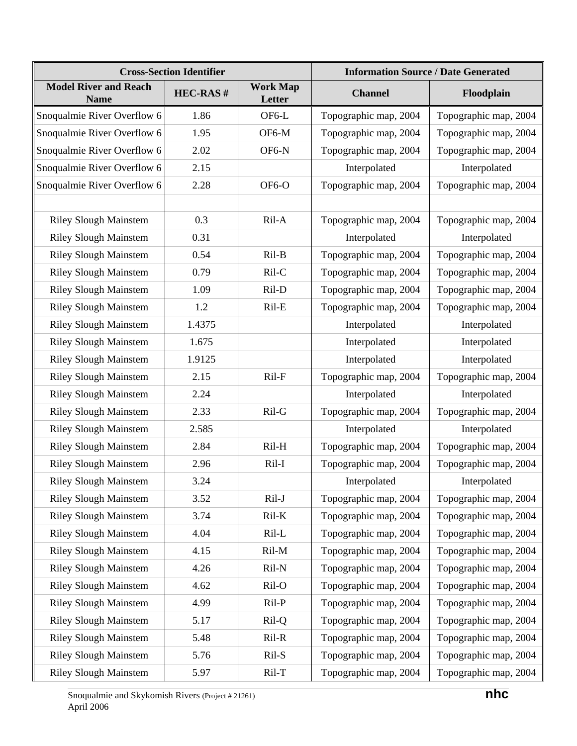| Cross-Section Identifier | | | Information Source / Date Generated | |
|---|---|---|---|---|
| Model River and Reach Name | HEC-RAS # | Work Map Letter | Channel | Floodplain |
| Snoqualmie River Overflow 6 | 1.86 | OF6-L | Topographic map, 2004 | Topographic map, 2004 |
| Snoqualmie River Overflow 6 | 1.95 | OF6-M | Topographic map, 2004 | Topographic map, 2004 |
| Snoqualmie River Overflow 6 | 2.02 | OF6-N | Topographic map, 2004 | Topographic map, 2004 |
| Snoqualmie River Overflow 6 | 2.15 | | Interpolated | Interpolated |
| Snoqualmie River Overflow 6 | 2.28 | OF6-O | Topographic map, 2004 | Topographic map, 2004 |
| | | | | |
| Riley Slough Mainstem | 0.3 | Ril-A | Topographic map, 2004 | Topographic map, 2004 |
| Riley Slough Mainstem | 0.31 | | Interpolated | Interpolated |
| Riley Slough Mainstem | 0.54 | Ril-B | Topographic map, 2004 | Topographic map, 2004 |
| Riley Slough Mainstem | 0.79 | Ril-C | Topographic map, 2004 | Topographic map, 2004 |
| Riley Slough Mainstem | 1.09 | Ril-D | Topographic map, 2004 | Topographic map, 2004 |
| Riley Slough Mainstem | 1.2 | Ril-E | Topographic map, 2004 | Topographic map, 2004 |
| Riley Slough Mainstem | 1.4375 | | Interpolated | Interpolated |
| Riley Slough Mainstem | 1.675 | | Interpolated | Interpolated |
| Riley Slough Mainstem | 1.9125 | | Interpolated | Interpolated |
| Riley Slough Mainstem | 2.15 | Ril-F | Topographic map, 2004 | Topographic map, 2004 |
| Riley Slough Mainstem | 2.24 | | Interpolated | Interpolated |
| Riley Slough Mainstem | 2.33 | Ril-G | Topographic map, 2004 | Topographic map, 2004 |
| Riley Slough Mainstem | 2.585 | | Interpolated | Interpolated |
| Riley Slough Mainstem | 2.84 | Ril-H | Topographic map, 2004 | Topographic map, 2004 |
| Riley Slough Mainstem | 2.96 | Ril-I | Topographic map, 2004 | Topographic map, 2004 |
| Riley Slough Mainstem | 3.24 | | Interpolated | Interpolated |
| Riley Slough Mainstem | 3.52 | Ril-J | Topographic map, 2004 | Topographic map, 2004 |
| Riley Slough Mainstem | 3.74 | Ril-K | Topographic map, 2004 | Topographic map, 2004 |
| Riley Slough Mainstem | 4.04 | Ril-L | Topographic map, 2004 | Topographic map, 2004 |
| Riley Slough Mainstem | 4.15 | Ril-M | Topographic map, 2004 | Topographic map, 2004 |
| Riley Slough Mainstem | 4.26 | Ril-N | Topographic map, 2004 | Topographic map, 2004 |
| Riley Slough Mainstem | 4.62 | Ril-O | Topographic map, 2004 | Topographic map, 2004 |
| Riley Slough Mainstem | 4.99 | Ril-P | Topographic map, 2004 | Topographic map, 2004 |
| Riley Slough Mainstem | 5.17 | Ril-Q | Topographic map, 2004 | Topographic map, 2004 |
| Riley Slough Mainstem | 5.48 | Ril-R | Topographic map, 2004 | Topographic map, 2004 |
| Riley Slough Mainstem | 5.76 | Ril-S | Topographic map, 2004 | Topographic map, 2004 |
| Riley Slough Mainstem | 5.97 | Ril-T | Topographic map, 2004 | Topographic map, 2004 |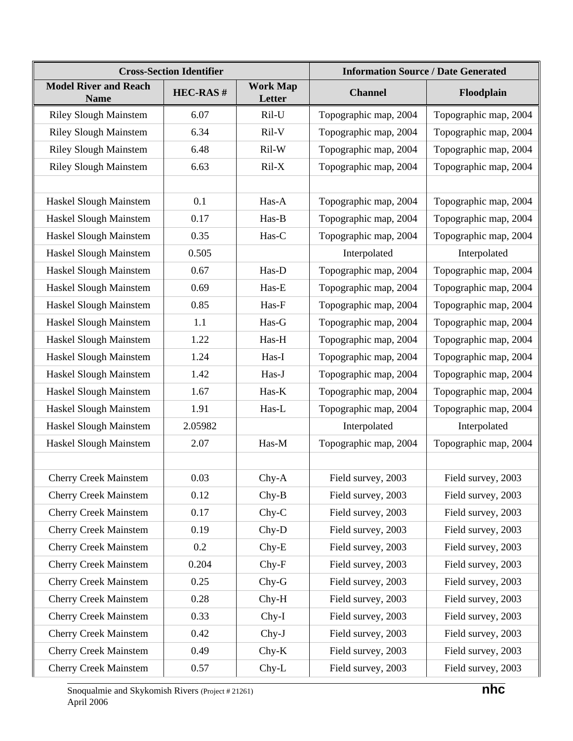| Cross-Section Identifier | | | Information Source / Date Generated | |
|---|---|---|---|---|
| **Model River and Reach Name** | **HEC-RAS #** | **Work Map Letter** | **Channel** | **Floodplain** |
| Riley Slough Mainstem | 6.07 | Ril-U | Topographic map, 2004 | Topographic map, 2004 |
| Riley Slough Mainstem | 6.34 | Ril-V | Topographic map, 2004 | Topographic map, 2004 |
| Riley Slough Mainstem | 6.48 | Ril-W | Topographic map, 2004 | Topographic map, 2004 |
| Riley Slough Mainstem | 6.63 | Ril-X | Topographic map, 2004 | Topographic map, 2004 |
| | | | | |
| Haskel Slough Mainstem | 0.1 | Has-A | Topographic map, 2004 | Topographic map, 2004 |
| Haskel Slough Mainstem | 0.17 | Has-B | Topographic map, 2004 | Topographic map, 2004 |
| Haskel Slough Mainstem | 0.35 | Has-C | Topographic map, 2004 | Topographic map, 2004 |
| Haskel Slough Mainstem | 0.505 | | Interpolated | Interpolated |
| Haskel Slough Mainstem | 0.67 | Has-D | Topographic map, 2004 | Topographic map, 2004 |
| Haskel Slough Mainstem | 0.69 | Has-E | Topographic map, 2004 | Topographic map, 2004 |
| Haskel Slough Mainstem | 0.85 | Has-F | Topographic map, 2004 | Topographic map, 2004 |
| Haskel Slough Mainstem | 1.1 | Has-G | Topographic map, 2004 | Topographic map, 2004 |
| Haskel Slough Mainstem | 1.22 | Has-H | Topographic map, 2004 | Topographic map, 2004 |
| Haskel Slough Mainstem | 1.24 | Has-I | Topographic map, 2004 | Topographic map, 2004 |
| Haskel Slough Mainstem | 1.42 | Has-J | Topographic map, 2004 | Topographic map, 2004 |
| Haskel Slough Mainstem | 1.67 | Has-K | Topographic map, 2004 | Topographic map, 2004 |
| Haskel Slough Mainstem | 1.91 | Has-L | Topographic map, 2004 | Topographic map, 2004 |
| Haskel Slough Mainstem | 2.05982 | | Interpolated | Interpolated |
| Haskel Slough Mainstem | 2.07 | Has-M | Topographic map, 2004 | Topographic map, 2004 |
| | | | | |
| Cherry Creek Mainstem | 0.03 | Chy-A | Field survey, 2003 | Field survey, 2003 |
| Cherry Creek Mainstem | 0.12 | Chy-B | Field survey, 2003 | Field survey, 2003 |
| Cherry Creek Mainstem | 0.17 | Chy-C | Field survey, 2003 | Field survey, 2003 |
| Cherry Creek Mainstem | 0.19 | Chy-D | Field survey, 2003 | Field survey, 2003 |
| Cherry Creek Mainstem | 0.2 | Chy-E | Field survey, 2003 | Field survey, 2003 |
| Cherry Creek Mainstem | 0.204 | Chy-F | Field survey, 2003 | Field survey, 2003 |
| Cherry Creek Mainstem | 0.25 | Chy-G | Field survey, 2003 | Field survey, 2003 |
| Cherry Creek Mainstem | 0.28 | Chy-H | Field survey, 2003 | Field survey, 2003 |
| Cherry Creek Mainstem | 0.33 | Chy-I | Field survey, 2003 | Field survey, 2003 |
| Cherry Creek Mainstem | 0.42 | Chy-J | Field survey, 2003 | Field survey, 2003 |
| Cherry Creek Mainstem | 0.49 | Chy-K | Field survey, 2003 | Field survey, 2003 |
| Cherry Creek Mainstem | 0.57 | Chy-L | Field survey, 2003 | Field survey, 2003 |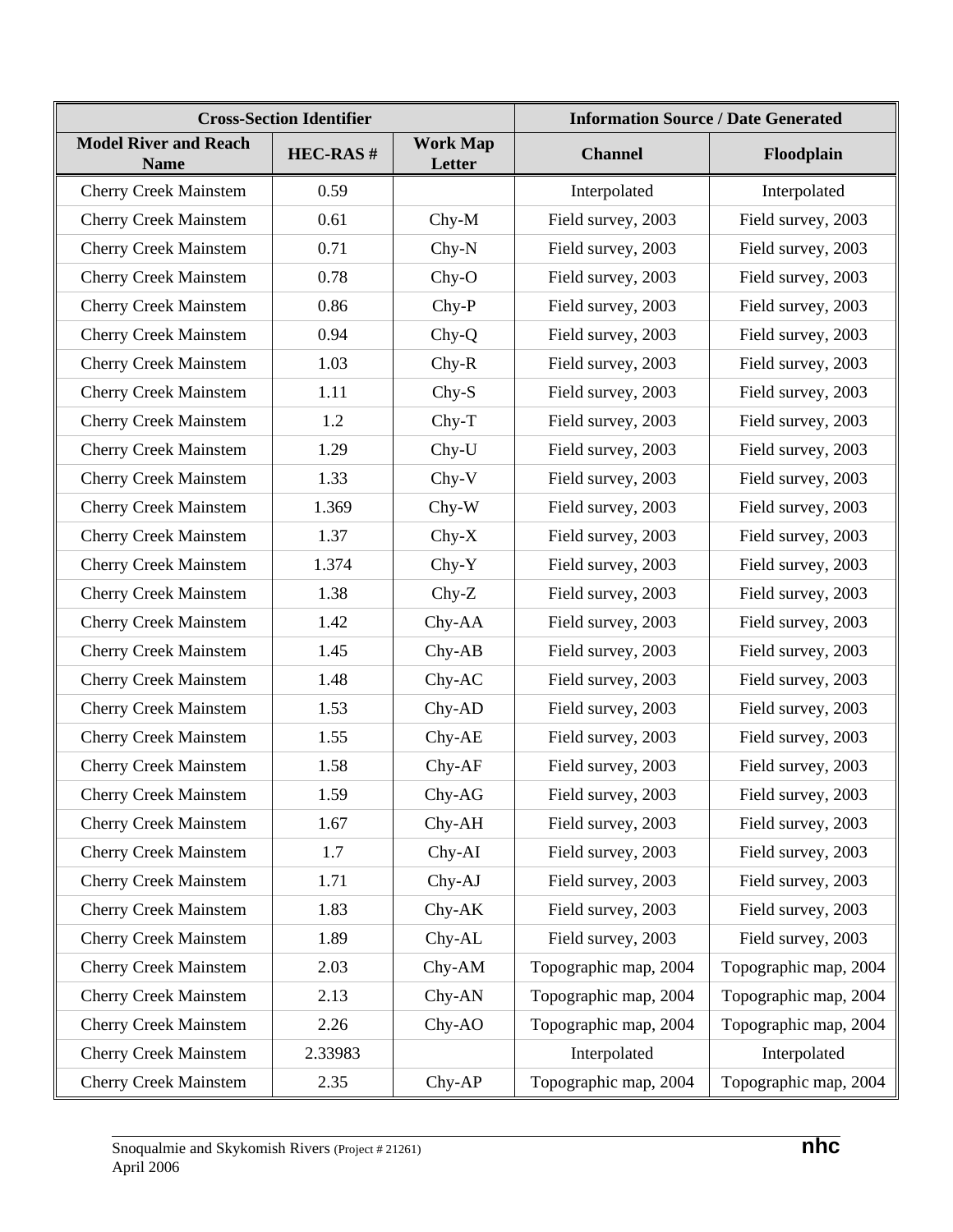| Cross-Section Identifier | | | Information Source / Date Generated | |
|---|---|---|---|---|
| **Model River and Reach Name** | **HEC-RAS #** | **Work Map Letter** | **Channel** | **Floodplain** |
| Cherry Creek Mainstem | 0.59 | | Interpolated | Interpolated |
| Cherry Creek Mainstem | 0.61 | Chy-M | Field survey, 2003 | Field survey, 2003 |
| Cherry Creek Mainstem | 0.71 | Chy-N | Field survey, 2003 | Field survey, 2003 |
| Cherry Creek Mainstem | 0.78 | Chy-O | Field survey, 2003 | Field survey, 2003 |
| Cherry Creek Mainstem | 0.86 | Chy-P | Field survey, 2003 | Field survey, 2003 |
| Cherry Creek Mainstem | 0.94 | Chy-Q | Field survey, 2003 | Field survey, 2003 |
| Cherry Creek Mainstem | 1.03 | Chy-R | Field survey, 2003 | Field survey, 2003 |
| Cherry Creek Mainstem | 1.11 | Chy-S | Field survey, 2003 | Field survey, 2003 |
| Cherry Creek Mainstem | 1.2 | Chy-T | Field survey, 2003 | Field survey, 2003 |
| Cherry Creek Mainstem | 1.29 | Chy-U | Field survey, 2003 | Field survey, 2003 |
| Cherry Creek Mainstem | 1.33 | Chy-V | Field survey, 2003 | Field survey, 2003 |
| Cherry Creek Mainstem | 1.369 | Chy-W | Field survey, 2003 | Field survey, 2003 |
| Cherry Creek Mainstem | 1.37 | Chy-X | Field survey, 2003 | Field survey, 2003 |
| Cherry Creek Mainstem | 1.374 | Chy-Y | Field survey, 2003 | Field survey, 2003 |
| Cherry Creek Mainstem | 1.38 | Chy-Z | Field survey, 2003 | Field survey, 2003 |
| Cherry Creek Mainstem | 1.42 | Chy-AA | Field survey, 2003 | Field survey, 2003 |
| Cherry Creek Mainstem | 1.45 | Chy-AB | Field survey, 2003 | Field survey, 2003 |
| Cherry Creek Mainstem | 1.48 | Chy-AC | Field survey, 2003 | Field survey, 2003 |
| Cherry Creek Mainstem | 1.53 | Chy-AD | Field survey, 2003 | Field survey, 2003 |
| Cherry Creek Mainstem | 1.55 | Chy-AE | Field survey, 2003 | Field survey, 2003 |
| Cherry Creek Mainstem | 1.58 | Chy-AF | Field survey, 2003 | Field survey, 2003 |
| Cherry Creek Mainstem | 1.59 | Chy-AG | Field survey, 2003 | Field survey, 2003 |
| Cherry Creek Mainstem | 1.67 | Chy-AH | Field survey, 2003 | Field survey, 2003 |
| Cherry Creek Mainstem | 1.7 | Chy-AI | Field survey, 2003 | Field survey, 2003 |
| Cherry Creek Mainstem | 1.71 | Chy-AJ | Field survey, 2003 | Field survey, 2003 |
| Cherry Creek Mainstem | 1.83 | Chy-AK | Field survey, 2003 | Field survey, 2003 |
| Cherry Creek Mainstem | 1.89 | Chy-AL | Field survey, 2003 | Field survey, 2003 |
| Cherry Creek Mainstem | 2.03 | Chy-AM | Topographic map, 2004 | Topographic map, 2004 |
| Cherry Creek Mainstem | 2.13 | Chy-AN | Topographic map, 2004 | Topographic map, 2004 |
| Cherry Creek Mainstem | 2.26 | Chy-AO | Topographic map, 2004 | Topographic map, 2004 |
| Cherry Creek Mainstem | 2.33983 | | Interpolated | Interpolated |
| Cherry Creek Mainstem | 2.35 | Chy-AP | Topographic map, 2004 | Topographic map, 2004 |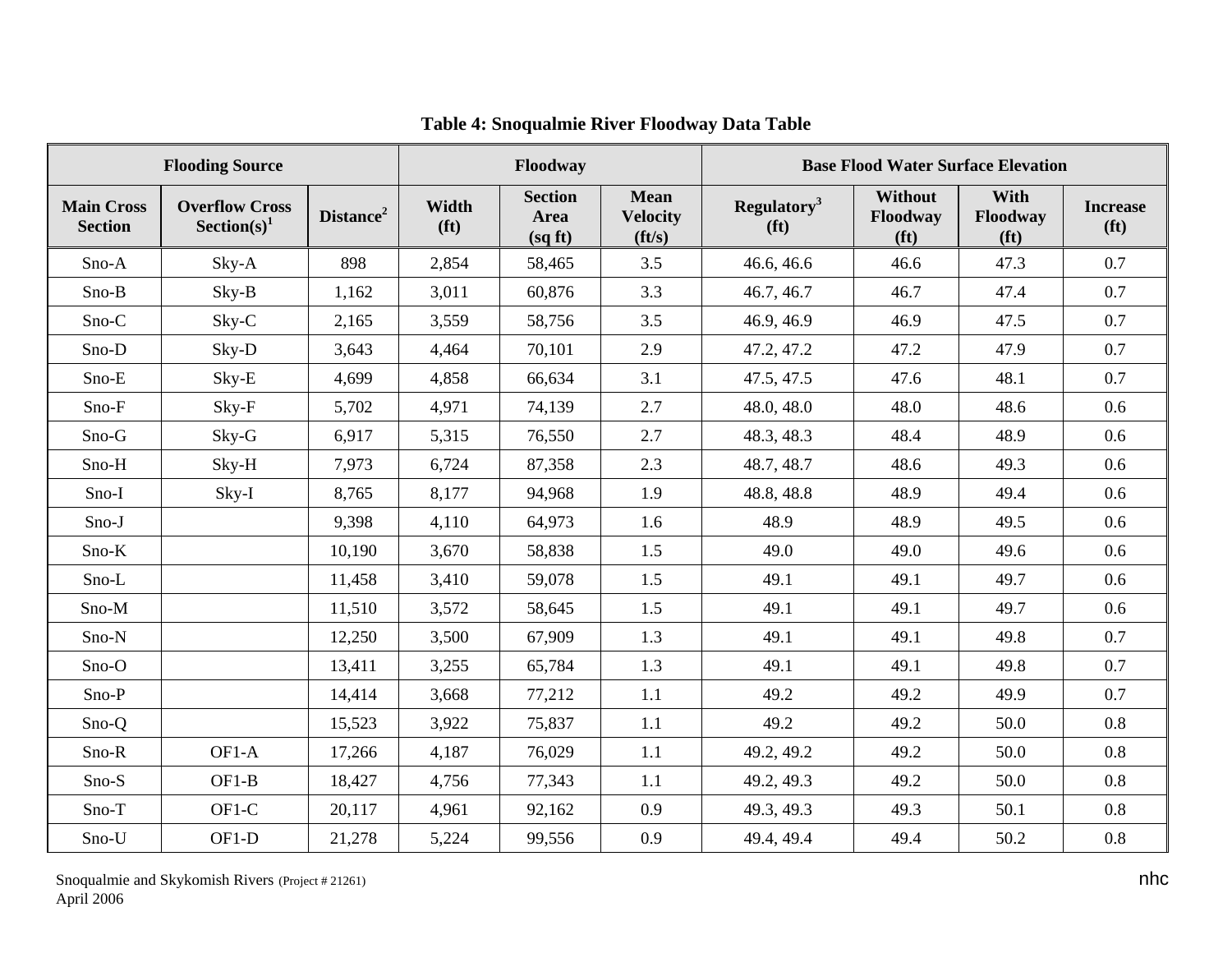## Table 4: Snoqualmie River Floodway Data Table

| Flooding Source | | | Floodway | | | Base Flood Water Surface Elevation | | | |
|---|---|---|---|---|---|---|---|---|---|
| Main Cross Section | Overflow Cross Section(s)[1] | Distance[2] | Width (ft) | Section Area (sq ft) | Mean Velocity (ft/s) | Regulatory[3] (ft) | Without Floodway (ft) | With Floodway (ft) | Increase (ft) |
| Sno-A | Sky-A | 898 | 2,854 | 58,465 | 3.5 | 46.6, 46.6 | 46.6 | 47.3 | 0.7 |
| Sno-B | Sky-B | 1,162 | 3,011 | 60,876 | 3.3 | 46.7, 46.7 | 46.7 | 47.4 | 0.7 |
| Sno-C | Sky-C | 2,165 | 3,559 | 58,756 | 3.5 | 46.9, 46.9 | 46.9 | 47.5 | 0.7 |
| Sno-D | Sky-D | 3,643 | 4,464 | 70,101 | 2.9 | 47.2, 47.2 | 47.2 | 47.9 | 0.7 |
| Sno-E | Sky-E | 4,699 | 4,858 | 66,634 | 3.1 | 47.5, 47.5 | 47.6 | 48.1 | 0.7 |
| Sno-F | Sky-F | 5,702 | 4,971 | 74,139 | 2.7 | 48.0, 48.0 | 48.0 | 48.6 | 0.6 |
| Sno-G | Sky-G | 6,917 | 5,315 | 76,550 | 2.7 | 48.3, 48.3 | 48.4 | 48.9 | 0.6 |
| Sno-H | Sky-H | 7,973 | 6,724 | 87,358 | 2.3 | 48.7, 48.7 | 48.6 | 49.3 | 0.6 |
| Sno-I | Sky-I | 8,765 | 8,177 | 94,968 | 1.9 | 48.8, 48.8 | 48.9 | 49.4 | 0.6 |
| Sno-J | | 9,398 | 4,110 | 64,973 | 1.6 | 48.9 | 48.9 | 49.5 | 0.6 |
| Sno-K | | 10,190 | 3,670 | 58,838 | 1.5 | 49.0 | 49.0 | 49.6 | 0.6 |
| Sno-L | | 11,458 | 3,410 | 59,078 | 1.5 | 49.1 | 49.1 | 49.7 | 0.6 |
| Sno-M | | 11,510 | 3,572 | 58,645 | 1.5 | 49.1 | 49.1 | 49.7 | 0.6 |
| Sno-N | | 12,250 | 3,500 | 67,909 | 1.3 | 49.1 | 49.1 | 49.8 | 0.7 |
| Sno-O | | 13,411 | 3,255 | 65,784 | 1.3 | 49.1 | 49.1 | 49.8 | 0.7 |
| Sno-P | | 14,414 | 3,668 | 77,212 | 1.1 | 49.2 | 49.2 | 49.9 | 0.7 |
| Sno-Q | | 15,523 | 3,922 | 75,837 | 1.1 | 49.2 | 49.2 | 50.0 | 0.8 |
| Sno-R | OF1-A | 17,266 | 4,187 | 76,029 | 1.1 | 49.2, 49.2 | 49.2 | 50.0 | 0.8 |
| Sno-S | OF1-B | 18,427 | 4,756 | 77,343 | 1.1 | 49.2, 49.3 | 49.2 | 50.0 | 0.8 |
| Sno-T | OF1-C | 20,117 | 4,961 | 92,162 | 0.9 | 49.3, 49.3 | 49.3 | 50.1 | 0.8 |
| Sno-U | OF1-D | 21,278 | 5,224 | 99,556 | 0.9 | 49.4, 49.4 | 49.4 | 50.2 | 0.8 |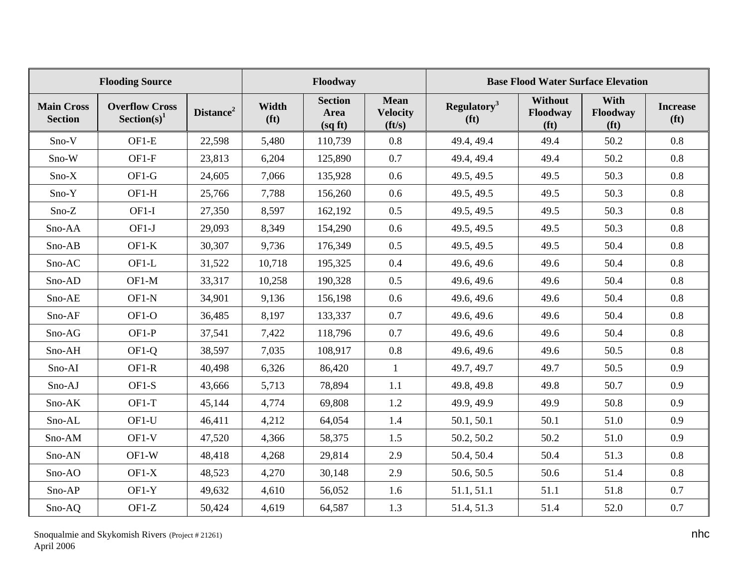| Flooding Source | | | Floodway | | | Base Flood Water Surface Elevation | | | |
|---|---|---|---|---|---|---|---|---|---|
| Main Cross Section | Overflow Cross Section(s)[1] | Distance[2] | Width (ft) | Section Area (sq ft) | Mean Velocity (ft/s) | Regulatory[3] (ft) | Without Floodway (ft) | With Floodway (ft) | Increase (ft) |
| Sno-V | OF1-E | 22,598 | 5,480 | 110,739 | 0.8 | 49.4, 49.4 | 49.4 | 50.2 | 0.8 |
| Sno-W | OF1-F | 23,813 | 6,204 | 125,890 | 0.7 | 49.4, 49.4 | 49.4 | 50.2 | 0.8 |
| Sno-X | OF1-G | 24,605 | 7,066 | 135,928 | 0.6 | 49.5, 49.5 | 49.5 | 50.3 | 0.8 |
| Sno-Y | OF1-H | 25,766 | 7,788 | 156,260 | 0.6 | 49.5, 49.5 | 49.5 | 50.3 | 0.8 |
| Sno-Z | OF1-I | 27,350 | 8,597 | 162,192 | 0.5 | 49.5, 49.5 | 49.5 | 50.3 | 0.8 |
| Sno-AA | OF1-J | 29,093 | 8,349 | 154,290 | 0.6 | 49.5, 49.5 | 49.5 | 50.3 | 0.8 |
| Sno-AB | OF1-K | 30,307 | 9,736 | 176,349 | 0.5 | 49.5, 49.5 | 49.5 | 50.4 | 0.8 |
| Sno-AC | OF1-L | 31,522 | 10,718 | 195,325 | 0.4 | 49.6, 49.6 | 49.6 | 50.4 | 0.8 |
| Sno-AD | OF1-M | 33,317 | 10,258 | 190,328 | 0.5 | 49.6, 49.6 | 49.6 | 50.4 | 0.8 |
| Sno-AE | OF1-N | 34,901 | 9,136 | 156,198 | 0.6 | 49.6, 49.6 | 49.6 | 50.4 | 0.8 |
| Sno-AF | OF1-O | 36,485 | 8,197 | 133,337 | 0.7 | 49.6, 49.6 | 49.6 | 50.4 | 0.8 |
| Sno-AG | OF1-P | 37,541 | 7,422 | 118,796 | 0.7 | 49.6, 49.6 | 49.6 | 50.4 | 0.8 |
| Sno-AH | OF1-Q | 38,597 | 7,035 | 108,917 | 0.8 | 49.6, 49.6 | 49.6 | 50.5 | 0.8 |
| Sno-AI | OF1-R | 40,498 | 6,326 | 86,420 | 1 | 49.7, 49.7 | 49.7 | 50.5 | 0.9 |
| Sno-AJ | OF1-S | 43,666 | 5,713 | 78,894 | 1.1 | 49.8, 49.8 | 49.8 | 50.7 | 0.9 |
| Sno-AK | OF1-T | 45,144 | 4,774 | 69,808 | 1.2 | 49.9, 49.9 | 49.9 | 50.8 | 0.9 |
| Sno-AL | OF1-U | 46,411 | 4,212 | 64,054 | 1.4 | 50.1, 50.1 | 50.1 | 51.0 | 0.9 |
| Sno-AM | OF1-V | 47,520 | 4,366 | 58,375 | 1.5 | 50.2, 50.2 | 50.2 | 51.0 | 0.9 |
| Sno-AN | OF1-W | 48,418 | 4,268 | 29,814 | 2.9 | 50.4, 50.4 | 50.4 | 51.3 | 0.8 |
| Sno-AO | OF1-X | 48,523 | 4,270 | 30,148 | 2.9 | 50.6, 50.5 | 50.6 | 51.4 | 0.8 |
| Sno-AP | OF1-Y | 49,632 | 4,610 | 56,052 | 1.6 | 51.1, 51.1 | 51.1 | 51.8 | 0.7 |
| Sno-AQ | OF1-Z | 50,424 | 4,619 | 64,587 | 1.3 | 51.4, 51.3 | 51.4 | 52.0 | 0.7 |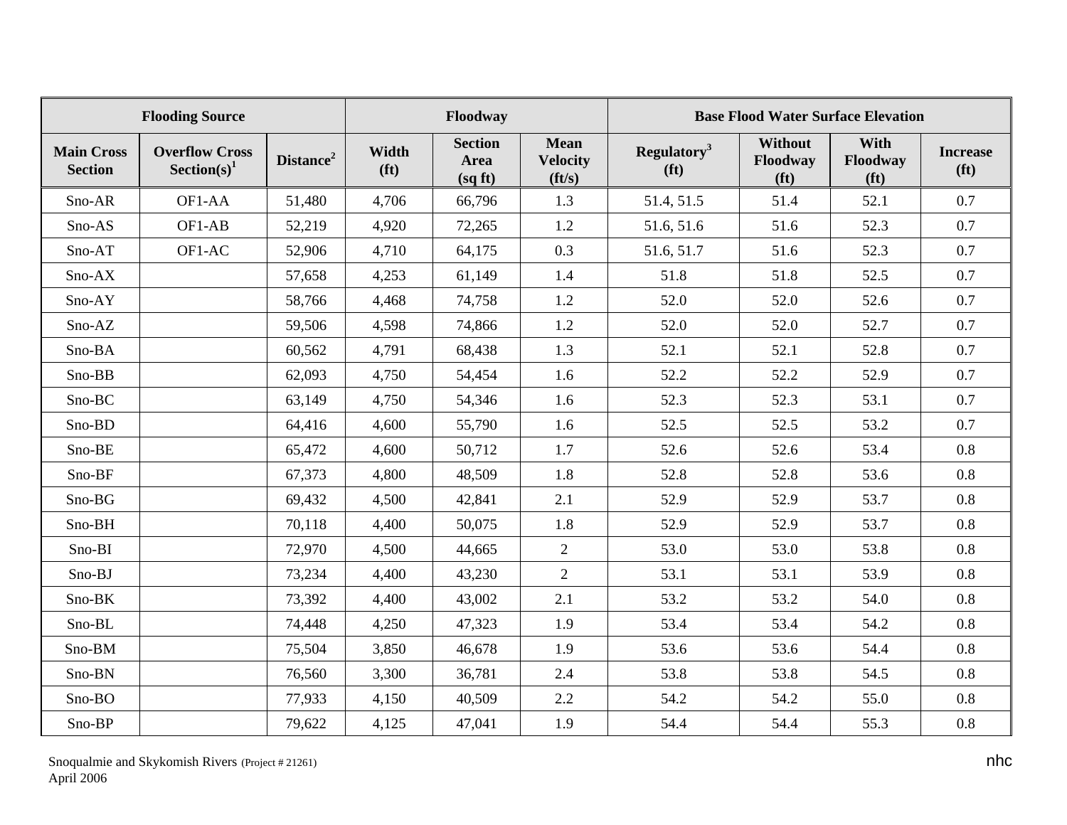| Flooding Source | | | Floodway | | | Base Flood Water Surface Elevation | | | |
|---|---|---|---|---|---|---|---|---|---|
| Main Cross Section | Overflow Cross Section(s)[1] | Distance[2] | Width (ft) | Section Area (sq ft) | Mean Velocity (ft/s) | Regulatory[3] (ft) | Without Floodway (ft) | With Floodway (ft) | Increase (ft) |
| Sno-AR | OF1-AA | 51,480 | 4,706 | 66,796 | 1.3 | 51.4, 51.5 | 51.4 | 52.1 | 0.7 |
| Sno-AS | OF1-AB | 52,219 | 4,920 | 72,265 | 1.2 | 51.6, 51.6 | 51.6 | 52.3 | 0.7 |
| Sno-AT | OF1-AC | 52,906 | 4,710 | 64,175 | 0.3 | 51.6, 51.7 | 51.6 | 52.3 | 0.7 |
| Sno-AX | | 57,658 | 4,253 | 61,149 | 1.4 | 51.8 | 51.8 | 52.5 | 0.7 |
| Sno-AY | | 58,766 | 4,468 | 74,758 | 1.2 | 52.0 | 52.0 | 52.6 | 0.7 |
| Sno-AZ | | 59,506 | 4,598 | 74,866 | 1.2 | 52.0 | 52.0 | 52.7 | 0.7 |
| Sno-BA | | 60,562 | 4,791 | 68,438 | 1.3 | 52.1 | 52.1 | 52.8 | 0.7 |
| Sno-BB | | 62,093 | 4,750 | 54,454 | 1.6 | 52.2 | 52.2 | 52.9 | 0.7 |
| Sno-BC | | 63,149 | 4,750 | 54,346 | 1.6 | 52.3 | 52.3 | 53.1 | 0.7 |
| Sno-BD | | 64,416 | 4,600 | 55,790 | 1.6 | 52.5 | 52.5 | 53.2 | 0.7 |
| Sno-BE | | 65,472 | 4,600 | 50,712 | 1.7 | 52.6 | 52.6 | 53.4 | 0.8 |
| Sno-BF | | 67,373 | 4,800 | 48,509 | 1.8 | 52.8 | 52.8 | 53.6 | 0.8 |
| Sno-BG | | 69,432 | 4,500 | 42,841 | 2.1 | 52.9 | 52.9 | 53.7 | 0.8 |
| Sno-BH | | 70,118 | 4,400 | 50,075 | 1.8 | 52.9 | 52.9 | 53.7 | 0.8 |
| Sno-BI | | 72,970 | 4,500 | 44,665 | 2 | 53.0 | 53.0 | 53.8 | 0.8 |
| Sno-BJ | | 73,234 | 4,400 | 43,230 | 2 | 53.1 | 53.1 | 53.9 | 0.8 |
| Sno-BK | | 73,392 | 4,400 | 43,002 | 2.1 | 53.2 | 53.2 | 54.0 | 0.8 |
| Sno-BL | | 74,448 | 4,250 | 47,323 | 1.9 | 53.4 | 53.4 | 54.2 | 0.8 |
| Sno-BM | | 75,504 | 3,850 | 46,678 | 1.9 | 53.6 | 53.6 | 54.4 | 0.8 |
| Sno-BN | | 76,560 | 3,300 | 36,781 | 2.4 | 53.8 | 53.8 | 54.5 | 0.8 |
| Sno-BO | | 77,933 | 4,150 | 40,509 | 2.2 | 54.2 | 54.2 | 55.0 | 0.8 |
| Sno-BP | | 79,622 | 4,125 | 47,041 | 1.9 | 54.4 | 54.4 | 55.3 | 0.8 |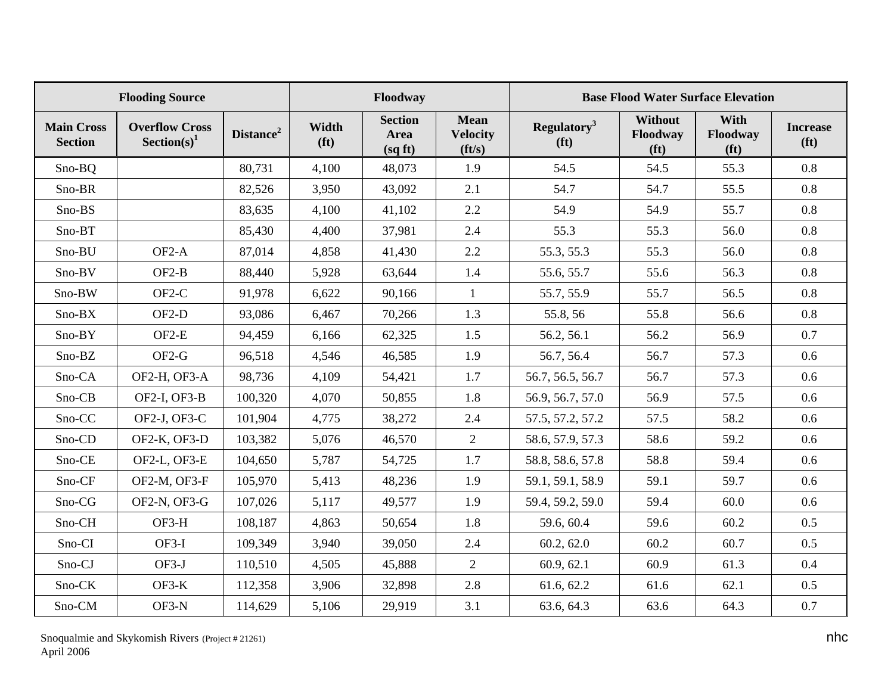| Flooding Source | | | Floodway | | | Base Flood Water Surface Elevation | | | |
|---|---|---|---|---|---|---|---|---|---|
| **Main Cross Section** | **Overflow Cross Section(s)[1]** | **Distance[2]** | **Width (ft)** | **Section Area (sq ft)** | **Mean Velocity (ft/s)** | **Regulatory[3] (ft)** | **Without Floodway (ft)** | **With Floodway (ft)** | **Increase (ft)** |
| Sno-BQ | | 80,731 | 4,100 | 48,073 | 1.9 | 54.5 | 54.5 | 55.3 | 0.8 |
| Sno-BR | | 82,526 | 3,950 | 43,092 | 2.1 | 54.7 | 54.7 | 55.5 | 0.8 |
| Sno-BS | | 83,635 | 4,100 | 41,102 | 2.2 | 54.9 | 54.9 | 55.7 | 0.8 |
| Sno-BT | | 85,430 | 4,400 | 37,981 | 2.4 | 55.3 | 55.3 | 56.0 | 0.8 |
| Sno-BU | OF2-A | 87,014 | 4,858 | 41,430 | 2.2 | 55.3, 55.3 | 55.3 | 56.0 | 0.8 |
| Sno-BV | OF2-B | 88,440 | 5,928 | 63,644 | 1.4 | 55.6, 55.7 | 55.6 | 56.3 | 0.8 |
| Sno-BW | OF2-C | 91,978 | 6,622 | 90,166 | 1 | 55.7, 55.9 | 55.7 | 56.5 | 0.8 |
| Sno-BX | OF2-D | 93,086 | 6,467 | 70,266 | 1.3 | 55.8, 56 | 55.8 | 56.6 | 0.8 |
| Sno-BY | OF2-E | 94,459 | 6,166 | 62,325 | 1.5 | 56.2, 56.1 | 56.2 | 56.9 | 0.7 |
| Sno-BZ | OF2-G | 96,518 | 4,546 | 46,585 | 1.9 | 56.7, 56.4 | 56.7 | 57.3 | 0.6 |
| Sno-CA | OF2-H, OF3-A | 98,736 | 4,109 | 54,421 | 1.7 | 56.7, 56.5, 56.7 | 56.7 | 57.3 | 0.6 |
| Sno-CB | OF2-I, OF3-B | 100,320 | 4,070 | 50,855 | 1.8 | 56.9, 56.7, 57.0 | 56.9 | 57.5 | 0.6 |
| Sno-CC | OF2-J, OF3-C | 101,904 | 4,775 | 38,272 | 2.4 | 57.5, 57.2, 57.2 | 57.5 | 58.2 | 0.6 |
| Sno-CD | OF2-K, OF3-D | 103,382 | 5,076 | 46,570 | 2 | 58.6, 57.9, 57.3 | 58.6 | 59.2 | 0.6 |
| Sno-CE | OF2-L, OF3-E | 104,650 | 5,787 | 54,725 | 1.7 | 58.8, 58.6, 57.8 | 58.8 | 59.4 | 0.6 |
| Sno-CF | OF2-M, OF3-F | 105,970 | 5,413 | 48,236 | 1.9 | 59.1, 59.1, 58.9 | 59.1 | 59.7 | 0.6 |
| Sno-CG | OF2-N, OF3-G | 107,026 | 5,117 | 49,577 | 1.9 | 59.4, 59.2, 59.0 | 59.4 | 60.0 | 0.6 |
| Sno-CH | OF3-H | 108,187 | 4,863 | 50,654 | 1.8 | 59.6, 60.4 | 59.6 | 60.2 | 0.5 |
| Sno-CI | OF3-I | 109,349 | 3,940 | 39,050 | 2.4 | 60.2, 62.0 | 60.2 | 60.7 | 0.5 |
| Sno-CJ | OF3-J | 110,510 | 4,505 | 45,888 | 2 | 60.9, 62.1 | 60.9 | 61.3 | 0.4 |
| Sno-CK | OF3-K | 112,358 | 3,906 | 32,898 | 2.8 | 61.6, 62.2 | 61.6 | 62.1 | 0.5 |
| Sno-CM | OF3-N | 114,629 | 5,106 | 29,919 | 3.1 | 63.6, 64.3 | 63.6 | 64.3 | 0.7 |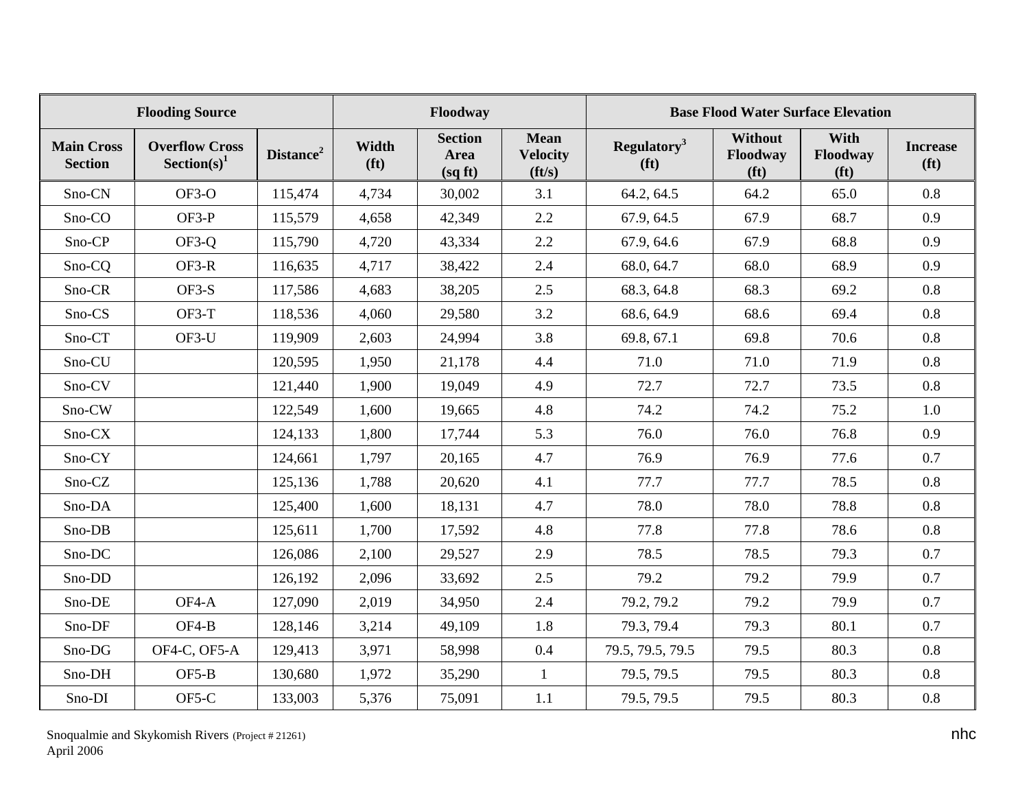| Flooding Source | | | Floodway | | | Base Flood Water Surface Elevation | | | |
|---|---|---|---|---|---|---|---|---|---|
| Main Cross Section | Overflow Cross Section(s)[1] | Distance[2] | Width (ft) | Section Area (sq ft) | Mean Velocity (ft/s) | Regulatory[3] (ft) | Without Floodway (ft) | With Floodway (ft) | Increase (ft) |
| Sno-CN | OF3-O | 115,474 | 4,734 | 30,002 | 3.1 | 64.2, 64.5 | 64.2 | 65.0 | 0.8 |
| Sno-CO | OF3-P | 115,579 | 4,658 | 42,349 | 2.2 | 67.9, 64.5 | 67.9 | 68.7 | 0.9 |
| Sno-CP | OF3-Q | 115,790 | 4,720 | 43,334 | 2.2 | 67.9, 64.6 | 67.9 | 68.8 | 0.9 |
| Sno-CQ | OF3-R | 116,635 | 4,717 | 38,422 | 2.4 | 68.0, 64.7 | 68.0 | 68.9 | 0.9 |
| Sno-CR | OF3-S | 117,586 | 4,683 | 38,205 | 2.5 | 68.3, 64.8 | 68.3 | 69.2 | 0.8 |
| Sno-CS | OF3-T | 118,536 | 4,060 | 29,580 | 3.2 | 68.6, 64.9 | 68.6 | 69.4 | 0.8 |
| Sno-CT | OF3-U | 119,909 | 2,603 | 24,994 | 3.8 | 69.8, 67.1 | 69.8 | 70.6 | 0.8 |
| Sno-CU | | 120,595 | 1,950 | 21,178 | 4.4 | 71.0 | 71.0 | 71.9 | 0.8 |
| Sno-CV | | 121,440 | 1,900 | 19,049 | 4.9 | 72.7 | 72.7 | 73.5 | 0.8 |
| Sno-CW | | 122,549 | 1,600 | 19,665 | 4.8 | 74.2 | 74.2 | 75.2 | 1.0 |
| Sno-CX | | 124,133 | 1,800 | 17,744 | 5.3 | 76.0 | 76.0 | 76.8 | 0.9 |
| Sno-CY | | 124,661 | 1,797 | 20,165 | 4.7 | 76.9 | 76.9 | 77.6 | 0.7 |
| Sno-CZ | | 125,136 | 1,788 | 20,620 | 4.1 | 77.7 | 77.7 | 78.5 | 0.8 |
| Sno-DA | | 125,400 | 1,600 | 18,131 | 4.7 | 78.0 | 78.0 | 78.8 | 0.8 |
| Sno-DB | | 125,611 | 1,700 | 17,592 | 4.8 | 77.8 | 77.8 | 78.6 | 0.8 |
| Sno-DC | | 126,086 | 2,100 | 29,527 | 2.9 | 78.5 | 78.5 | 79.3 | 0.7 |
| Sno-DD | | 126,192 | 2,096 | 33,692 | 2.5 | 79.2 | 79.2 | 79.9 | 0.7 |
| Sno-DE | OF4-A | 127,090 | 2,019 | 34,950 | 2.4 | 79.2, 79.2 | 79.2 | 79.9 | 0.7 |
| Sno-DF | OF4-B | 128,146 | 3,214 | 49,109 | 1.8 | 79.3, 79.4 | 79.3 | 80.1 | 0.7 |
| Sno-DG | OF4-C, OF5-A | 129,413 | 3,971 | 58,998 | 0.4 | 79.5, 79.5, 79.5 | 79.5 | 80.3 | 0.8 |
| Sno-DH | OF5-B | 130,680 | 1,972 | 35,290 | 1 | 79.5, 79.5 | 79.5 | 80.3 | 0.8 |
| Sno-DI | OF5-C | 133,003 | 5,376 | 75,091 | 1.1 | 79.5, 79.5 | 79.5 | 80.3 | 0.8 |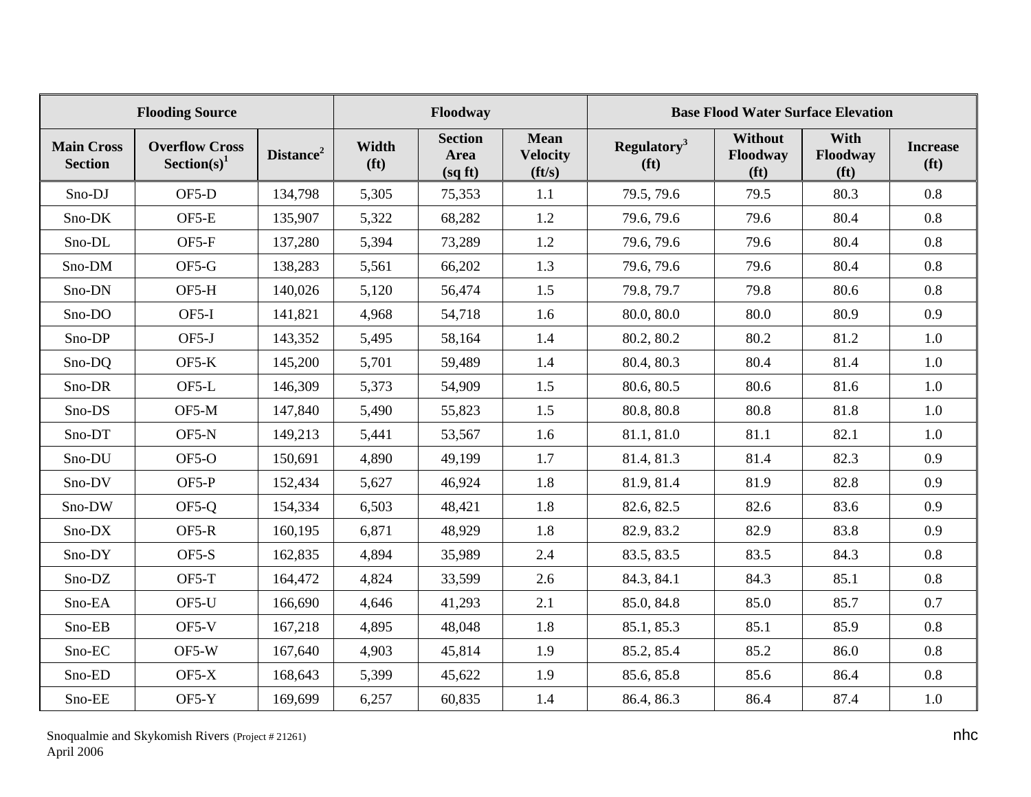| Flooding Source | | | Floodway | | | Base Flood Water Surface Elevation | | | |
|---|---|---|---|---|---|---|---|---|---|
| Main Cross Section | Overflow Cross Section(s)[1] | Distance[2] | Width (ft) | Section Area (sq ft) | Mean Velocity (ft/s) | Regulatory[3] (ft) | Without Floodway (ft) | With Floodway (ft) | Increase (ft) |
| Sno-DJ | OF5-D | 134,798 | 5,305 | 75,353 | 1.1 | 79.5, 79.6 | 79.5 | 80.3 | 0.8 |
| Sno-DK | OF5-E | 135,907 | 5,322 | 68,282 | 1.2 | 79.6, 79.6 | 79.6 | 80.4 | 0.8 |
| Sno-DL | OF5-F | 137,280 | 5,394 | 73,289 | 1.2 | 79.6, 79.6 | 79.6 | 80.4 | 0.8 |
| Sno-DM | OF5-G | 138,283 | 5,561 | 66,202 | 1.3 | 79.6, 79.6 | 79.6 | 80.4 | 0.8 |
| Sno-DN | OF5-H | 140,026 | 5,120 | 56,474 | 1.5 | 79.8, 79.7 | 79.8 | 80.6 | 0.8 |
| Sno-DO | OF5-I | 141,821 | 4,968 | 54,718 | 1.6 | 80.0, 80.0 | 80.0 | 80.9 | 0.9 |
| Sno-DP | OF5-J | 143,352 | 5,495 | 58,164 | 1.4 | 80.2, 80.2 | 80.2 | 81.2 | 1.0 |
| Sno-DQ | OF5-K | 145,200 | 5,701 | 59,489 | 1.4 | 80.4, 80.3 | 80.4 | 81.4 | 1.0 |
| Sno-DR | OF5-L | 146,309 | 5,373 | 54,909 | 1.5 | 80.6, 80.5 | 80.6 | 81.6 | 1.0 |
| Sno-DS | OF5-M | 147,840 | 5,490 | 55,823 | 1.5 | 80.8, 80.8 | 80.8 | 81.8 | 1.0 |
| Sno-DT | OF5-N | 149,213 | 5,441 | 53,567 | 1.6 | 81.1, 81.0 | 81.1 | 82.1 | 1.0 |
| Sno-DU | OF5-O | 150,691 | 4,890 | 49,199 | 1.7 | 81.4, 81.3 | 81.4 | 82.3 | 0.9 |
| Sno-DV | OF5-P | 152,434 | 5,627 | 46,924 | 1.8 | 81.9, 81.4 | 81.9 | 82.8 | 0.9 |
| Sno-DW | OF5-Q | 154,334 | 6,503 | 48,421 | 1.8 | 82.6, 82.5 | 82.6 | 83.6 | 0.9 |
| Sno-DX | OF5-R | 160,195 | 6,871 | 48,929 | 1.8 | 82.9, 83.2 | 82.9 | 83.8 | 0.9 |
| Sno-DY | OF5-S | 162,835 | 4,894 | 35,989 | 2.4 | 83.5, 83.5 | 83.5 | 84.3 | 0.8 |
| Sno-DZ | OF5-T | 164,472 | 4,824 | 33,599 | 2.6 | 84.3, 84.1 | 84.3 | 85.1 | 0.8 |
| Sno-EA | OF5-U | 166,690 | 4,646 | 41,293 | 2.1 | 85.0, 84.8 | 85.0 | 85.7 | 0.7 |
| Sno-EB | OF5-V | 167,218 | 4,895 | 48,048 | 1.8 | 85.1, 85.3 | 85.1 | 85.9 | 0.8 |
| Sno-EC | OF5-W | 167,640 | 4,903 | 45,814 | 1.9 | 85.2, 85.4 | 85.2 | 86.0 | 0.8 |
| Sno-ED | OF5-X | 168,643 | 5,399 | 45,622 | 1.9 | 85.6, 85.8 | 85.6 | 86.4 | 0.8 |
| Sno-EE | OF5-Y | 169,699 | 6,257 | 60,835 | 1.4 | 86.4, 86.3 | 86.4 | 87.4 | 1.0 |

Snoqualmie and Skykomish Rivers (Project # 21261)
April 2006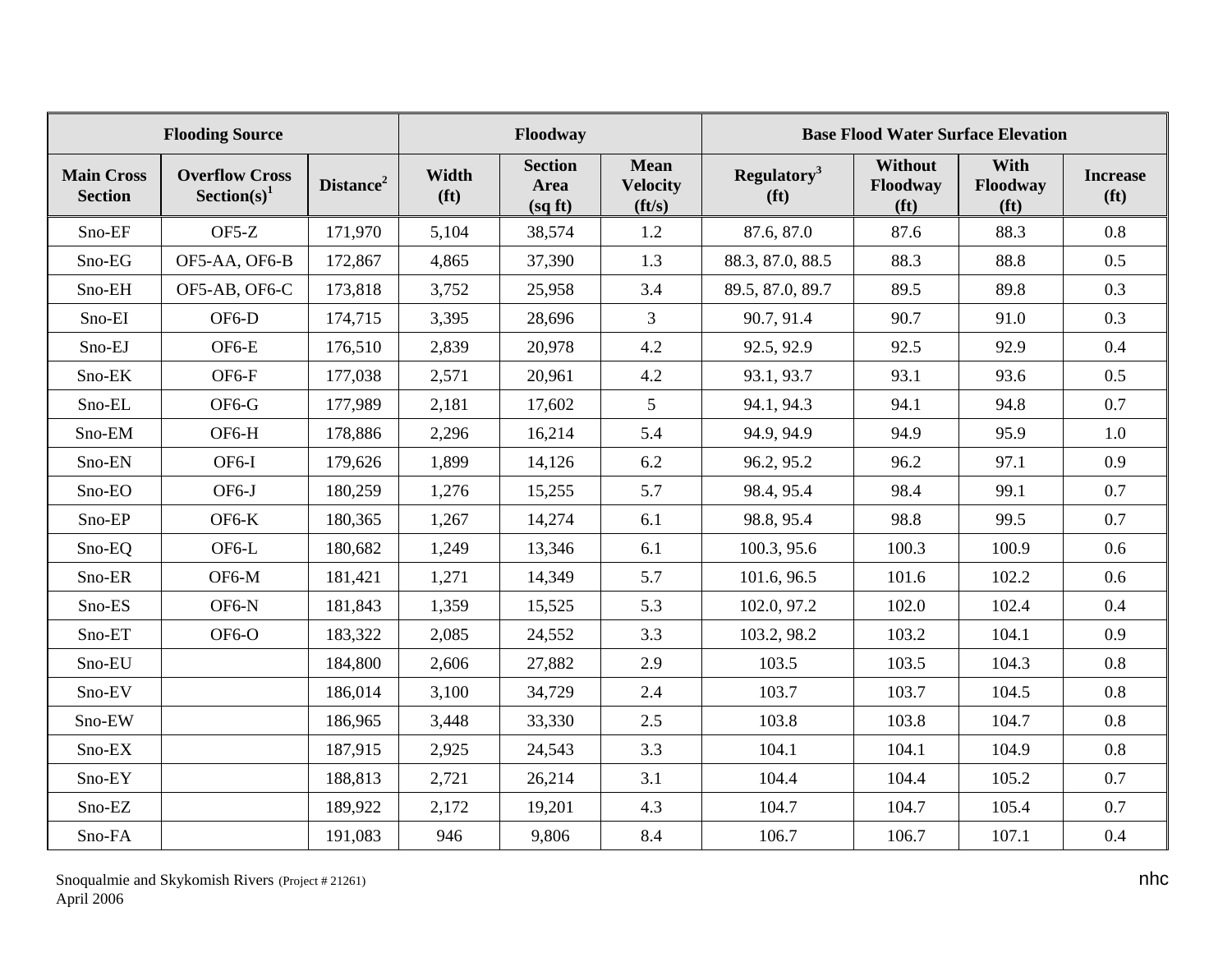| Flooding Source | | | Floodway | | | Base Flood Water Surface Elevation | | | |
|---|---|---|---|---|---|---|---|---|---|
| Main Cross Section | Overflow Cross Section(s)[1] | Distance[2] | Width (ft) | Section Area (sq ft) | Mean Velocity (ft/s) | Regulatory[3] (ft) | Without Floodway (ft) | With Floodway (ft) | Increase (ft) |
| Sno-EF | OF5-Z | 171,970 | 5,104 | 38,574 | 1.2 | 87.6, 87.0 | 87.6 | 88.3 | 0.8 |
| Sno-EG | OF5-AA, OF6-B | 172,867 | 4,865 | 37,390 | 1.3 | 88.3, 87.0, 88.5 | 88.3 | 88.8 | 0.5 |
| Sno-EH | OF5-AB, OF6-C | 173,818 | 3,752 | 25,958 | 3.4 | 89.5, 87.0, 89.7 | 89.5 | 89.8 | 0.3 |
| Sno-EI | OF6-D | 174,715 | 3,395 | 28,696 | 3 | 90.7, 91.4 | 90.7 | 91.0 | 0.3 |
| Sno-EJ | OF6-E | 176,510 | 2,839 | 20,978 | 4.2 | 92.5, 92.9 | 92.5 | 92.9 | 0.4 |
| Sno-EK | OF6-F | 177,038 | 2,571 | 20,961 | 4.2 | 93.1, 93.7 | 93.1 | 93.6 | 0.5 |
| Sno-EL | OF6-G | 177,989 | 2,181 | 17,602 | 5 | 94.1, 94.3 | 94.1 | 94.8 | 0.7 |
| Sno-EM | OF6-H | 178,886 | 2,296 | 16,214 | 5.4 | 94.9, 94.9 | 94.9 | 95.9 | 1.0 |
| Sno-EN | OF6-I | 179,626 | 1,899 | 14,126 | 6.2 | 96.2, 95.2 | 96.2 | 97.1 | 0.9 |
| Sno-EO | OF6-J | 180,259 | 1,276 | 15,255 | 5.7 | 98.4, 95.4 | 98.4 | 99.1 | 0.7 |
| Sno-EP | OF6-K | 180,365 | 1,267 | 14,274 | 6.1 | 98.8, 95.4 | 98.8 | 99.5 | 0.7 |
| Sno-EQ | OF6-L | 180,682 | 1,249 | 13,346 | 6.1 | 100.3, 95.6 | 100.3 | 100.9 | 0.6 |
| Sno-ER | OF6-M | 181,421 | 1,271 | 14,349 | 5.7 | 101.6, 96.5 | 101.6 | 102.2 | 0.6 |
| Sno-ES | OF6-N | 181,843 | 1,359 | 15,525 | 5.3 | 102.0, 97.2 | 102.0 | 102.4 | 0.4 |
| Sno-ET | OF6-O | 183,322 | 2,085 | 24,552 | 3.3 | 103.2, 98.2 | 103.2 | 104.1 | 0.9 |
| Sno-EU | | 184,800 | 2,606 | 27,882 | 2.9 | 103.5 | 103.5 | 104.3 | 0.8 |
| Sno-EV | | 186,014 | 3,100 | 34,729 | 2.4 | 103.7 | 103.7 | 104.5 | 0.8 |
| Sno-EW | | 186,965 | 3,448 | 33,330 | 2.5 | 103.8 | 103.8 | 104.7 | 0.8 |
| Sno-EX | | 187,915 | 2,925 | 24,543 | 3.3 | 104.1 | 104.1 | 104.9 | 0.8 |
| Sno-EY | | 188,813 | 2,721 | 26,214 | 3.1 | 104.4 | 104.4 | 105.2 | 0.7 |
| Sno-EZ | | 189,922 | 2,172 | 19,201 | 4.3 | 104.7 | 104.7 | 105.4 | 0.7 |
| Sno-FA | | 191,083 | 946 | 9,806 | 8.4 | 106.7 | 106.7 | 107.1 | 0.4 |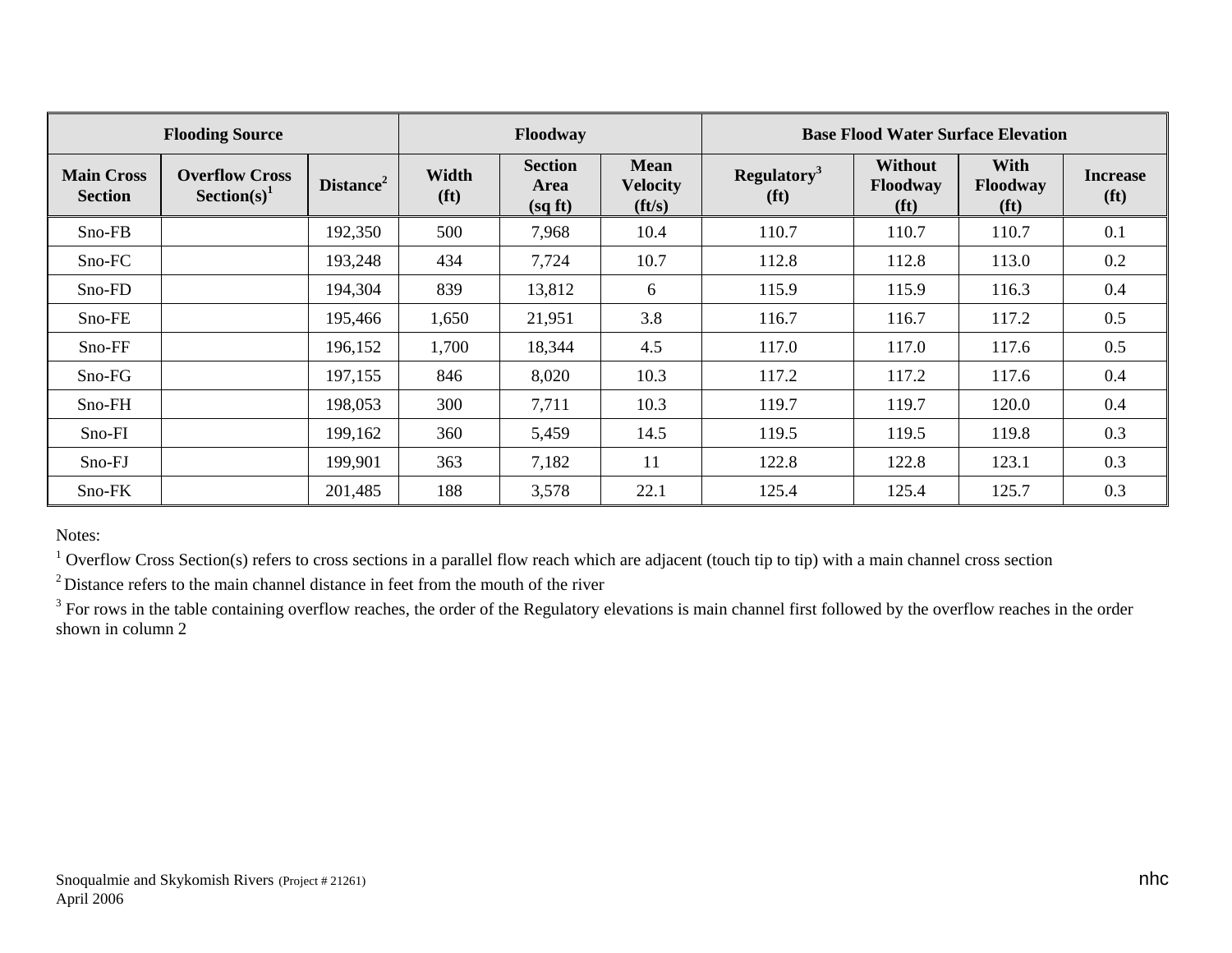| Flooding Source | | | Floodway | | | Base Flood Water Surface Elevation | | | |
|---|---|---|---|---|---|---|---|---|---|
| Main Cross Section | Overflow Cross Section(s)[1] | Distance[2] | Width (ft) | Section Area (sq ft) | Mean Velocity (ft/s) | Regulatory[3] (ft) | Without Floodway (ft) | With Floodway (ft) | Increase (ft) |
| Sno-FB | | 192,350 | 500 | 7,968 | 10.4 | 110.7 | 110.7 | 110.7 | 0.1 |
| Sno-FC | | 193,248 | 434 | 7,724 | 10.7 | 112.8 | 112.8 | 113.0 | 0.2 |
| Sno-FD | | 194,304 | 839 | 13,812 | 6 | 115.9 | 115.9 | 116.3 | 0.4 |
| Sno-FE | | 195,466 | 1,650 | 21,951 | 3.8 | 116.7 | 116.7 | 117.2 | 0.5 |
| Sno-FF | | 196,152 | 1,700 | 18,344 | 4.5 | 117.0 | 117.0 | 117.6 | 0.5 |
| Sno-FG | | 197,155 | 846 | 8,020 | 10.3 | 117.2 | 117.2 | 117.6 | 0.4 |
| Sno-FH | | 198,053 | 300 | 7,711 | 10.3 | 119.7 | 119.7 | 120.0 | 0.4 |
| Sno-FI | | 199,162 | 360 | 5,459 | 14.5 | 119.5 | 119.5 | 119.8 | 0.3 |
| Sno-FJ | | 199,901 | 363 | 7,182 | 11 | 122.8 | 122.8 | 123.1 | 0.3 |
| Sno-FK | | 201,485 | 188 | 3,578 | 22.1 | 125.4 | 125.4 | 125.7 | 0.3 |

Notes:

[1] Overflow Cross Section(s) refers to cross sections in a parallel flow reach which are adjacent (touch tip to tip) with a main channel cross section

[2] Distance refers to the main channel distance in feet from the mouth of the river

[3] For rows in the table containing overflow reaches, the order of the Regulatory elevations is main channel first followed by the overflow reaches in the order shown in column 2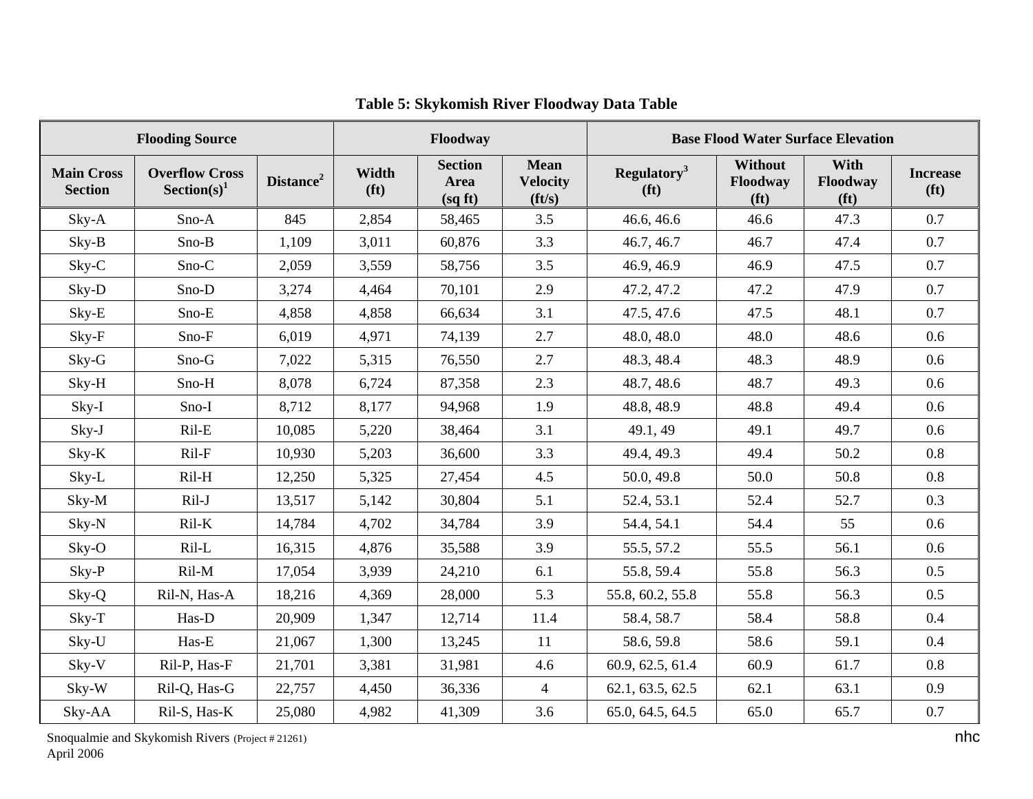**Table 5: Skykomish River Floodway Data Table**

| Flooding Source | | | Floodway | | | Base Flood Water Surface Elevation | | | |
|---|---|---|---|---|---|---|---|---|---|
| Main Cross Section | Overflow Cross Section(s)[1] | Distance[2] | Width (ft) | Section Area (sq ft) | Mean Velocity (ft/s) | Regulatory[3] (ft) | Without Floodway (ft) | With Floodway (ft) | Increase (ft) |
| Sky-A | Sno-A | 845 | 2,854 | 58,465 | 3.5 | 46.6, 46.6 | 46.6 | 47.3 | 0.7 |
| Sky-B | Sno-B | 1,109 | 3,011 | 60,876 | 3.3 | 46.7, 46.7 | 46.7 | 47.4 | 0.7 |
| Sky-C | Sno-C | 2,059 | 3,559 | 58,756 | 3.5 | 46.9, 46.9 | 46.9 | 47.5 | 0.7 |
| Sky-D | Sno-D | 3,274 | 4,464 | 70,101 | 2.9 | 47.2, 47.2 | 47.2 | 47.9 | 0.7 |
| Sky-E | Sno-E | 4,858 | 4,858 | 66,634 | 3.1 | 47.5, 47.6 | 47.5 | 48.1 | 0.7 |
| Sky-F | Sno-F | 6,019 | 4,971 | 74,139 | 2.7 | 48.0, 48.0 | 48.0 | 48.6 | 0.6 |
| Sky-G | Sno-G | 7,022 | 5,315 | 76,550 | 2.7 | 48.3, 48.4 | 48.3 | 48.9 | 0.6 |
| Sky-H | Sno-H | 8,078 | 6,724 | 87,358 | 2.3 | 48.7, 48.6 | 48.7 | 49.3 | 0.6 |
| Sky-I | Sno-I | 8,712 | 8,177 | 94,968 | 1.9 | 48.8, 48.9 | 48.8 | 49.4 | 0.6 |
| Sky-J | Ril-E | 10,085 | 5,220 | 38,464 | 3.1 | 49.1, 49 | 49.1 | 49.7 | 0.6 |
| Sky-K | Ril-F | 10,930 | 5,203 | 36,600 | 3.3 | 49.4, 49.3 | 49.4 | 50.2 | 0.8 |
| Sky-L | Ril-H | 12,250 | 5,325 | 27,454 | 4.5 | 50.0, 49.8 | 50.0 | 50.8 | 0.8 |
| Sky-M | Ril-J | 13,517 | 5,142 | 30,804 | 5.1 | 52.4, 53.1 | 52.4 | 52.7 | 0.3 |
| Sky-N | Ril-K | 14,784 | 4,702 | 34,784 | 3.9 | 54.4, 54.1 | 54.4 | 55 | 0.6 |
| Sky-O | Ril-L | 16,315 | 4,876 | 35,588 | 3.9 | 55.5, 57.2 | 55.5 | 56.1 | 0.6 |
| Sky-P | Ril-M | 17,054 | 3,939 | 24,210 | 6.1 | 55.8, 59.4 | 55.8 | 56.3 | 0.5 |
| Sky-Q | Ril-N, Has-A | 18,216 | 4,369 | 28,000 | 5.3 | 55.8, 60.2, 55.8 | 55.8 | 56.3 | 0.5 |
| Sky-T | Has-D | 20,909 | 1,347 | 12,714 | 11.4 | 58.4, 58.7 | 58.4 | 58.8 | 0.4 |
| Sky-U | Has-E | 21,067 | 1,300 | 13,245 | 11 | 58.6, 59.8 | 58.6 | 59.1 | 0.4 |
| Sky-V | Ril-P, Has-F | 21,701 | 3,381 | 31,981 | 4.6 | 60.9, 62.5, 61.4 | 60.9 | 61.7 | 0.8 |
| Sky-W | Ril-Q, Has-G | 22,757 | 4,450 | 36,336 | 4 | 62.1, 63.5, 62.5 | 62.1 | 63.1 | 0.9 |
| Sky-AA | Ril-S, Has-K | 25,080 | 4,982 | 41,309 | 3.6 | 65.0, 64.5, 64.5 | 65.0 | 65.7 | 0.7 |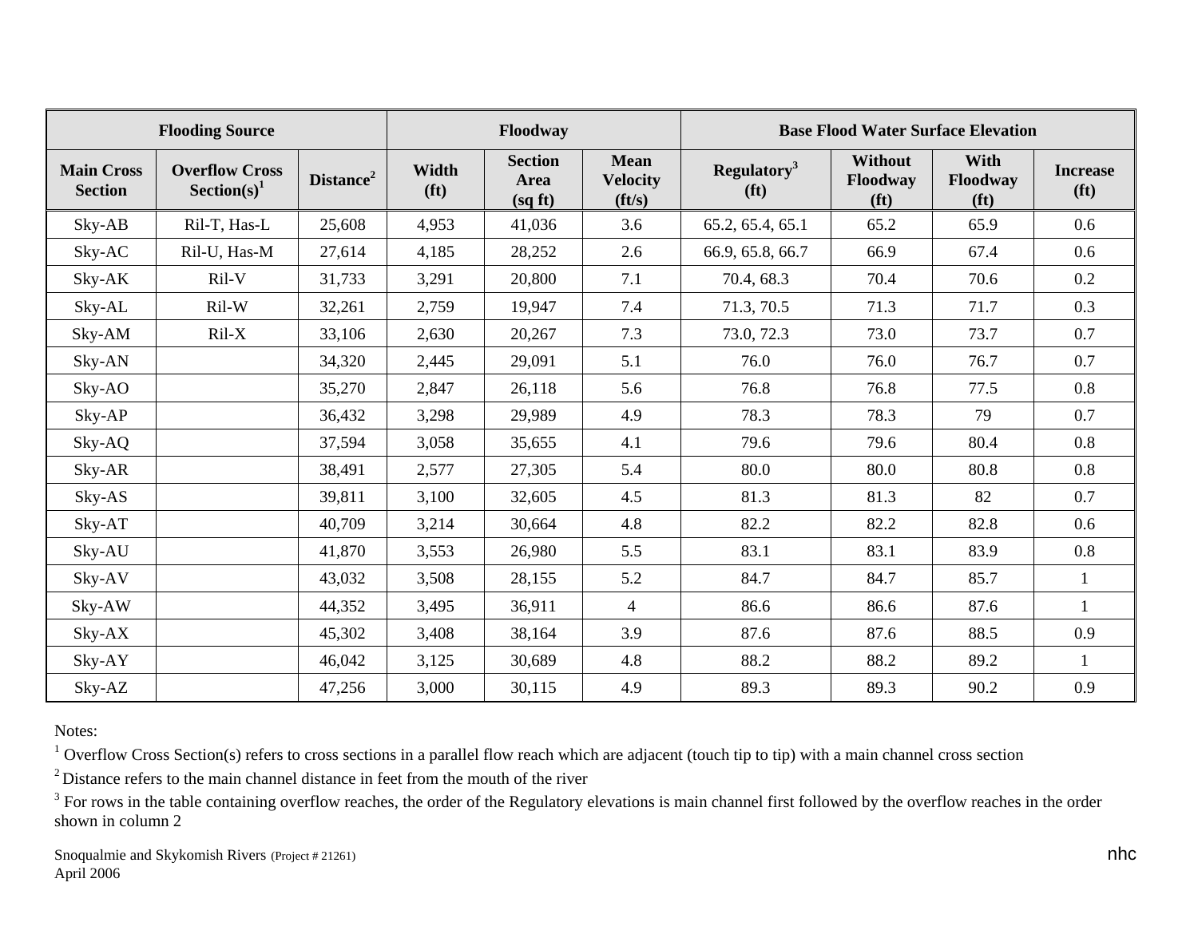| Flooding Source | | | Floodway | | | Base Flood Water Surface Elevation | | | |
|---|---|---|---|---|---|---|---|---|---|
| Main Cross Section | Overflow Cross Section(s)[1] | Distance[2] | Width (ft) | Section Area (sq ft) | Mean Velocity (ft/s) | Regulatory[3] (ft) | Without Floodway (ft) | With Floodway (ft) | Increase (ft) |
| Sky-AB | Ril-T, Has-L | 25,608 | 4,953 | 41,036 | 3.6 | 65.2, 65.4, 65.1 | 65.2 | 65.9 | 0.6 |
| Sky-AC | Ril-U, Has-M | 27,614 | 4,185 | 28,252 | 2.6 | 66.9, 65.8, 66.7 | 66.9 | 67.4 | 0.6 |
| Sky-AK | Ril-V | 31,733 | 3,291 | 20,800 | 7.1 | 70.4, 68.3 | 70.4 | 70.6 | 0.2 |
| Sky-AL | Ril-W | 32,261 | 2,759 | 19,947 | 7.4 | 71.3, 70.5 | 71.3 | 71.7 | 0.3 |
| Sky-AM | Ril-X | 33,106 | 2,630 | 20,267 | 7.3 | 73.0, 72.3 | 73.0 | 73.7 | 0.7 |
| Sky-AN | | 34,320 | 2,445 | 29,091 | 5.1 | 76.0 | 76.0 | 76.7 | 0.7 |
| Sky-AO | | 35,270 | 2,847 | 26,118 | 5.6 | 76.8 | 76.8 | 77.5 | 0.8 |
| Sky-AP | | 36,432 | 3,298 | 29,989 | 4.9 | 78.3 | 78.3 | 79 | 0.7 |
| Sky-AQ | | 37,594 | 3,058 | 35,655 | 4.1 | 79.6 | 79.6 | 80.4 | 0.8 |
| Sky-AR | | 38,491 | 2,577 | 27,305 | 5.4 | 80.0 | 80.0 | 80.8 | 0.8 |
| Sky-AS | | 39,811 | 3,100 | 32,605 | 4.5 | 81.3 | 81.3 | 82 | 0.7 |
| Sky-AT | | 40,709 | 3,214 | 30,664 | 4.8 | 82.2 | 82.2 | 82.8 | 0.6 |
| Sky-AU | | 41,870 | 3,553 | 26,980 | 5.5 | 83.1 | 83.1 | 83.9 | 0.8 |
| Sky-AV | | 43,032 | 3,508 | 28,155 | 5.2 | 84.7 | 84.7 | 85.7 | 1 |
| Sky-AW | | 44,352 | 3,495 | 36,911 | 4 | 86.6 | 86.6 | 87.6 | 1 |
| Sky-AX | | 45,302 | 3,408 | 38,164 | 3.9 | 87.6 | 87.6 | 88.5 | 0.9 |
| Sky-AY | | 46,042 | 3,125 | 30,689 | 4.8 | 88.2 | 88.2 | 89.2 | 1 |
| Sky-AZ | | 47,256 | 3,000 | 30,115 | 4.9 | 89.3 | 89.3 | 90.2 | 0.9 |

Notes:

[1] Overflow Cross Section(s) refers to cross sections in a parallel flow reach which are adjacent (touch tip to tip) with a main channel cross section

[2] Distance refers to the main channel distance in feet from the mouth of the river

[3] For rows in the table containing overflow reaches, the order of the Regulatory elevations is main channel first followed by the overflow reaches in the order shown in column 2

Snoqualmie and Skykomish Rivers (Project # 21261)
April 2006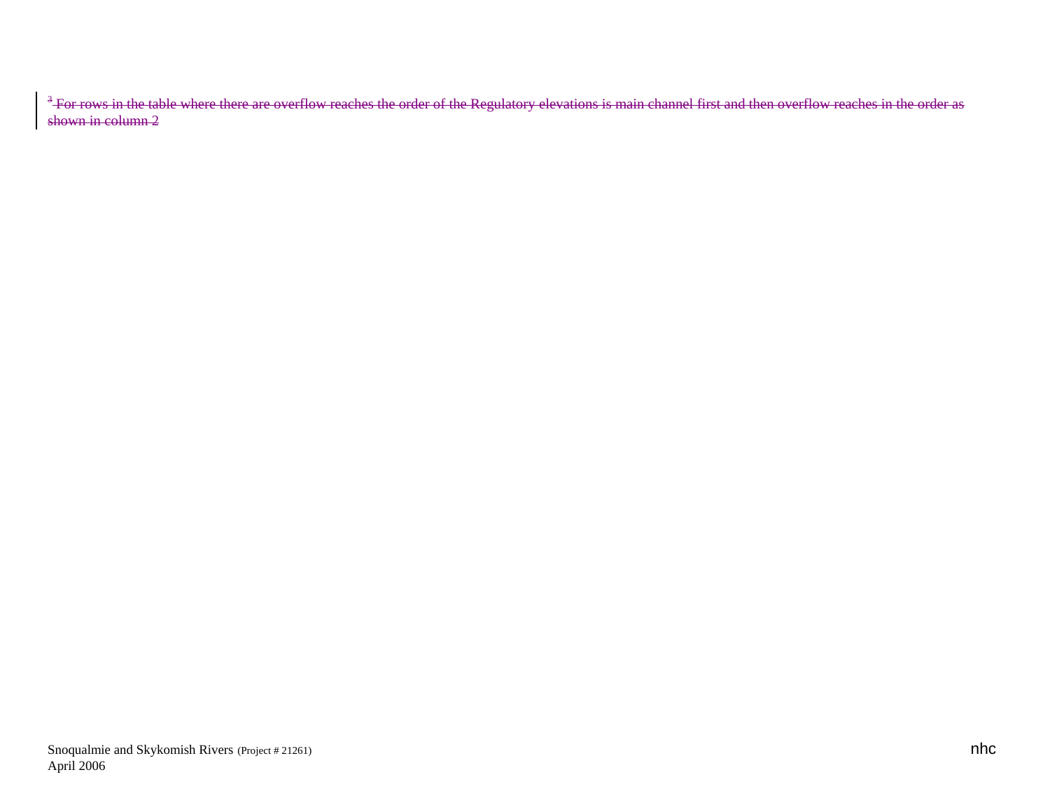[3] ~~For rows in the table where there are overflow reaches the order of the Regulatory elevations is main channel first and then overflow reaches in the order as shown in column 2~~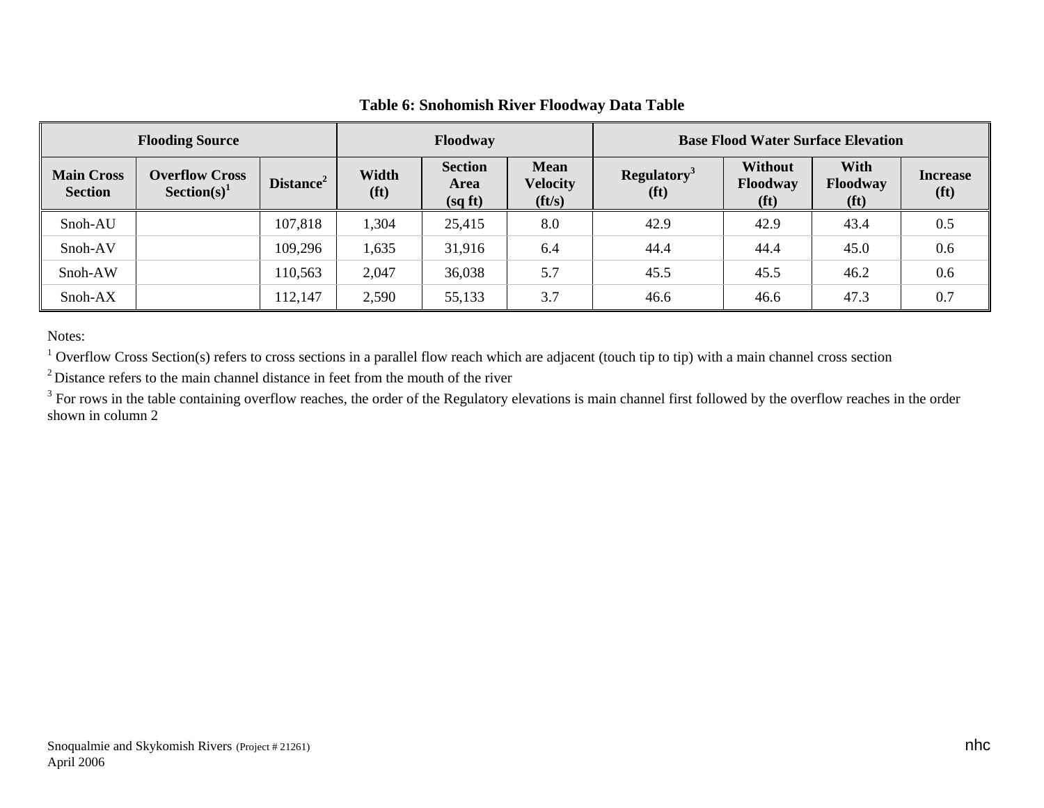**Table 6: Snohomish River Floodway Data Table**

| Flooding Source | | | Floodway | | | Base Flood Water Surface Elevation | | | |
|---|---|---|---|---|---|---|---|---|---|
| Main Cross Section | Overflow Cross Section(s)[1] | Distance[2] | Width (ft) | Section Area (sq ft) | Mean Velocity (ft/s) | Regulatory[3] (ft) | Without Floodway (ft) | With Floodway (ft) | Increase (ft) |
| Snoh-AU | | 107,818 | 1,304 | 25,415 | 8.0 | 42.9 | 42.9 | 43.4 | 0.5 |
| Snoh-AV | | 109,296 | 1,635 | 31,916 | 6.4 | 44.4 | 44.4 | 45.0 | 0.6 |
| Snoh-AW | | 110,563 | 2,047 | 36,038 | 5.7 | 45.5 | 45.5 | 46.2 | 0.6 |
| Snoh-AX | | 112,147 | 2,590 | 55,133 | 3.7 | 46.6 | 46.6 | 47.3 | 0.7 |

Notes:

[1] Overflow Cross Section(s) refers to cross sections in a parallel flow reach which are adjacent (touch tip to tip) with a main channel cross section

[2] Distance refers to the main channel distance in feet from the mouth of the river

[3] For rows in the table containing overflow reaches, the order of the Regulatory elevations is main channel first followed by the overflow reaches in the order shown in column 2